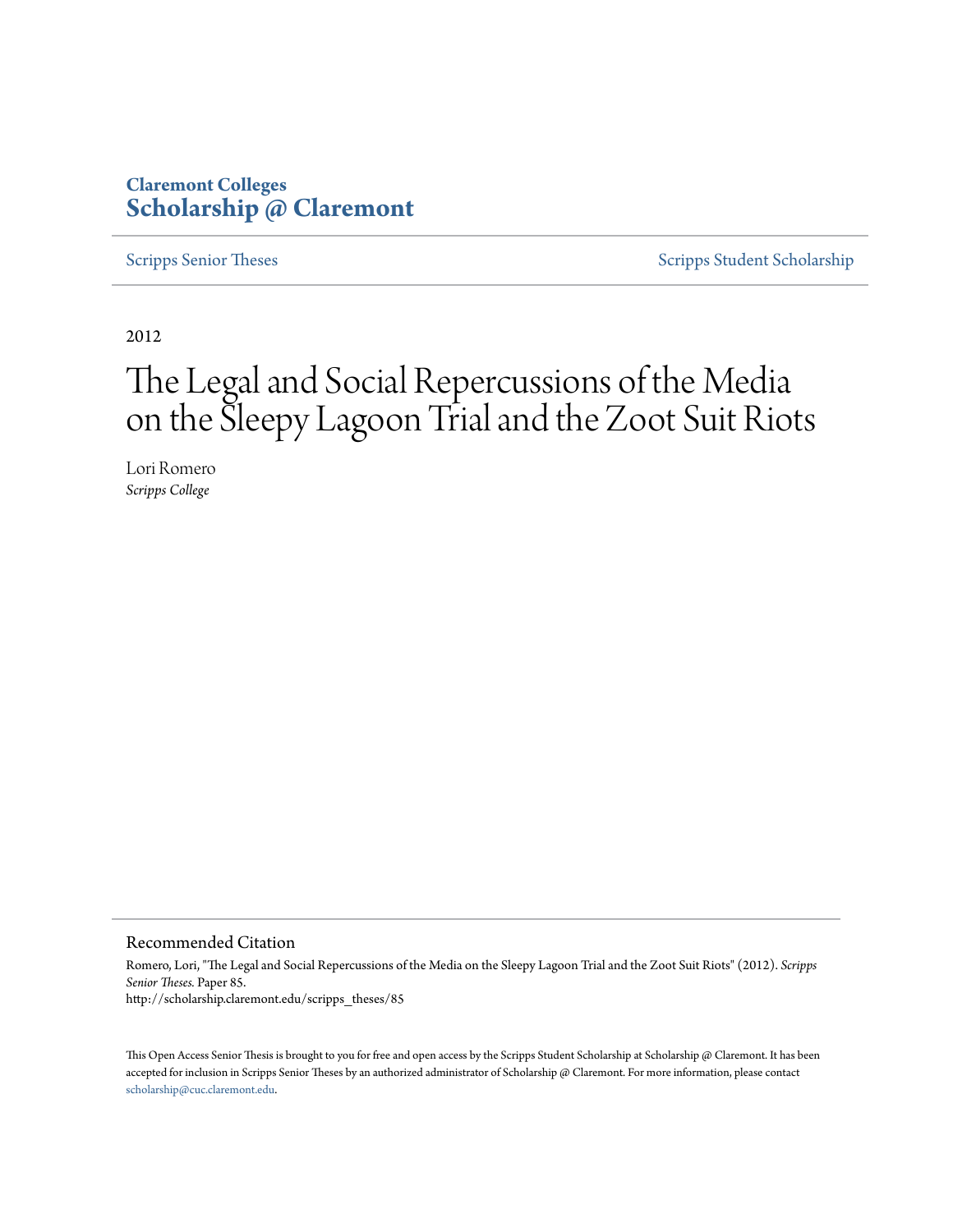**Claremont Colleges**
**Scholarship @ Claremont**

Scripps Senior Theses | Scripps Student Scholarship

2012

# The Legal and Social Repercussions of the Media on the Sleepy Lagoon Trial and the Zoot Suit Riots

Lori Romero
*Scripps College*

## Recommended Citation

Romero, Lori, "The Legal and Social Repercussions of the Media on the Sleepy Lagoon Trial and the Zoot Suit Riots" (2012). *Scripps Senior Theses.* Paper 85.
http://scholarship.claremont.edu/scripps_theses/85

This Open Access Senior Thesis is brought to you for free and open access by the Scripps Student Scholarship at Scholarship @ Claremont. It has been accepted for inclusion in Scripps Senior Theses by an authorized administrator of Scholarship @ Claremont. For more information, please contact scholarship@cuc.claremont.edu.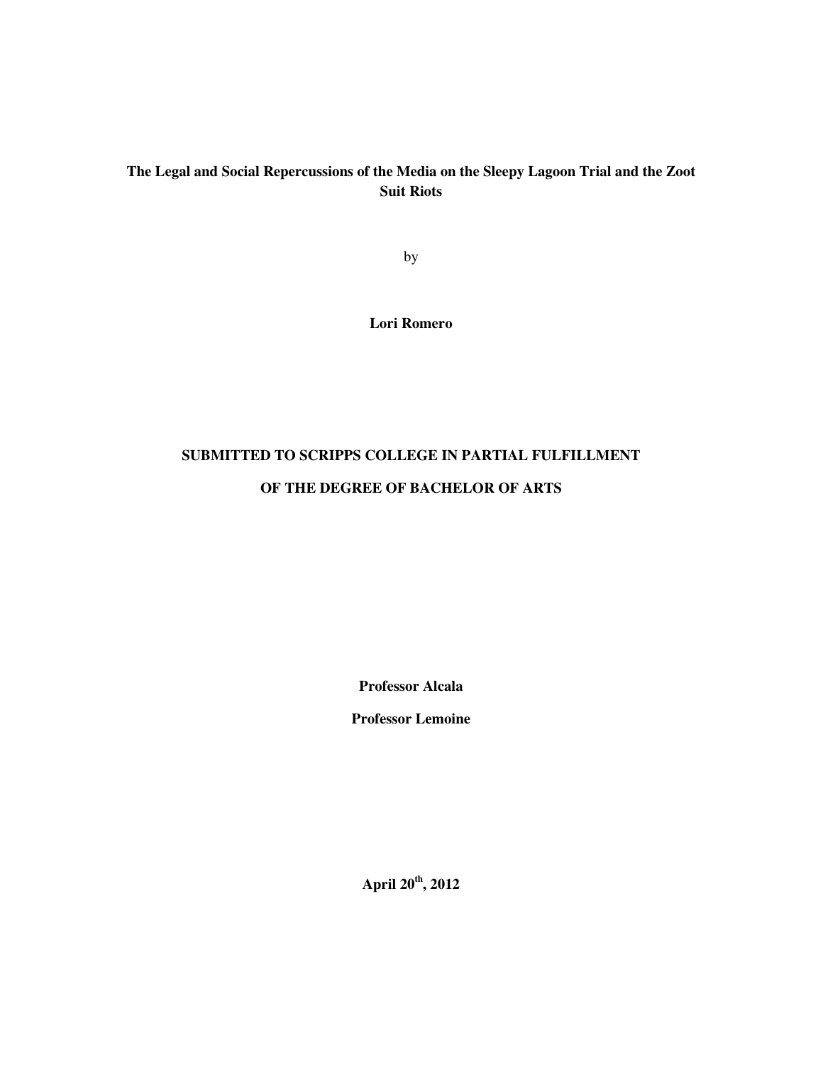**The Legal and Social Repercussions of the Media on the Sleepy Lagoon Trial and the Zoot Suit Riots**

by

**Lori Romero**

**SUBMITTED TO SCRIPPS COLLEGE IN PARTIAL FULFILLMENT**

**OF THE DEGREE OF BACHELOR OF ARTS**

**Professor Alcala**

**Professor Lemoine**

**April 20th, 2012**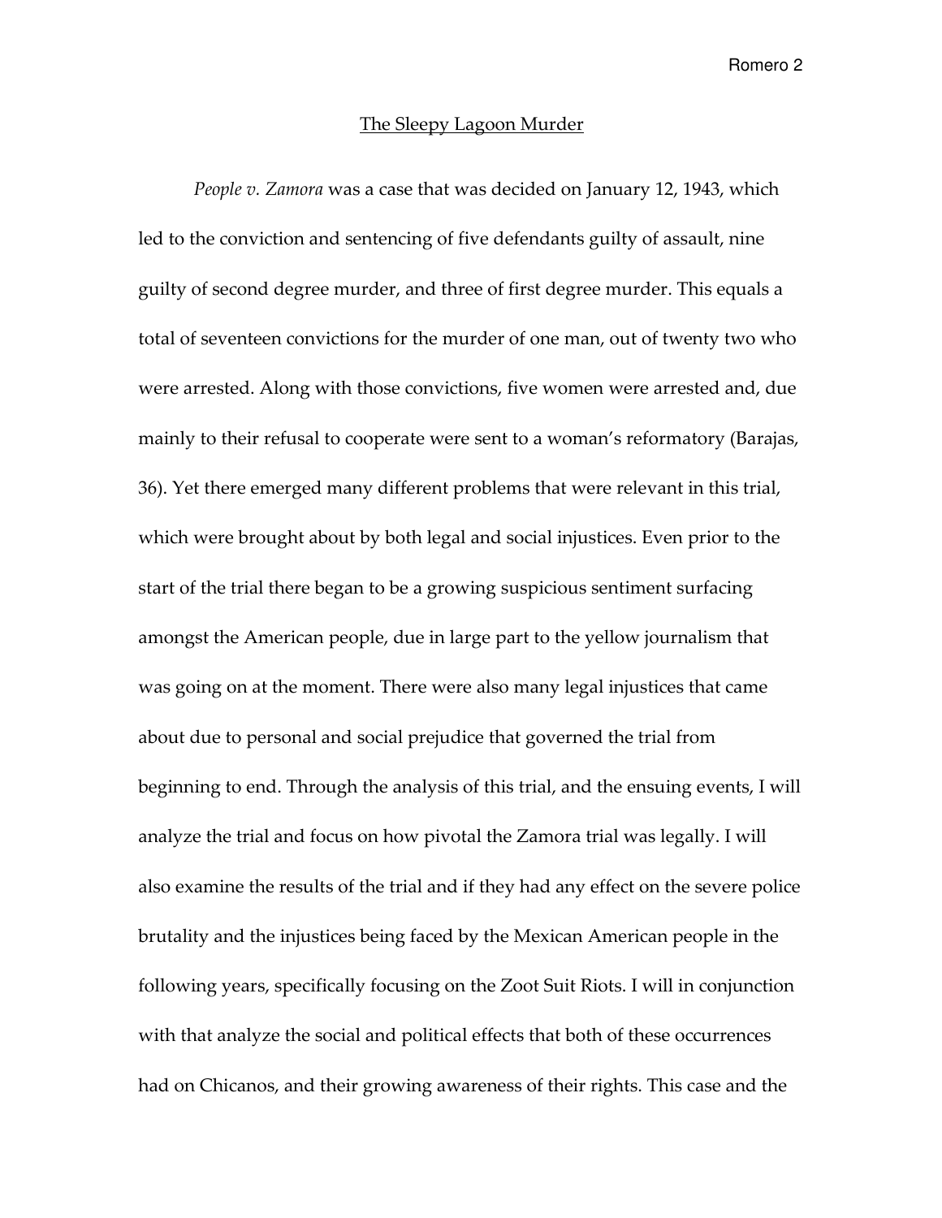## The Sleepy Lagoon Murder

*People v. Zamora* was a case that was decided on January 12, 1943, which led to the conviction and sentencing of five defendants guilty of assault, nine guilty of second degree murder, and three of first degree murder. This equals a total of seventeen convictions for the murder of one man, out of twenty two who were arrested. Along with those convictions, five women were arrested and, due mainly to their refusal to cooperate were sent to a woman's reformatory (Barajas, 36). Yet there emerged many different problems that were relevant in this trial, which were brought about by both legal and social injustices. Even prior to the start of the trial there began to be a growing suspicious sentiment surfacing amongst the American people, due in large part to the yellow journalism that was going on at the moment. There were also many legal injustices that came about due to personal and social prejudice that governed the trial from beginning to end. Through the analysis of this trial, and the ensuing events, I will analyze the trial and focus on how pivotal the Zamora trial was legally. I will also examine the results of the trial and if they had any effect on the severe police brutality and the injustices being faced by the Mexican American people in the following years, specifically focusing on the Zoot Suit Riots. I will in conjunction with that analyze the social and political effects that both of these occurrences had on Chicanos, and their growing awareness of their rights. This case and the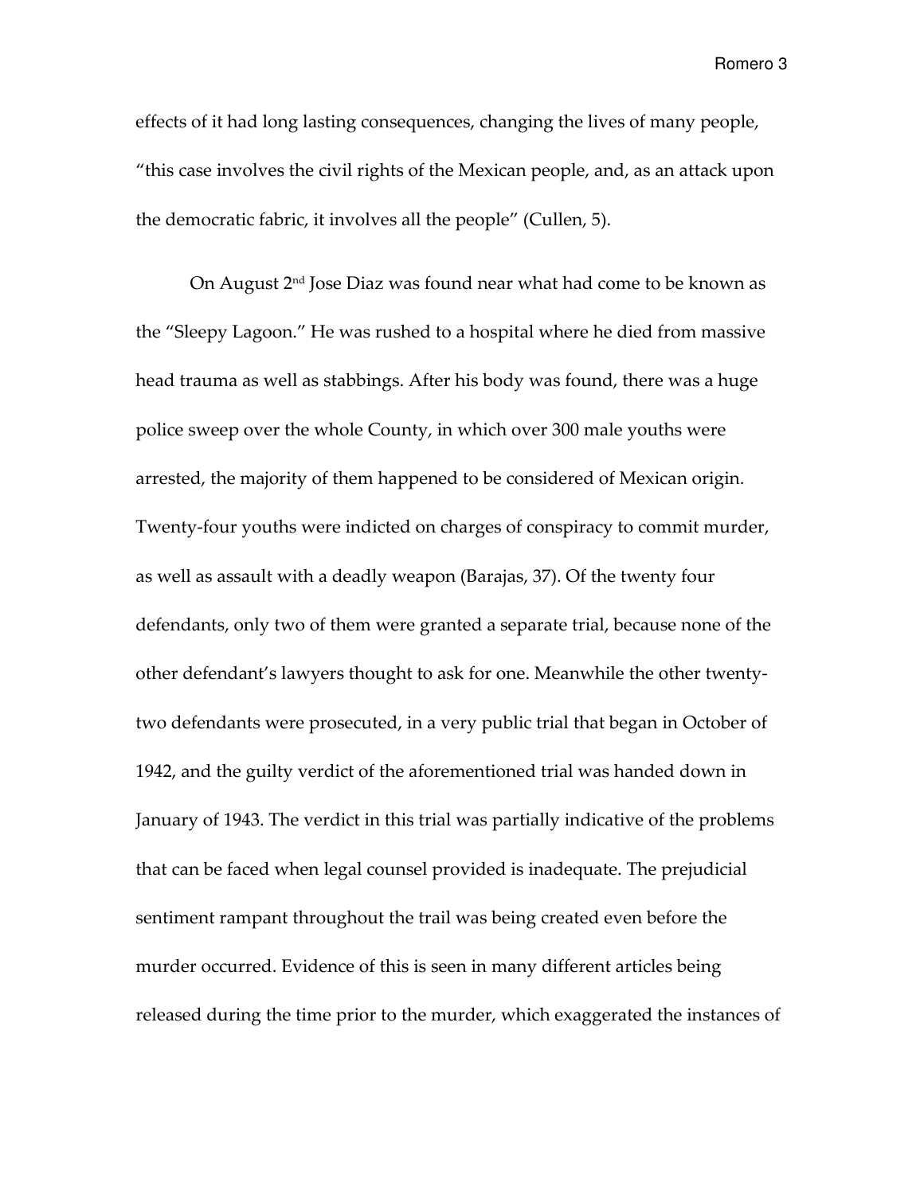effects of it had long lasting consequences, changing the lives of many people, "this case involves the civil rights of the Mexican people, and, as an attack upon the democratic fabric, it involves all the people" (Cullen, 5).

On August 2nd Jose Diaz was found near what had come to be known as the "Sleepy Lagoon." He was rushed to a hospital where he died from massive head trauma as well as stabbings. After his body was found, there was a huge police sweep over the whole County, in which over 300 male youths were arrested, the majority of them happened to be considered of Mexican origin. Twenty-four youths were indicted on charges of conspiracy to commit murder, as well as assault with a deadly weapon (Barajas, 37). Of the twenty four defendants, only two of them were granted a separate trial, because none of the other defendant's lawyers thought to ask for one. Meanwhile the other twenty-two defendants were prosecuted, in a very public trial that began in October of 1942, and the guilty verdict of the aforementioned trial was handed down in January of 1943. The verdict in this trial was partially indicative of the problems that can be faced when legal counsel provided is inadequate. The prejudicial sentiment rampant throughout the trail was being created even before the murder occurred. Evidence of this is seen in many different articles being released during the time prior to the murder, which exaggerated the instances of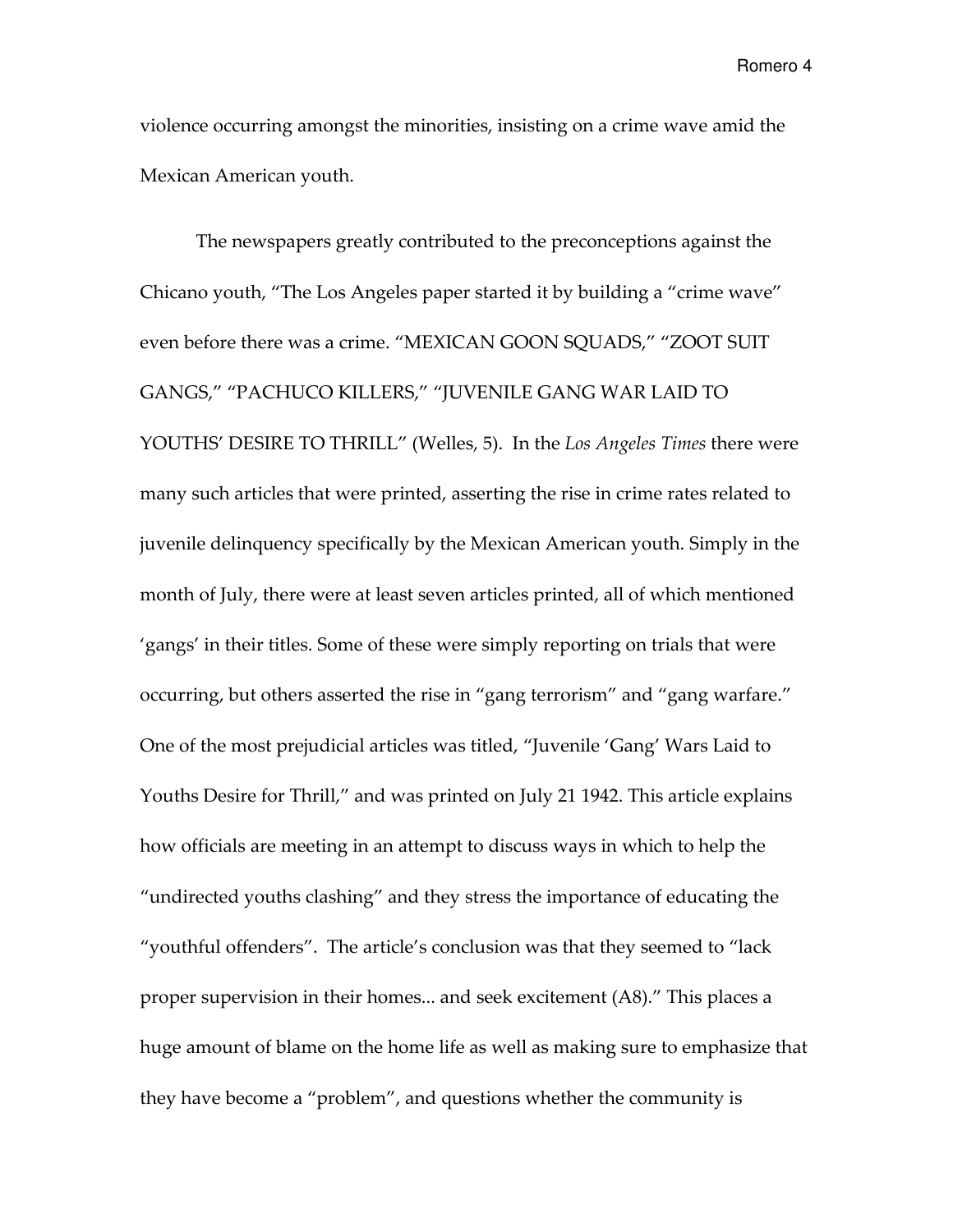violence occurring amongst the minorities, insisting on a crime wave amid the Mexican American youth.

The newspapers greatly contributed to the preconceptions against the Chicano youth, "The Los Angeles paper started it by building a "crime wave" even before there was a crime. "MEXICAN GOON SQUADS," "ZOOT SUIT GANGS," "PACHUCO KILLERS," "JUVENILE GANG WAR LAID TO YOUTHS' DESIRE TO THRILL" (Welles, 5). In the *Los Angeles Times* there were many such articles that were printed, asserting the rise in crime rates related to juvenile delinquency specifically by the Mexican American youth. Simply in the month of July, there were at least seven articles printed, all of which mentioned 'gangs' in their titles. Some of these were simply reporting on trials that were occurring, but others asserted the rise in "gang terrorism" and "gang warfare." One of the most prejudicial articles was titled, "Juvenile 'Gang' Wars Laid to Youths Desire for Thrill," and was printed on July 21 1942. This article explains how officials are meeting in an attempt to discuss ways in which to help the "undirected youths clashing" and they stress the importance of educating the "youthful offenders". The article's conclusion was that they seemed to "lack proper supervision in their homes... and seek excitement (A8)." This places a huge amount of blame on the home life as well as making sure to emphasize that they have become a "problem", and questions whether the community is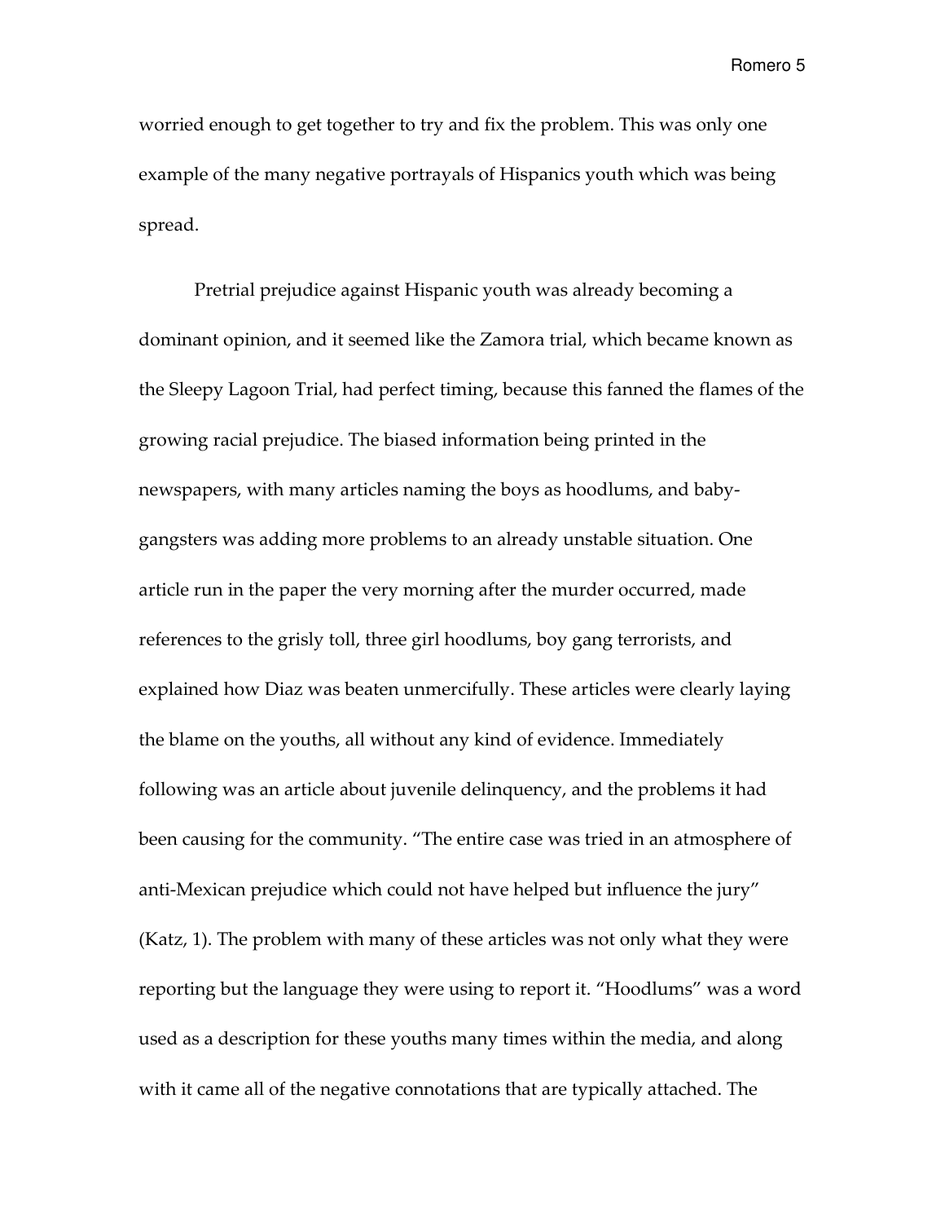worried enough to get together to try and fix the problem. This was only one example of the many negative portrayals of Hispanics youth which was being spread.

Pretrial prejudice against Hispanic youth was already becoming a dominant opinion, and it seemed like the Zamora trial, which became known as the Sleepy Lagoon Trial, had perfect timing, because this fanned the flames of the growing racial prejudice. The biased information being printed in the newspapers, with many articles naming the boys as hoodlums, and baby-gangsters was adding more problems to an already unstable situation. One article run in the paper the very morning after the murder occurred, made references to the grisly toll, three girl hoodlums, boy gang terrorists, and explained how Diaz was beaten unmercifully. These articles were clearly laying the blame on the youths, all without any kind of evidence. Immediately following was an article about juvenile delinquency, and the problems it had been causing for the community. "The entire case was tried in an atmosphere of anti-Mexican prejudice which could not have helped but influence the jury" (Katz, 1). The problem with many of these articles was not only what they were reporting but the language they were using to report it. "Hoodlums" was a word used as a description for these youths many times within the media, and along with it came all of the negative connotations that are typically attached. The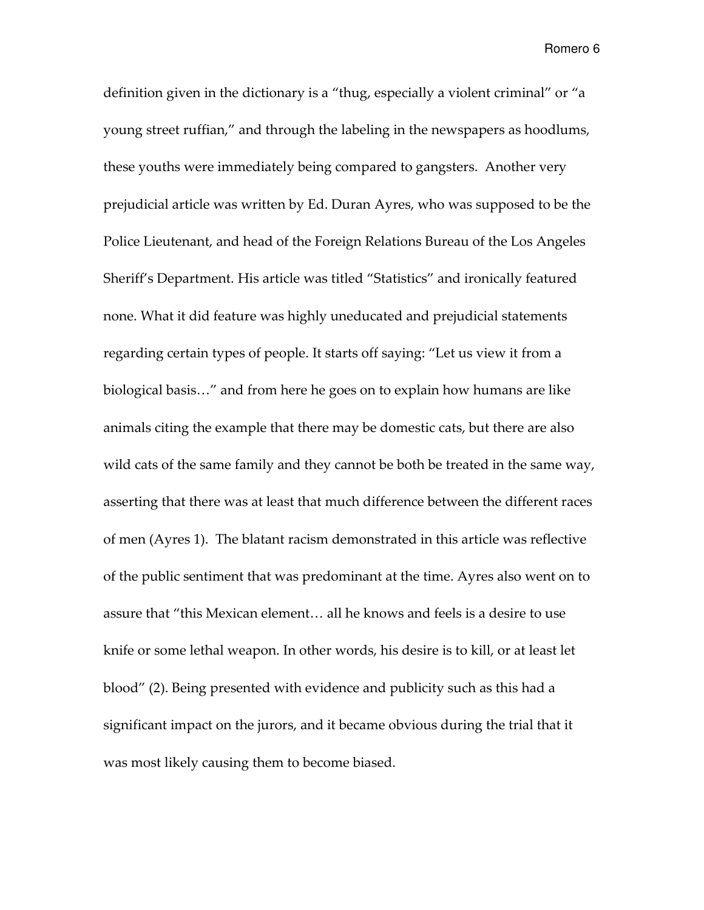definition given in the dictionary is a "thug, especially a violent criminal" or "a young street ruffian," and through the labeling in the newspapers as hoodlums, these youths were immediately being compared to gangsters. Another very prejudicial article was written by Ed. Duran Ayres, who was supposed to be the Police Lieutenant, and head of the Foreign Relations Bureau of the Los Angeles Sheriff's Department. His article was titled "Statistics" and ironically featured none. What it did feature was highly uneducated and prejudicial statements regarding certain types of people. It starts off saying: "Let us view it from a biological basis…" and from here he goes on to explain how humans are like animals citing the example that there may be domestic cats, but there are also wild cats of the same family and they cannot be both be treated in the same way, asserting that there was at least that much difference between the different races of men (Ayres 1). The blatant racism demonstrated in this article was reflective of the public sentiment that was predominant at the time. Ayres also went on to assure that "this Mexican element… all he knows and feels is a desire to use knife or some lethal weapon. In other words, his desire is to kill, or at least let blood" (2). Being presented with evidence and publicity such as this had a significant impact on the jurors, and it became obvious during the trial that it was most likely causing them to become biased.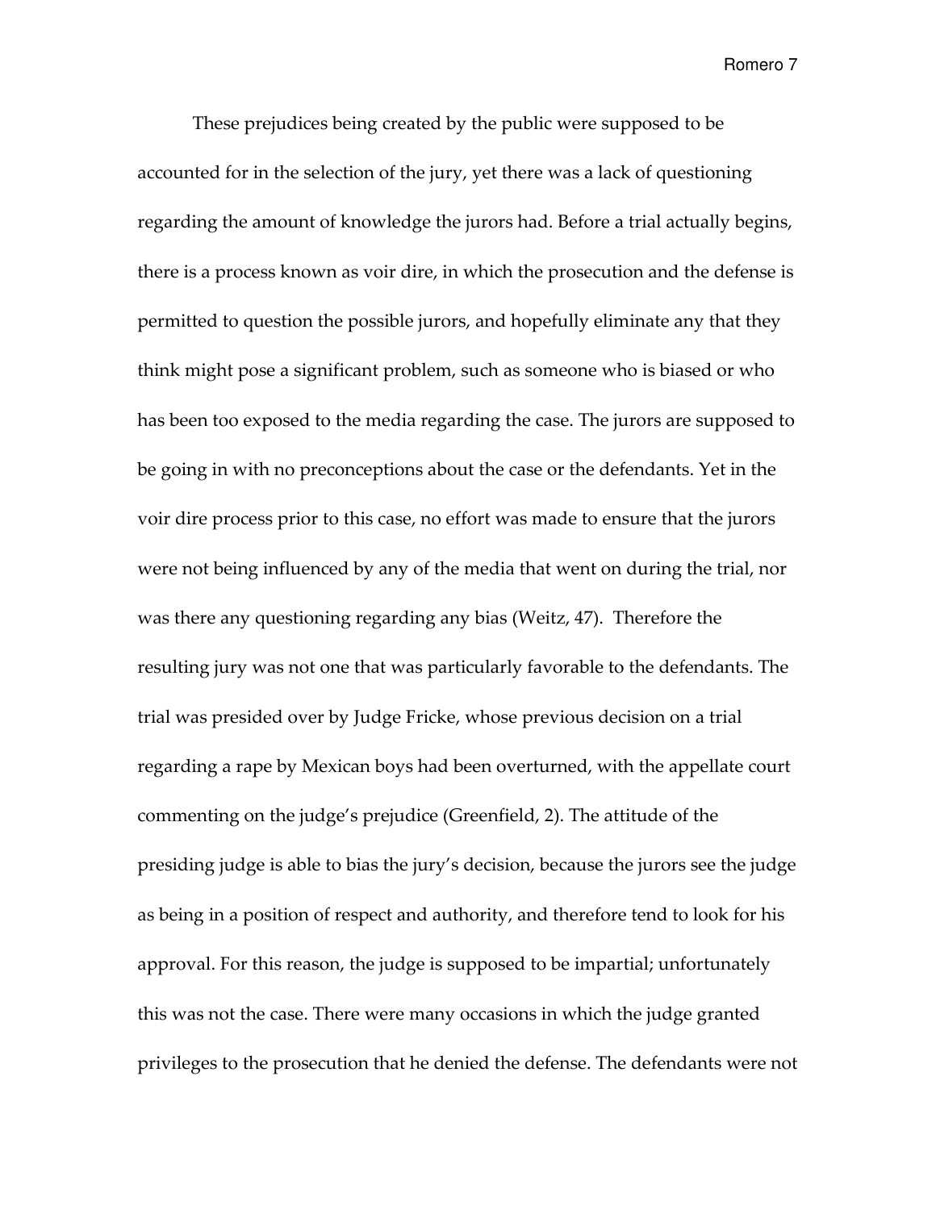These prejudices being created by the public were supposed to be accounted for in the selection of the jury, yet there was a lack of questioning regarding the amount of knowledge the jurors had. Before a trial actually begins, there is a process known as voir dire, in which the prosecution and the defense is permitted to question the possible jurors, and hopefully eliminate any that they think might pose a significant problem, such as someone who is biased or who has been too exposed to the media regarding the case. The jurors are supposed to be going in with no preconceptions about the case or the defendants. Yet in the voir dire process prior to this case, no effort was made to ensure that the jurors were not being influenced by any of the media that went on during the trial, nor was there any questioning regarding any bias (Weitz, 47). Therefore the resulting jury was not one that was particularly favorable to the defendants. The trial was presided over by Judge Fricke, whose previous decision on a trial regarding a rape by Mexican boys had been overturned, with the appellate court commenting on the judge's prejudice (Greenfield, 2). The attitude of the presiding judge is able to bias the jury's decision, because the jurors see the judge as being in a position of respect and authority, and therefore tend to look for his approval. For this reason, the judge is supposed to be impartial; unfortunately this was not the case. There were many occasions in which the judge granted privileges to the prosecution that he denied the defense. The defendants were not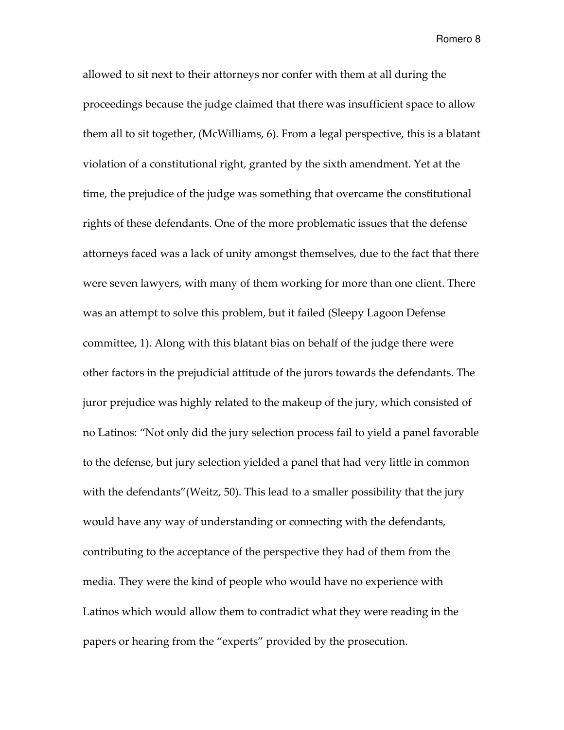allowed to sit next to their attorneys nor confer with them at all during the proceedings because the judge claimed that there was insufficient space to allow them all to sit together, (McWilliams, 6). From a legal perspective, this is a blatant violation of a constitutional right, granted by the sixth amendment. Yet at the time, the prejudice of the judge was something that overcame the constitutional rights of these defendants. One of the more problematic issues that the defense attorneys faced was a lack of unity amongst themselves, due to the fact that there were seven lawyers, with many of them working for more than one client. There was an attempt to solve this problem, but it failed (Sleepy Lagoon Defense committee, 1). Along with this blatant bias on behalf of the judge there were other factors in the prejudicial attitude of the jurors towards the defendants. The juror prejudice was highly related to the makeup of the jury, which consisted of no Latinos: "Not only did the jury selection process fail to yield a panel favorable to the defense, but jury selection yielded a panel that had very little in common with the defendants"(Weitz, 50). This lead to a smaller possibility that the jury would have any way of understanding or connecting with the defendants, contributing to the acceptance of the perspective they had of them from the media. They were the kind of people who would have no experience with Latinos which would allow them to contradict what they were reading in the papers or hearing from the "experts" provided by the prosecution.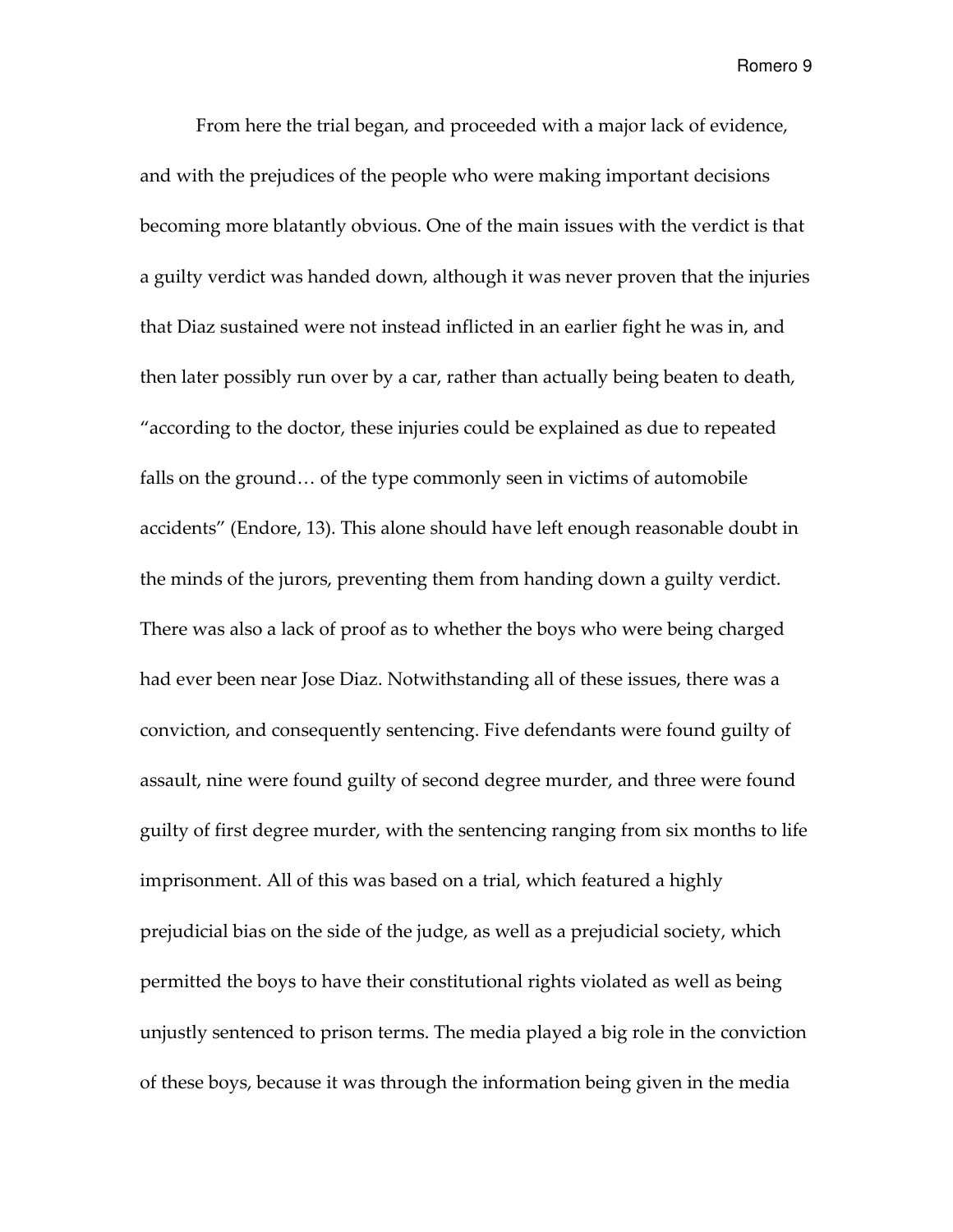From here the trial began, and proceeded with a major lack of evidence, and with the prejudices of the people who were making important decisions becoming more blatantly obvious. One of the main issues with the verdict is that a guilty verdict was handed down, although it was never proven that the injuries that Diaz sustained were not instead inflicted in an earlier fight he was in, and then later possibly run over by a car, rather than actually being beaten to death, "according to the doctor, these injuries could be explained as due to repeated falls on the ground… of the type commonly seen in victims of automobile accidents" (Endore, 13). This alone should have left enough reasonable doubt in the minds of the jurors, preventing them from handing down a guilty verdict. There was also a lack of proof as to whether the boys who were being charged had ever been near Jose Diaz. Notwithstanding all of these issues, there was a conviction, and consequently sentencing. Five defendants were found guilty of assault, nine were found guilty of second degree murder, and three were found guilty of first degree murder, with the sentencing ranging from six months to life imprisonment. All of this was based on a trial, which featured a highly prejudicial bias on the side of the judge, as well as a prejudicial society, which permitted the boys to have their constitutional rights violated as well as being unjustly sentenced to prison terms. The media played a big role in the conviction of these boys, because it was through the information being given in the media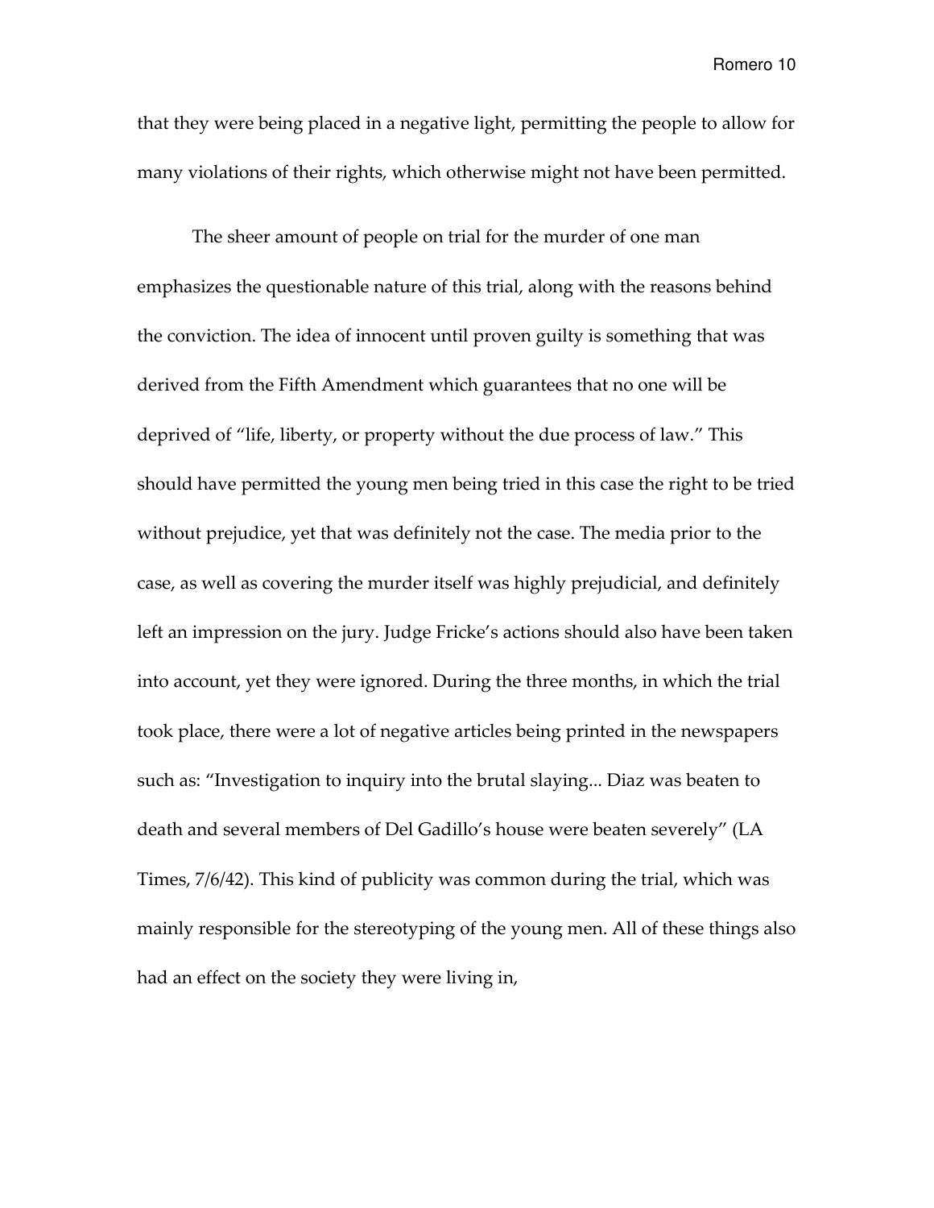that they were being placed in a negative light, permitting the people to allow for many violations of their rights, which otherwise might not have been permitted.

The sheer amount of people on trial for the murder of one man emphasizes the questionable nature of this trial, along with the reasons behind the conviction. The idea of innocent until proven guilty is something that was derived from the Fifth Amendment which guarantees that no one will be deprived of "life, liberty, or property without the due process of law." This should have permitted the young men being tried in this case the right to be tried without prejudice, yet that was definitely not the case. The media prior to the case, as well as covering the murder itself was highly prejudicial, and definitely left an impression on the jury. Judge Fricke's actions should also have been taken into account, yet they were ignored. During the three months, in which the trial took place, there were a lot of negative articles being printed in the newspapers such as: "Investigation to inquiry into the brutal slaying... Diaz was beaten to death and several members of Del Gadillo's house were beaten severely" (LA Times, 7/6/42). This kind of publicity was common during the trial, which was mainly responsible for the stereotyping of the young men. All of these things also had an effect on the society they were living in,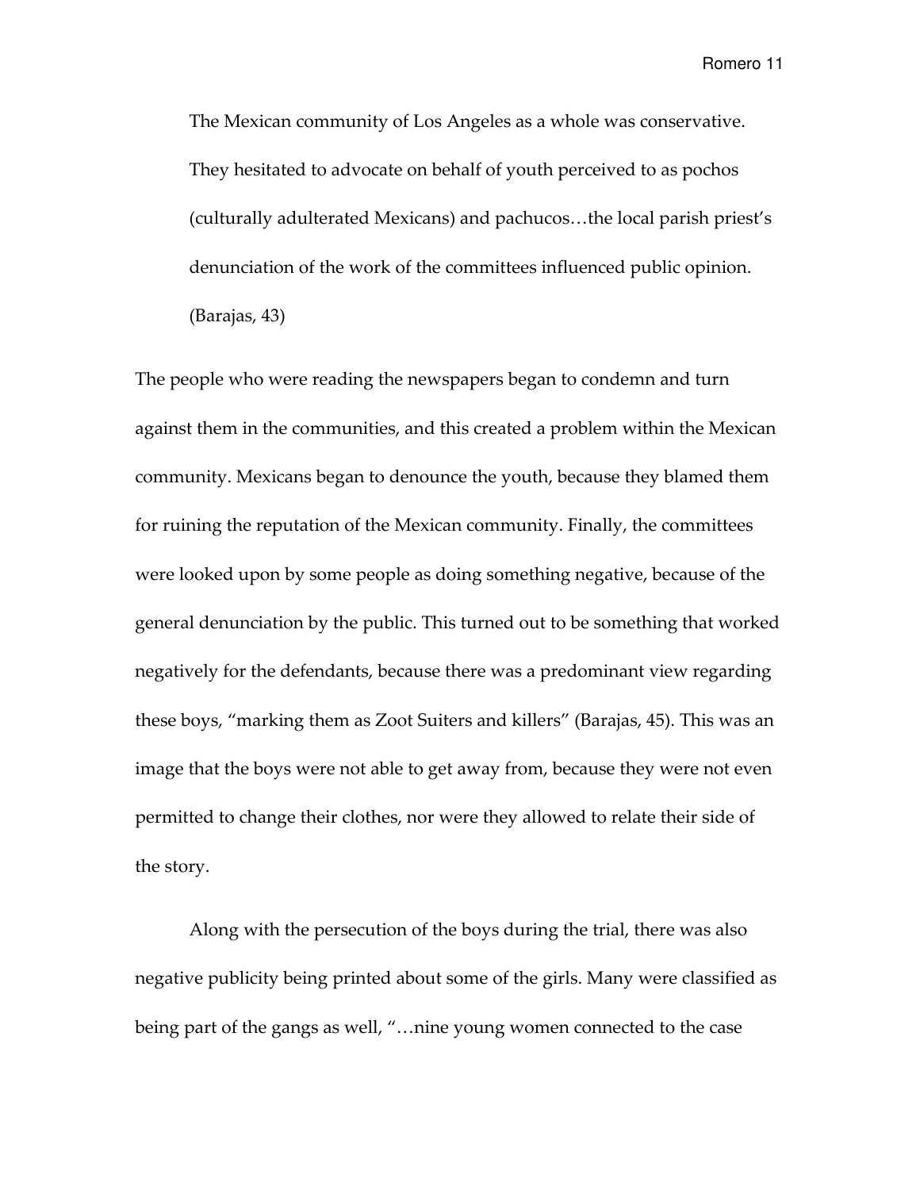> The Mexican community of Los Angeles as a whole was conservative. They hesitated to advocate on behalf of youth perceived to as pochos (culturally adulterated Mexicans) and pachucos…the local parish priest's denunciation of the work of the committees influenced public opinion. (Barajas, 43)

The people who were reading the newspapers began to condemn and turn against them in the communities, and this created a problem within the Mexican community. Mexicans began to denounce the youth, because they blamed them for ruining the reputation of the Mexican community. Finally, the committees were looked upon by some people as doing something negative, because of the general denunciation by the public. This turned out to be something that worked negatively for the defendants, because there was a predominant view regarding these boys, "marking them as Zoot Suiters and killers" (Barajas, 45). This was an image that the boys were not able to get away from, because they were not even permitted to change their clothes, nor were they allowed to relate their side of the story.

Along with the persecution of the boys during the trial, there was also negative publicity being printed about some of the girls. Many were classified as being part of the gangs as well, "…nine young women connected to the case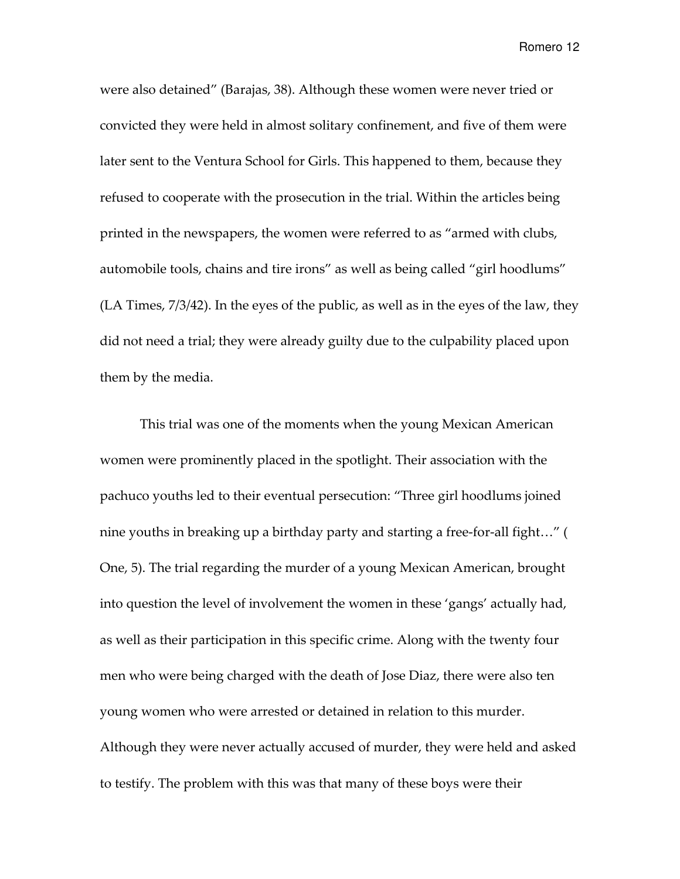were also detained" (Barajas, 38). Although these women were never tried or convicted they were held in almost solitary confinement, and five of them were later sent to the Ventura School for Girls. This happened to them, because they refused to cooperate with the prosecution in the trial. Within the articles being printed in the newspapers, the women were referred to as "armed with clubs, automobile tools, chains and tire irons" as well as being called "girl hoodlums" (LA Times, 7/3/42). In the eyes of the public, as well as in the eyes of the law, they did not need a trial; they were already guilty due to the culpability placed upon them by the media.

This trial was one of the moments when the young Mexican American women were prominently placed in the spotlight. Their association with the pachuco youths led to their eventual persecution: "Three girl hoodlums joined nine youths in breaking up a birthday party and starting a free-for-all fight…" ( One, 5). The trial regarding the murder of a young Mexican American, brought into question the level of involvement the women in these 'gangs' actually had, as well as their participation in this specific crime. Along with the twenty four men who were being charged with the death of Jose Diaz, there were also ten young women who were arrested or detained in relation to this murder. Although they were never actually accused of murder, they were held and asked to testify. The problem with this was that many of these boys were their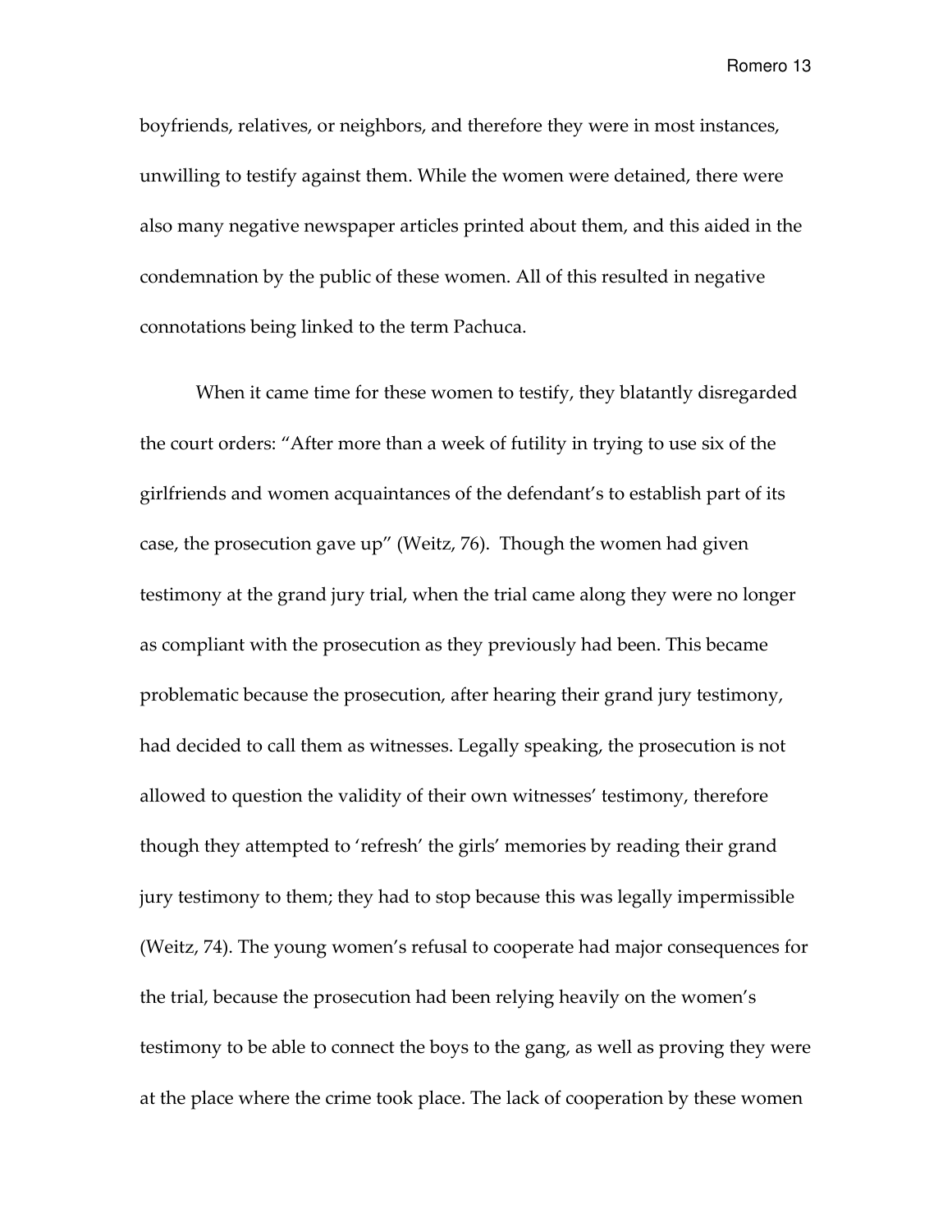boyfriends, relatives, or neighbors, and therefore they were in most instances, unwilling to testify against them. While the women were detained, there were also many negative newspaper articles printed about them, and this aided in the condemnation by the public of these women. All of this resulted in negative connotations being linked to the term Pachuca.

When it came time for these women to testify, they blatantly disregarded the court orders: "After more than a week of futility in trying to use six of the girlfriends and women acquaintances of the defendant's to establish part of its case, the prosecution gave up" (Weitz, 76). Though the women had given testimony at the grand jury trial, when the trial came along they were no longer as compliant with the prosecution as they previously had been. This became problematic because the prosecution, after hearing their grand jury testimony, had decided to call them as witnesses. Legally speaking, the prosecution is not allowed to question the validity of their own witnesses' testimony, therefore though they attempted to 'refresh' the girls' memories by reading their grand jury testimony to them; they had to stop because this was legally impermissible (Weitz, 74). The young women's refusal to cooperate had major consequences for the trial, because the prosecution had been relying heavily on the women's testimony to be able to connect the boys to the gang, as well as proving they were at the place where the crime took place. The lack of cooperation by these women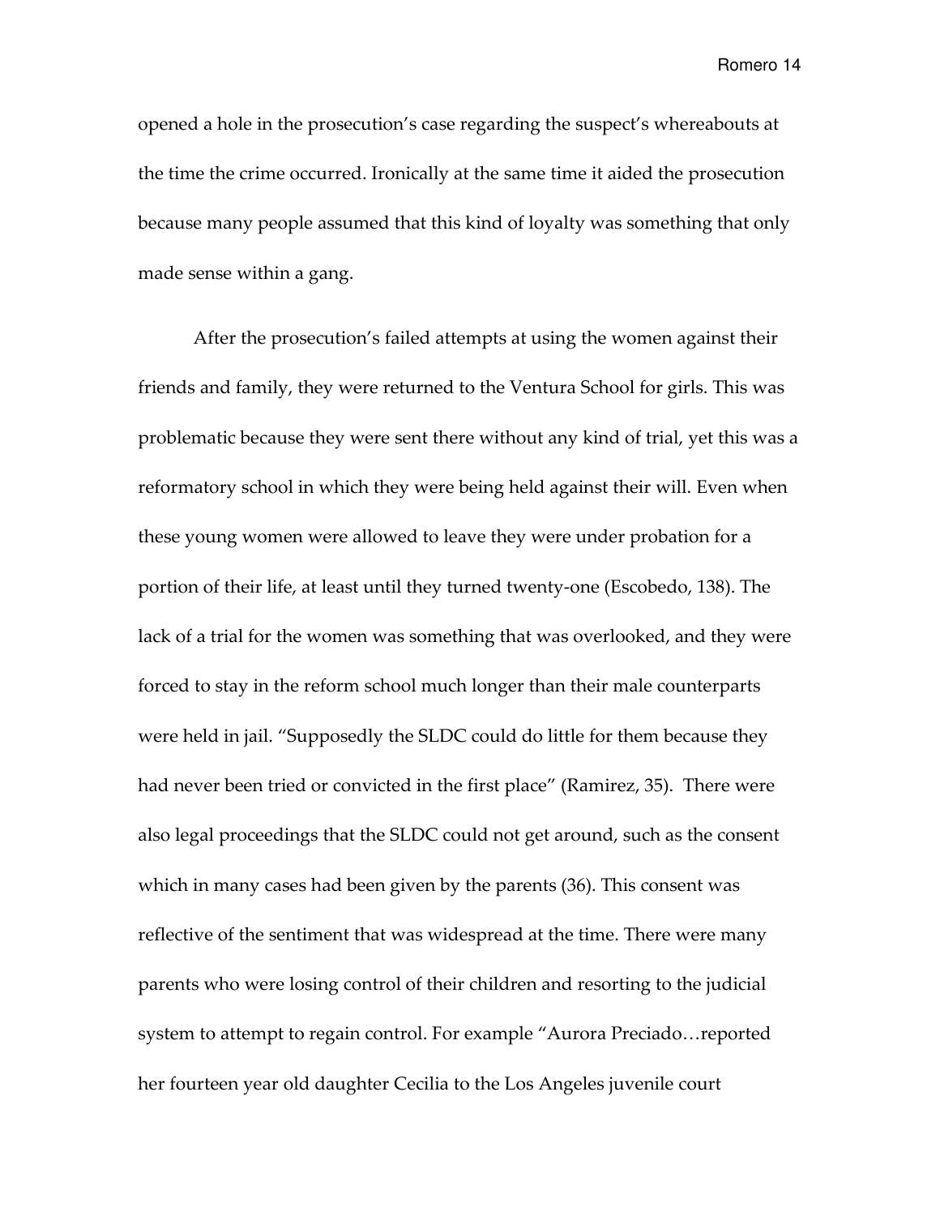opened a hole in the prosecution's case regarding the suspect's whereabouts at the time the crime occurred. Ironically at the same time it aided the prosecution because many people assumed that this kind of loyalty was something that only made sense within a gang.

After the prosecution's failed attempts at using the women against their friends and family, they were returned to the Ventura School for girls. This was problematic because they were sent there without any kind of trial, yet this was a reformatory school in which they were being held against their will. Even when these young women were allowed to leave they were under probation for a portion of their life, at least until they turned twenty-one (Escobedo, 138). The lack of a trial for the women was something that was overlooked, and they were forced to stay in the reform school much longer than their male counterparts were held in jail. "Supposedly the SLDC could do little for them because they had never been tried or convicted in the first place" (Ramirez, 35). There were also legal proceedings that the SLDC could not get around, such as the consent which in many cases had been given by the parents (36). This consent was reflective of the sentiment that was widespread at the time. There were many parents who were losing control of their children and resorting to the judicial system to attempt to regain control. For example "Aurora Preciado…reported her fourteen year old daughter Cecilia to the Los Angeles juvenile court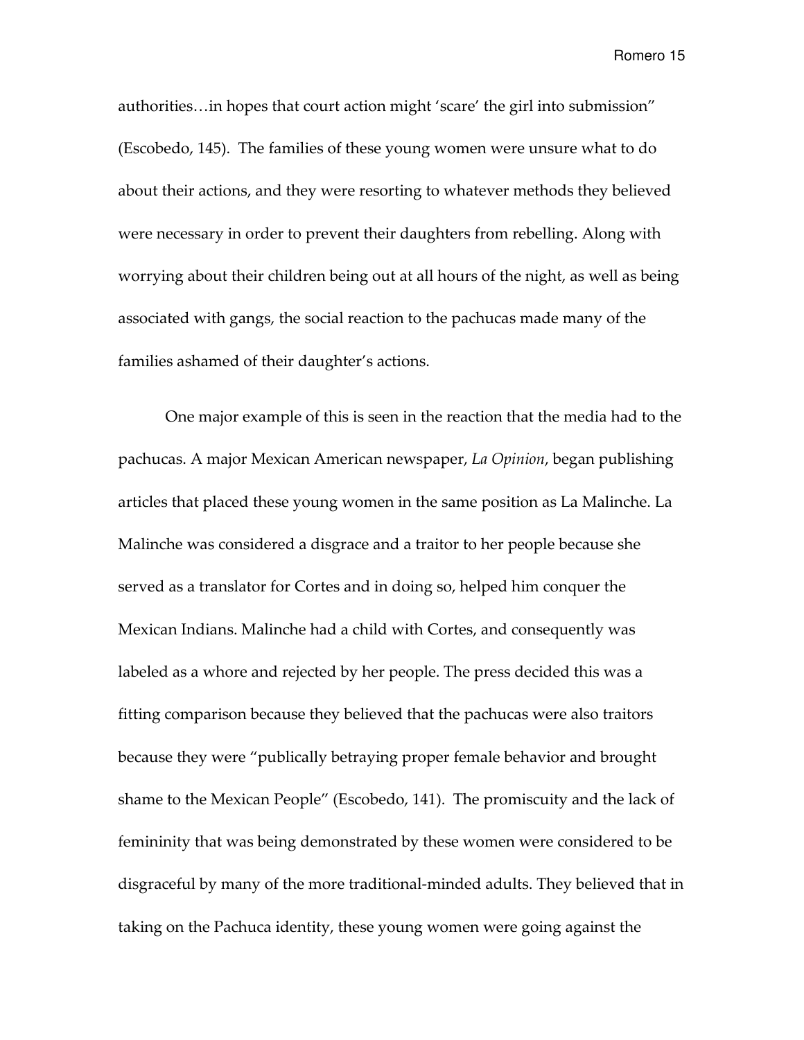authorities…in hopes that court action might 'scare' the girl into submission" (Escobedo, 145). The families of these young women were unsure what to do about their actions, and they were resorting to whatever methods they believed were necessary in order to prevent their daughters from rebelling. Along with worrying about their children being out at all hours of the night, as well as being associated with gangs, the social reaction to the pachucas made many of the families ashamed of their daughter's actions.

One major example of this is seen in the reaction that the media had to the pachucas. A major Mexican American newspaper, *La Opinion*, began publishing articles that placed these young women in the same position as La Malinche. La Malinche was considered a disgrace and a traitor to her people because she served as a translator for Cortes and in doing so, helped him conquer the Mexican Indians. Malinche had a child with Cortes, and consequently was labeled as a whore and rejected by her people. The press decided this was a fitting comparison because they believed that the pachucas were also traitors because they were "publically betraying proper female behavior and brought shame to the Mexican People" (Escobedo, 141). The promiscuity and the lack of femininity that was being demonstrated by these women were considered to be disgraceful by many of the more traditional-minded adults. They believed that in taking on the Pachuca identity, these young women were going against the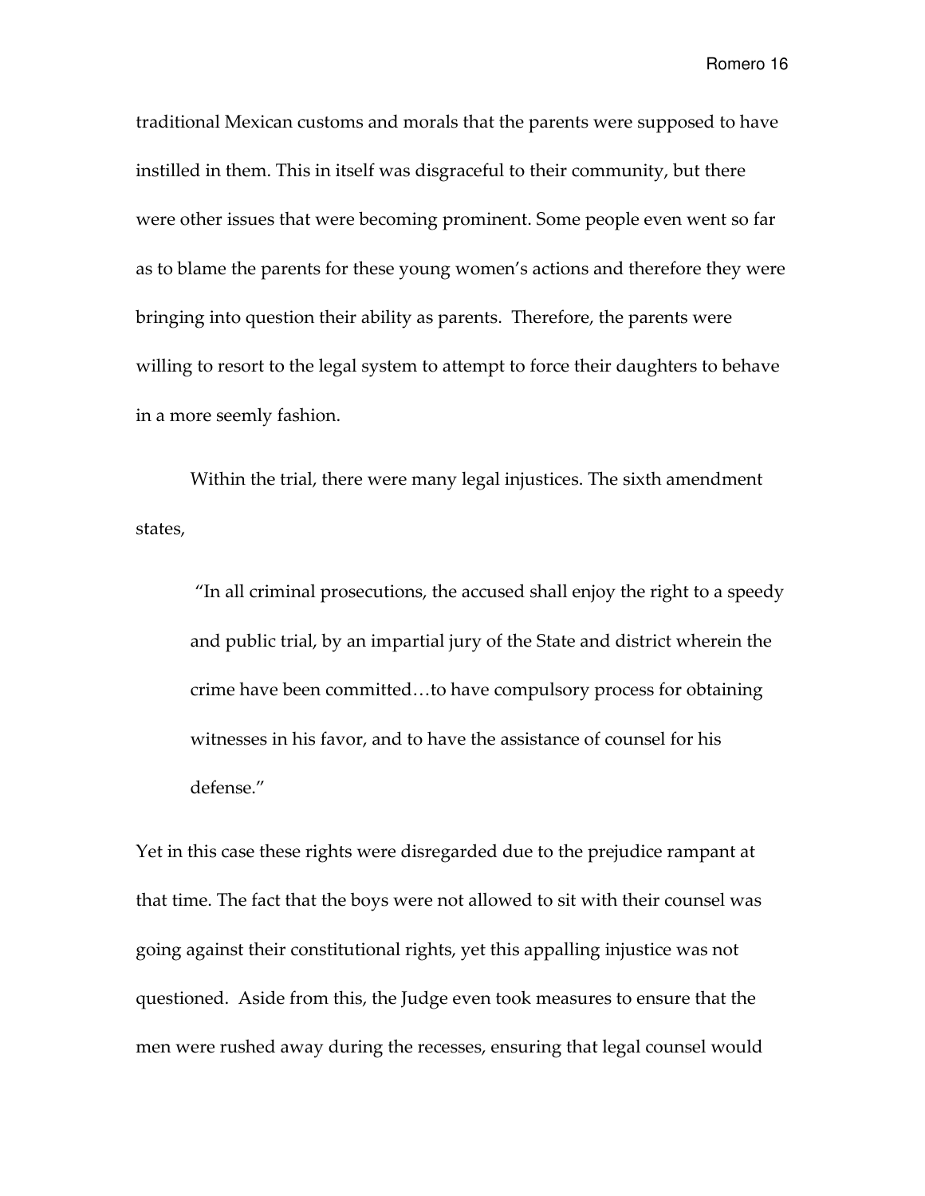traditional Mexican customs and morals that the parents were supposed to have instilled in them. This in itself was disgraceful to their community, but there were other issues that were becoming prominent. Some people even went so far as to blame the parents for these young women's actions and therefore they were bringing into question their ability as parents. Therefore, the parents were willing to resort to the legal system to attempt to force their daughters to behave in a more seemly fashion.

Within the trial, there were many legal injustices. The sixth amendment states,

> "In all criminal prosecutions, the accused shall enjoy the right to a speedy and public trial, by an impartial jury of the State and district wherein the crime have been committed…to have compulsory process for obtaining witnesses in his favor, and to have the assistance of counsel for his defense."

Yet in this case these rights were disregarded due to the prejudice rampant at that time. The fact that the boys were not allowed to sit with their counsel was going against their constitutional rights, yet this appalling injustice was not questioned. Aside from this, the Judge even took measures to ensure that the men were rushed away during the recesses, ensuring that legal counsel would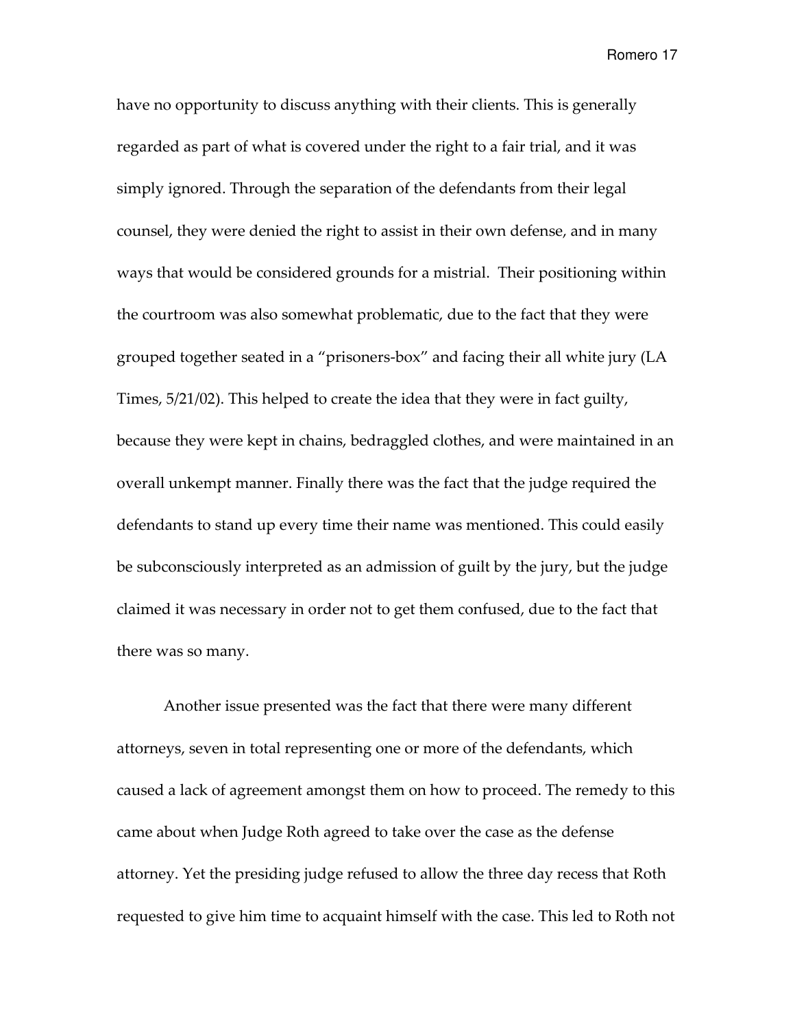have no opportunity to discuss anything with their clients. This is generally regarded as part of what is covered under the right to a fair trial, and it was simply ignored. Through the separation of the defendants from their legal counsel, they were denied the right to assist in their own defense, and in many ways that would be considered grounds for a mistrial. Their positioning within the courtroom was also somewhat problematic, due to the fact that they were grouped together seated in a "prisoners-box" and facing their all white jury (LA Times, 5/21/02). This helped to create the idea that they were in fact guilty, because they were kept in chains, bedraggled clothes, and were maintained in an overall unkempt manner. Finally there was the fact that the judge required the defendants to stand up every time their name was mentioned. This could easily be subconsciously interpreted as an admission of guilt by the jury, but the judge claimed it was necessary in order not to get them confused, due to the fact that there was so many.

Another issue presented was the fact that there were many different attorneys, seven in total representing one or more of the defendants, which caused a lack of agreement amongst them on how to proceed. The remedy to this came about when Judge Roth agreed to take over the case as the defense attorney. Yet the presiding judge refused to allow the three day recess that Roth requested to give him time to acquaint himself with the case. This led to Roth not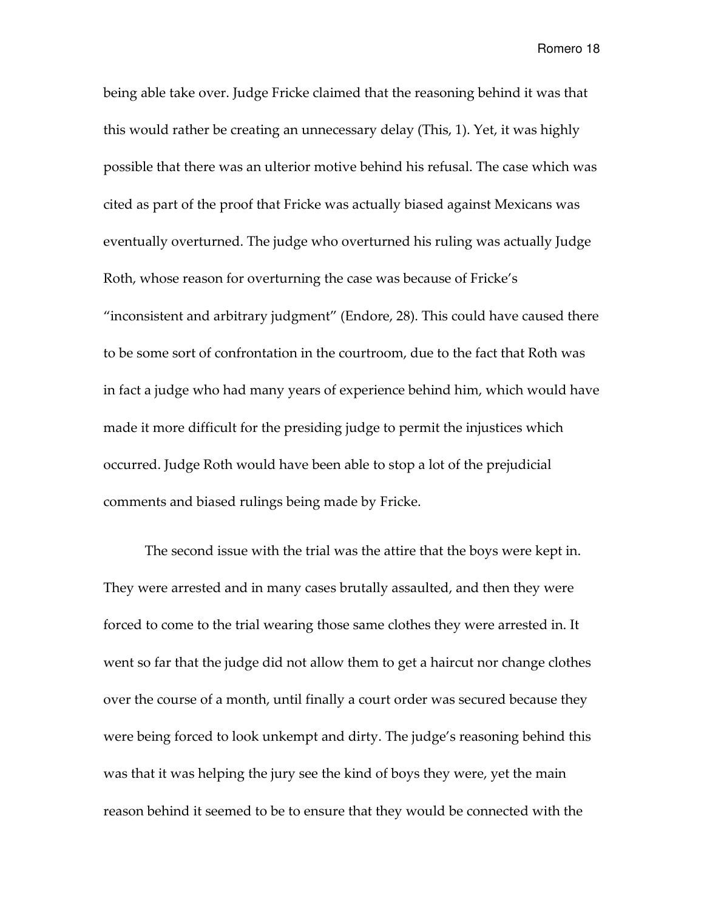being able take over. Judge Fricke claimed that the reasoning behind it was that this would rather be creating an unnecessary delay (This, 1). Yet, it was highly possible that there was an ulterior motive behind his refusal. The case which was cited as part of the proof that Fricke was actually biased against Mexicans was eventually overturned. The judge who overturned his ruling was actually Judge Roth, whose reason for overturning the case was because of Fricke's "inconsistent and arbitrary judgment" (Endore, 28). This could have caused there to be some sort of confrontation in the courtroom, due to the fact that Roth was in fact a judge who had many years of experience behind him, which would have made it more difficult for the presiding judge to permit the injustices which occurred. Judge Roth would have been able to stop a lot of the prejudicial comments and biased rulings being made by Fricke.

The second issue with the trial was the attire that the boys were kept in. They were arrested and in many cases brutally assaulted, and then they were forced to come to the trial wearing those same clothes they were arrested in. It went so far that the judge did not allow them to get a haircut nor change clothes over the course of a month, until finally a court order was secured because they were being forced to look unkempt and dirty. The judge's reasoning behind this was that it was helping the jury see the kind of boys they were, yet the main reason behind it seemed to be to ensure that they would be connected with the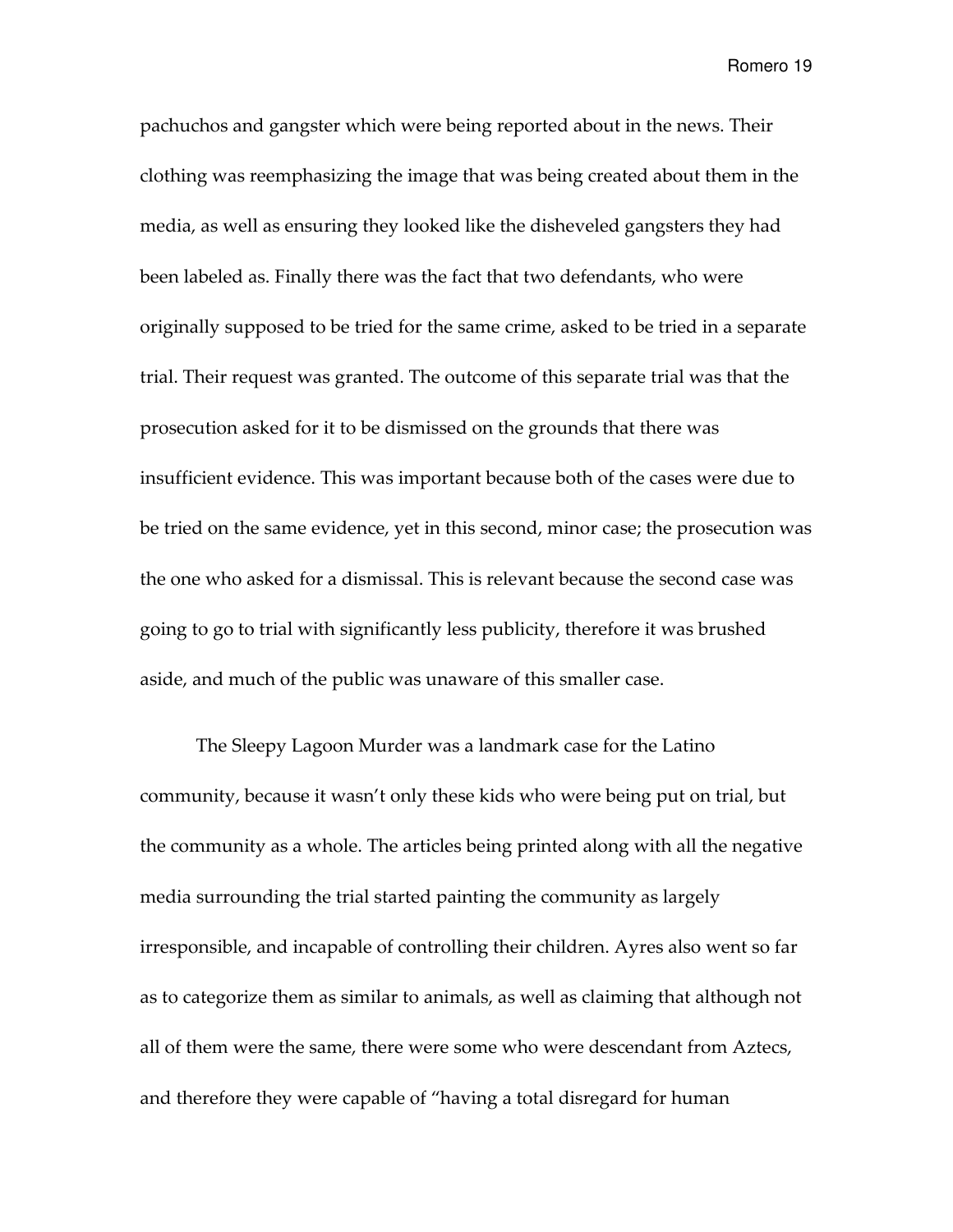pachuchos and gangster which were being reported about in the news. Their clothing was reemphasizing the image that was being created about them in the media, as well as ensuring they looked like the disheveled gangsters they had been labeled as. Finally there was the fact that two defendants, who were originally supposed to be tried for the same crime, asked to be tried in a separate trial. Their request was granted. The outcome of this separate trial was that the prosecution asked for it to be dismissed on the grounds that there was insufficient evidence. This was important because both of the cases were due to be tried on the same evidence, yet in this second, minor case; the prosecution was the one who asked for a dismissal. This is relevant because the second case was going to go to trial with significantly less publicity, therefore it was brushed aside, and much of the public was unaware of this smaller case.

The Sleepy Lagoon Murder was a landmark case for the Latino community, because it wasn't only these kids who were being put on trial, but the community as a whole. The articles being printed along with all the negative media surrounding the trial started painting the community as largely irresponsible, and incapable of controlling their children. Ayres also went so far as to categorize them as similar to animals, as well as claiming that although not all of them were the same, there were some who were descendant from Aztecs, and therefore they were capable of "having a total disregard for human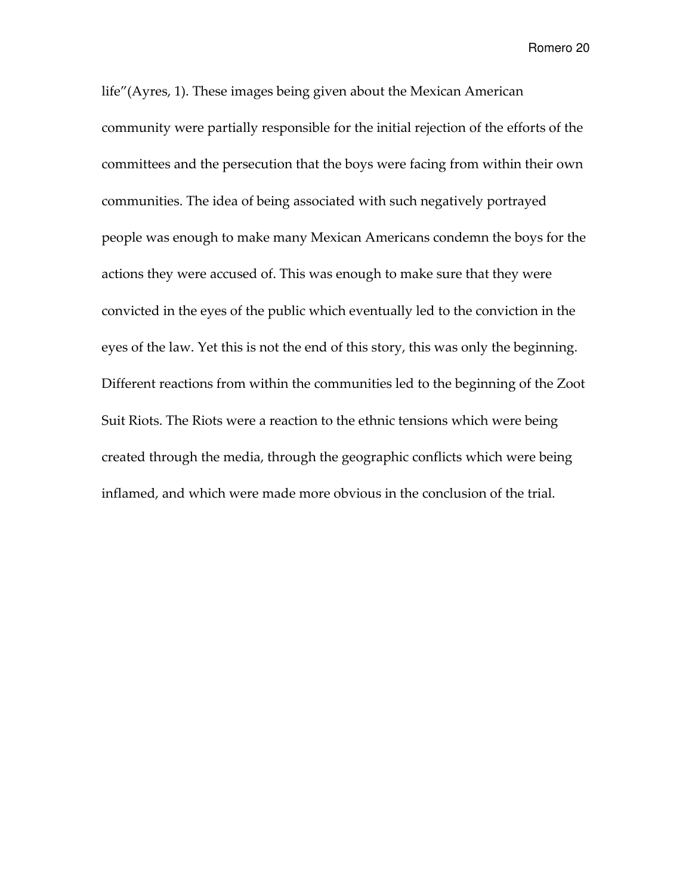life"(Ayres, 1). These images being given about the Mexican American community were partially responsible for the initial rejection of the efforts of the committees and the persecution that the boys were facing from within their own communities. The idea of being associated with such negatively portrayed people was enough to make many Mexican Americans condemn the boys for the actions they were accused of. This was enough to make sure that they were convicted in the eyes of the public which eventually led to the conviction in the eyes of the law. Yet this is not the end of this story, this was only the beginning. Different reactions from within the communities led to the beginning of the Zoot Suit Riots. The Riots were a reaction to the ethnic tensions which were being created through the media, through the geographic conflicts which were being inflamed, and which were made more obvious in the conclusion of the trial.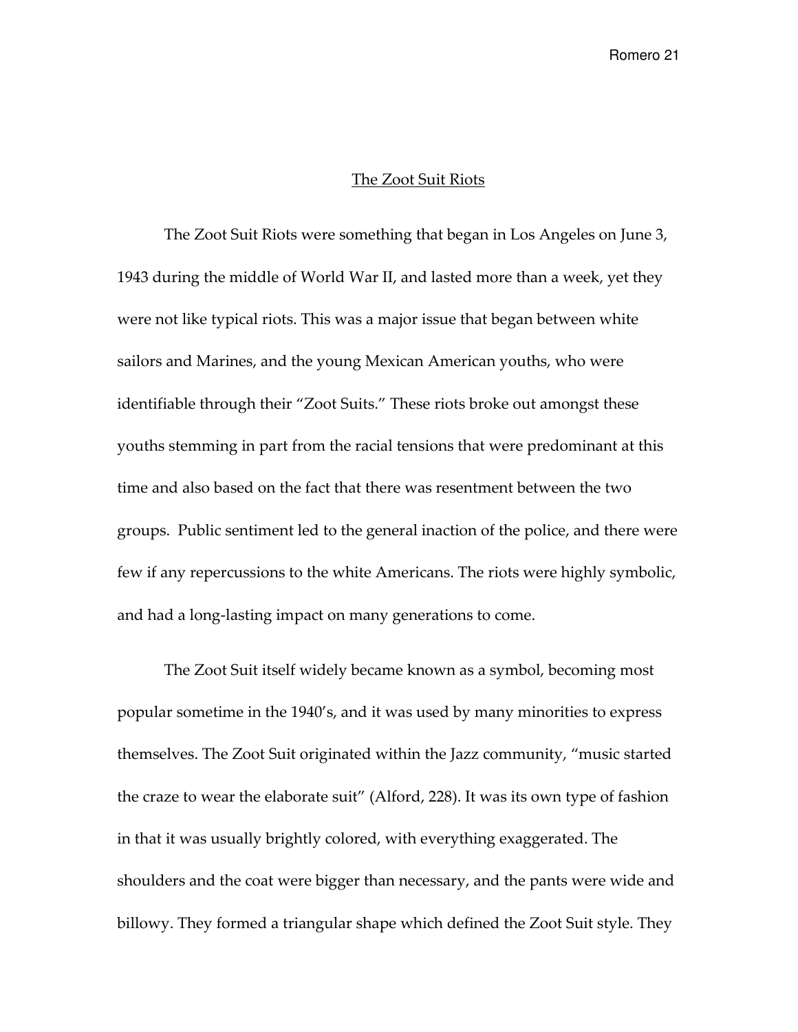# The Zoot Suit Riots

The Zoot Suit Riots were something that began in Los Angeles on June 3, 1943 during the middle of World War II, and lasted more than a week, yet they were not like typical riots. This was a major issue that began between white sailors and Marines, and the young Mexican American youths, who were identifiable through their "Zoot Suits." These riots broke out amongst these youths stemming in part from the racial tensions that were predominant at this time and also based on the fact that there was resentment between the two groups. Public sentiment led to the general inaction of the police, and there were few if any repercussions to the white Americans. The riots were highly symbolic, and had a long-lasting impact on many generations to come.

The Zoot Suit itself widely became known as a symbol, becoming most popular sometime in the 1940's, and it was used by many minorities to express themselves. The Zoot Suit originated within the Jazz community, "music started the craze to wear the elaborate suit" (Alford, 228). It was its own type of fashion in that it was usually brightly colored, with everything exaggerated. The shoulders and the coat were bigger than necessary, and the pants were wide and billowy. They formed a triangular shape which defined the Zoot Suit style. They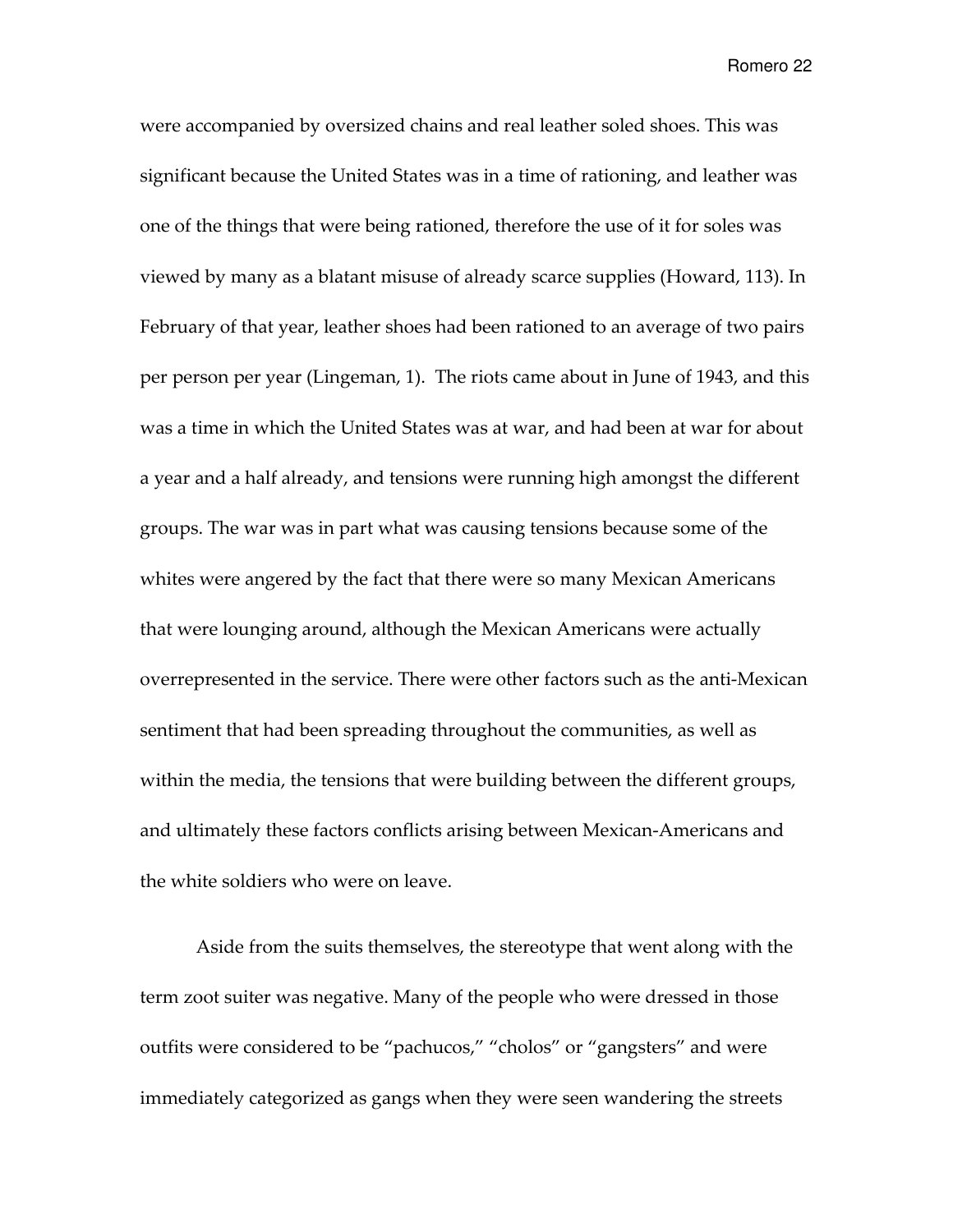were accompanied by oversized chains and real leather soled shoes. This was significant because the United States was in a time of rationing, and leather was one of the things that were being rationed, therefore the use of it for soles was viewed by many as a blatant misuse of already scarce supplies (Howard, 113). In February of that year, leather shoes had been rationed to an average of two pairs per person per year (Lingeman, 1). The riots came about in June of 1943, and this was a time in which the United States was at war, and had been at war for about a year and a half already, and tensions were running high amongst the different groups. The war was in part what was causing tensions because some of the whites were angered by the fact that there were so many Mexican Americans that were lounging around, although the Mexican Americans were actually overrepresented in the service. There were other factors such as the anti-Mexican sentiment that had been spreading throughout the communities, as well as within the media, the tensions that were building between the different groups, and ultimately these factors conflicts arising between Mexican-Americans and the white soldiers who were on leave.

Aside from the suits themselves, the stereotype that went along with the term zoot suiter was negative. Many of the people who were dressed in those outfits were considered to be "pachucos," "cholos" or "gangsters" and were immediately categorized as gangs when they were seen wandering the streets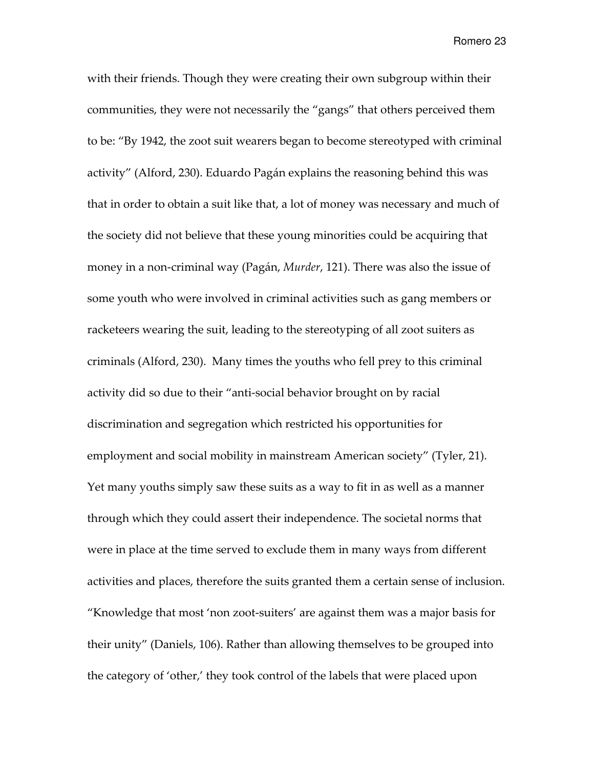with their friends. Though they were creating their own subgroup within their communities, they were not necessarily the "gangs" that others perceived them to be: "By 1942, the zoot suit wearers began to become stereotyped with criminal activity" (Alford, 230). Eduardo Pagán explains the reasoning behind this was that in order to obtain a suit like that, a lot of money was necessary and much of the society did not believe that these young minorities could be acquiring that money in a non-criminal way (Pagán, *Murder*, 121). There was also the issue of some youth who were involved in criminal activities such as gang members or racketeers wearing the suit, leading to the stereotyping of all zoot suiters as criminals (Alford, 230). Many times the youths who fell prey to this criminal activity did so due to their "anti-social behavior brought on by racial discrimination and segregation which restricted his opportunities for employment and social mobility in mainstream American society" (Tyler, 21). Yet many youths simply saw these suits as a way to fit in as well as a manner through which they could assert their independence. The societal norms that were in place at the time served to exclude them in many ways from different activities and places, therefore the suits granted them a certain sense of inclusion. "Knowledge that most 'non zoot-suiters' are against them was a major basis for their unity" (Daniels, 106). Rather than allowing themselves to be grouped into the category of 'other,' they took control of the labels that were placed upon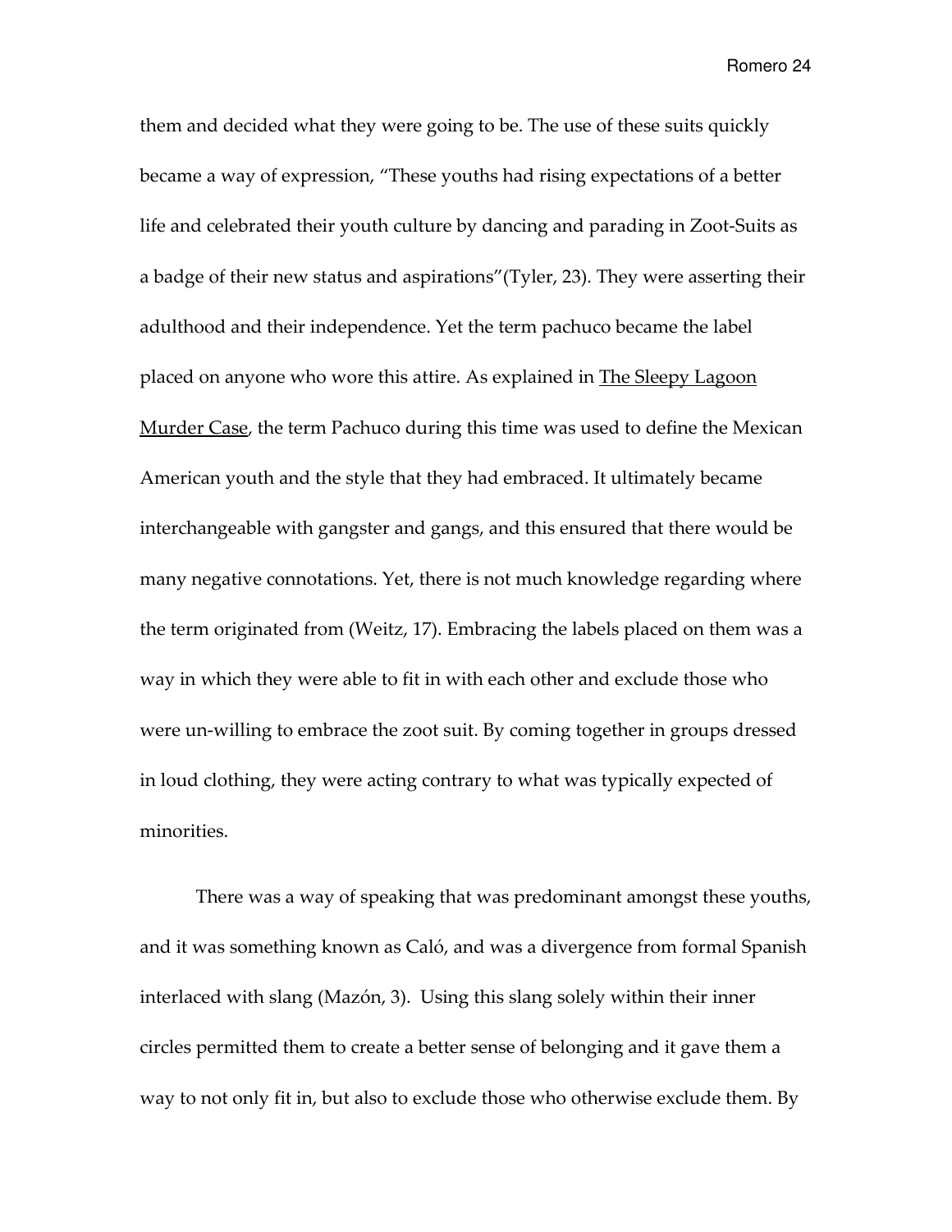them and decided what they were going to be. The use of these suits quickly became a way of expression, "These youths had rising expectations of a better life and celebrated their youth culture by dancing and parading in Zoot-Suits as a badge of their new status and aspirations"(Tyler, 23). They were asserting their adulthood and their independence. Yet the term pachuco became the label placed on anyone who wore this attire. As explained in <u>The Sleepy Lagoon Murder Case</u>, the term Pachuco during this time was used to define the Mexican American youth and the style that they had embraced. It ultimately became interchangeable with gangster and gangs, and this ensured that there would be many negative connotations. Yet, there is not much knowledge regarding where the term originated from (Weitz, 17). Embracing the labels placed on them was a way in which they were able to fit in with each other and exclude those who were un-willing to embrace the zoot suit. By coming together in groups dressed in loud clothing, they were acting contrary to what was typically expected of minorities.

There was a way of speaking that was predominant amongst these youths, and it was something known as Caló, and was a divergence from formal Spanish interlaced with slang (Mazón, 3). Using this slang solely within their inner circles permitted them to create a better sense of belonging and it gave them a way to not only fit in, but also to exclude those who otherwise exclude them. By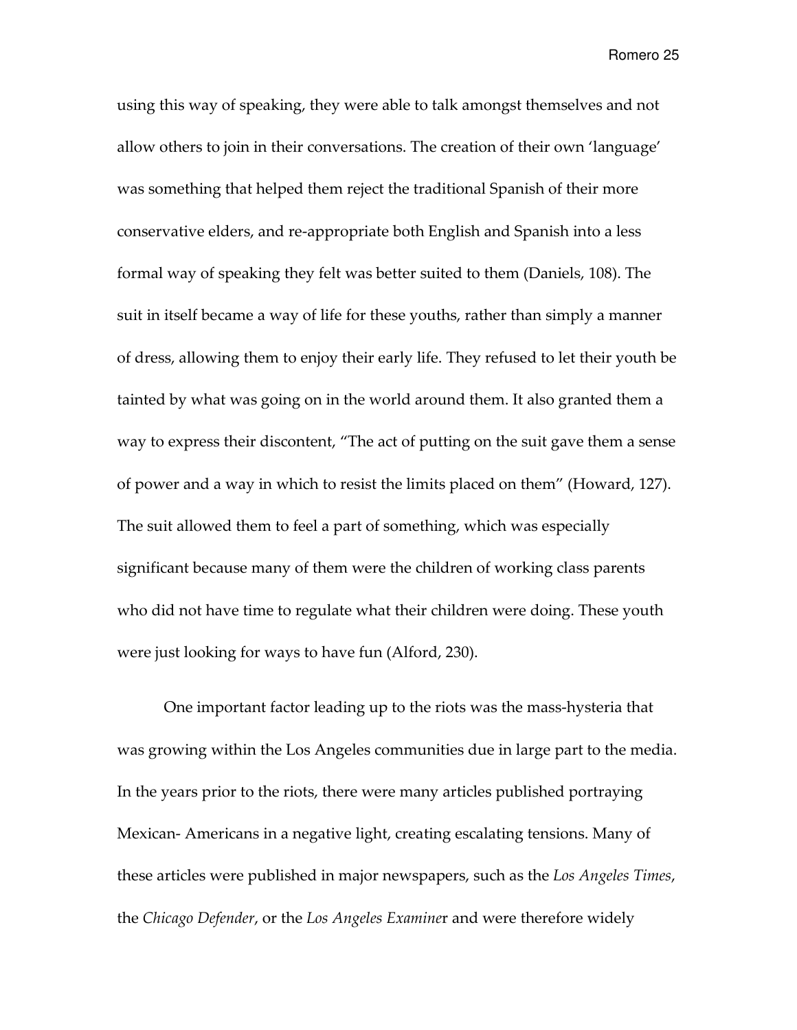using this way of speaking, they were able to talk amongst themselves and not allow others to join in their conversations. The creation of their own 'language' was something that helped them reject the traditional Spanish of their more conservative elders, and re-appropriate both English and Spanish into a less formal way of speaking they felt was better suited to them (Daniels, 108). The suit in itself became a way of life for these youths, rather than simply a manner of dress, allowing them to enjoy their early life. They refused to let their youth be tainted by what was going on in the world around them. It also granted them a way to express their discontent, "The act of putting on the suit gave them a sense of power and a way in which to resist the limits placed on them" (Howard, 127). The suit allowed them to feel a part of something, which was especially significant because many of them were the children of working class parents who did not have time to regulate what their children were doing. These youth were just looking for ways to have fun (Alford, 230).

One important factor leading up to the riots was the mass-hysteria that was growing within the Los Angeles communities due in large part to the media. In the years prior to the riots, there were many articles published portraying Mexican- Americans in a negative light, creating escalating tensions. Many of these articles were published in major newspapers, such as the *Los Angeles Times*, the *Chicago Defender*, or the *Los Angeles Examiner* and were therefore widely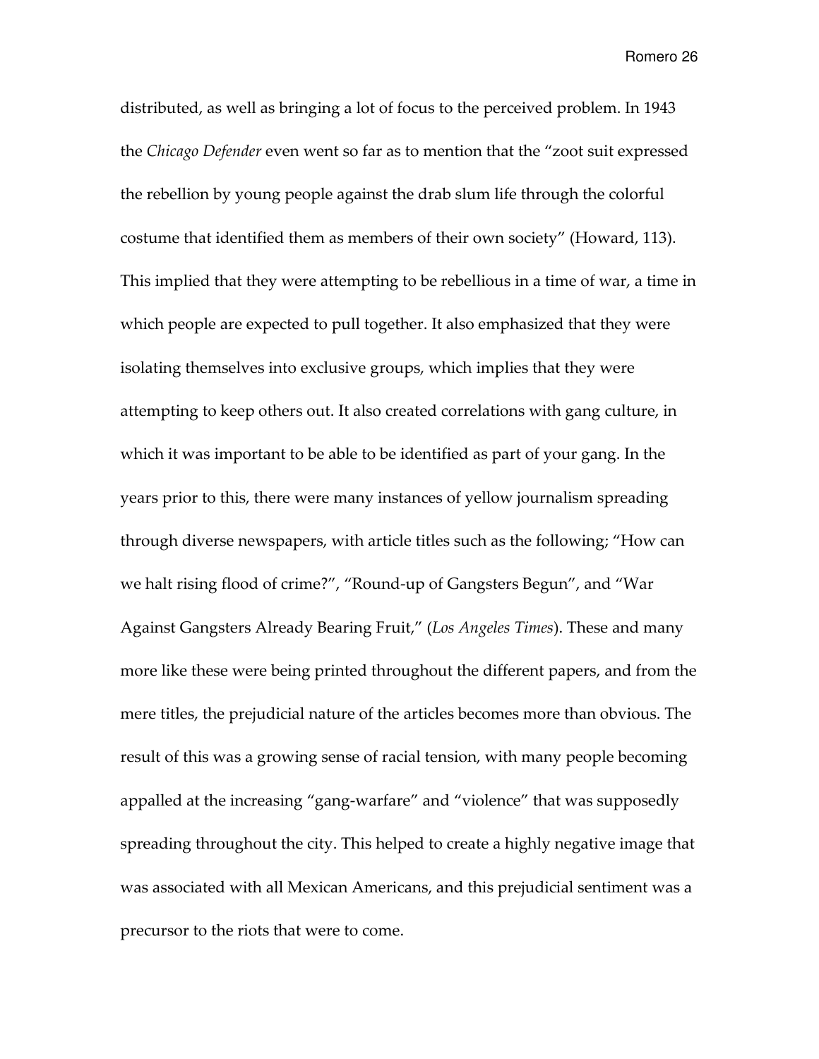distributed, as well as bringing a lot of focus to the perceived problem. In 1943 the *Chicago Defender* even went so far as to mention that the "zoot suit expressed the rebellion by young people against the drab slum life through the colorful costume that identified them as members of their own society" (Howard, 113). This implied that they were attempting to be rebellious in a time of war, a time in which people are expected to pull together. It also emphasized that they were isolating themselves into exclusive groups, which implies that they were attempting to keep others out. It also created correlations with gang culture, in which it was important to be able to be identified as part of your gang. In the years prior to this, there were many instances of yellow journalism spreading through diverse newspapers, with article titles such as the following; "How can we halt rising flood of crime?", "Round-up of Gangsters Begun", and "War Against Gangsters Already Bearing Fruit," (*Los Angeles Times*). These and many more like these were being printed throughout the different papers, and from the mere titles, the prejudicial nature of the articles becomes more than obvious. The result of this was a growing sense of racial tension, with many people becoming appalled at the increasing "gang-warfare" and "violence" that was supposedly spreading throughout the city. This helped to create a highly negative image that was associated with all Mexican Americans, and this prejudicial sentiment was a precursor to the riots that were to come.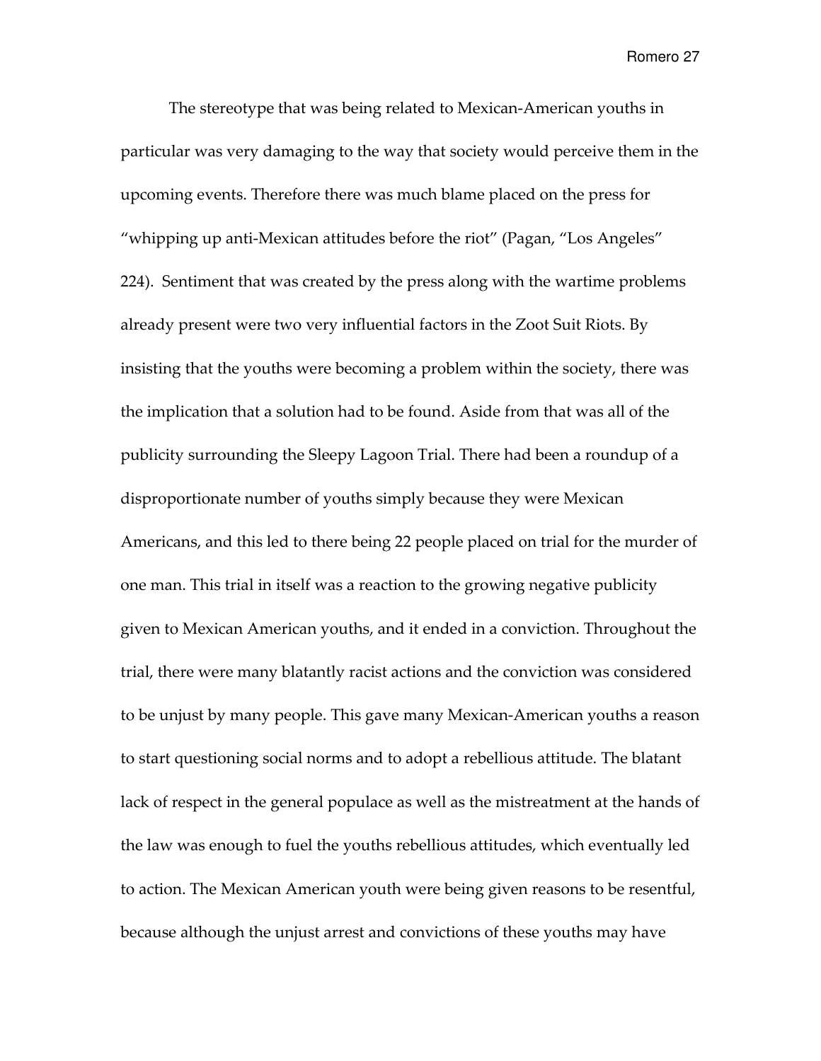The stereotype that was being related to Mexican-American youths in particular was very damaging to the way that society would perceive them in the upcoming events. Therefore there was much blame placed on the press for "whipping up anti-Mexican attitudes before the riot" (Pagan, "Los Angeles" 224). Sentiment that was created by the press along with the wartime problems already present were two very influential factors in the Zoot Suit Riots. By insisting that the youths were becoming a problem within the society, there was the implication that a solution had to be found. Aside from that was all of the publicity surrounding the Sleepy Lagoon Trial. There had been a roundup of a disproportionate number of youths simply because they were Mexican Americans, and this led to there being 22 people placed on trial for the murder of one man. This trial in itself was a reaction to the growing negative publicity given to Mexican American youths, and it ended in a conviction. Throughout the trial, there were many blatantly racist actions and the conviction was considered to be unjust by many people. This gave many Mexican-American youths a reason to start questioning social norms and to adopt a rebellious attitude. The blatant lack of respect in the general populace as well as the mistreatment at the hands of the law was enough to fuel the youths rebellious attitudes, which eventually led to action. The Mexican American youth were being given reasons to be resentful, because although the unjust arrest and convictions of these youths may have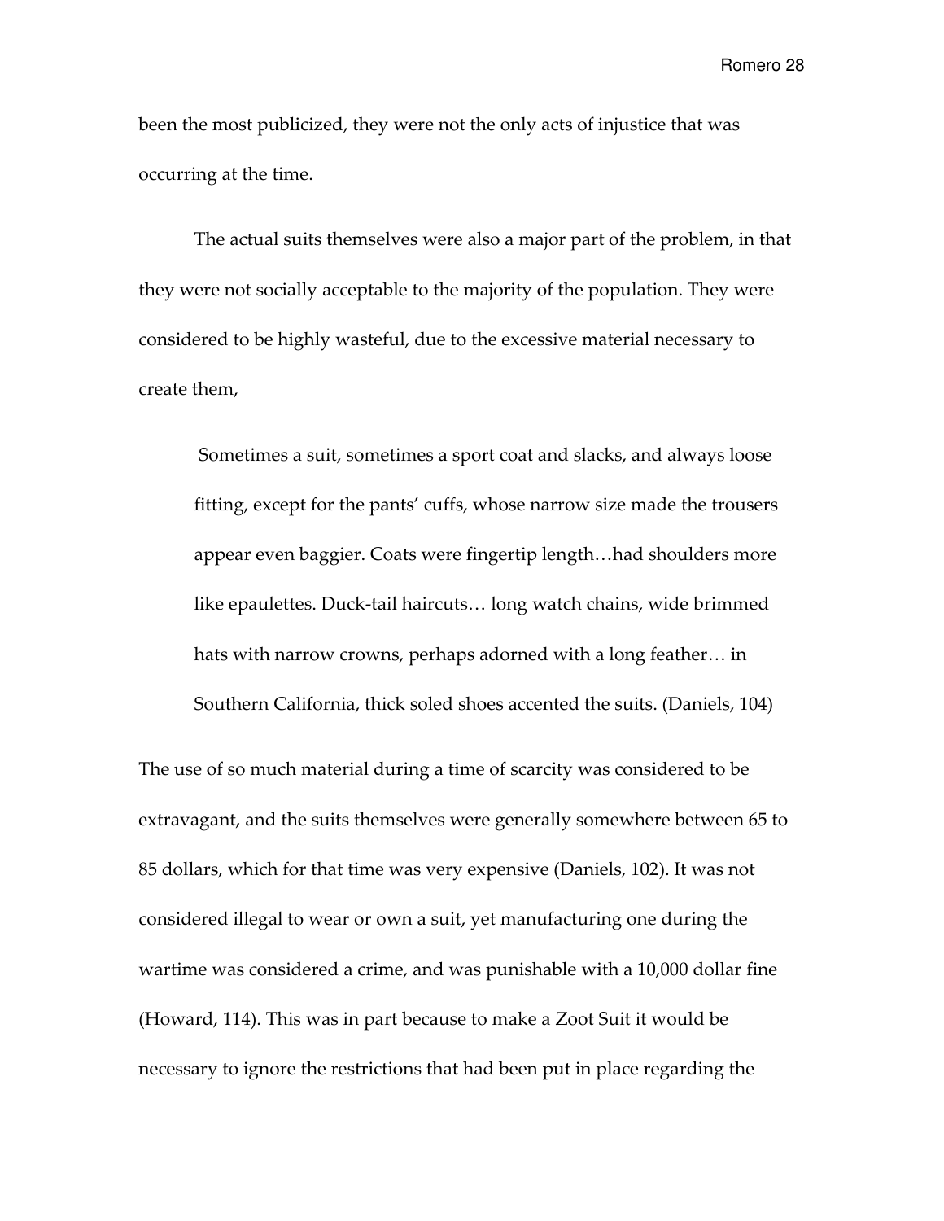been the most publicized, they were not the only acts of injustice that was occurring at the time.

The actual suits themselves were also a major part of the problem, in that they were not socially acceptable to the majority of the population. They were considered to be highly wasteful, due to the excessive material necessary to create them,

> Sometimes a suit, sometimes a sport coat and slacks, and always loose fitting, except for the pants' cuffs, whose narrow size made the trousers appear even baggier. Coats were fingertip length…had shoulders more like epaulettes. Duck-tail haircuts… long watch chains, wide brimmed hats with narrow crowns, perhaps adorned with a long feather… in Southern California, thick soled shoes accented the suits. (Daniels, 104)

The use of so much material during a time of scarcity was considered to be extravagant, and the suits themselves were generally somewhere between 65 to 85 dollars, which for that time was very expensive (Daniels, 102). It was not considered illegal to wear or own a suit, yet manufacturing one during the wartime was considered a crime, and was punishable with a 10,000 dollar fine (Howard, 114). This was in part because to make a Zoot Suit it would be necessary to ignore the restrictions that had been put in place regarding the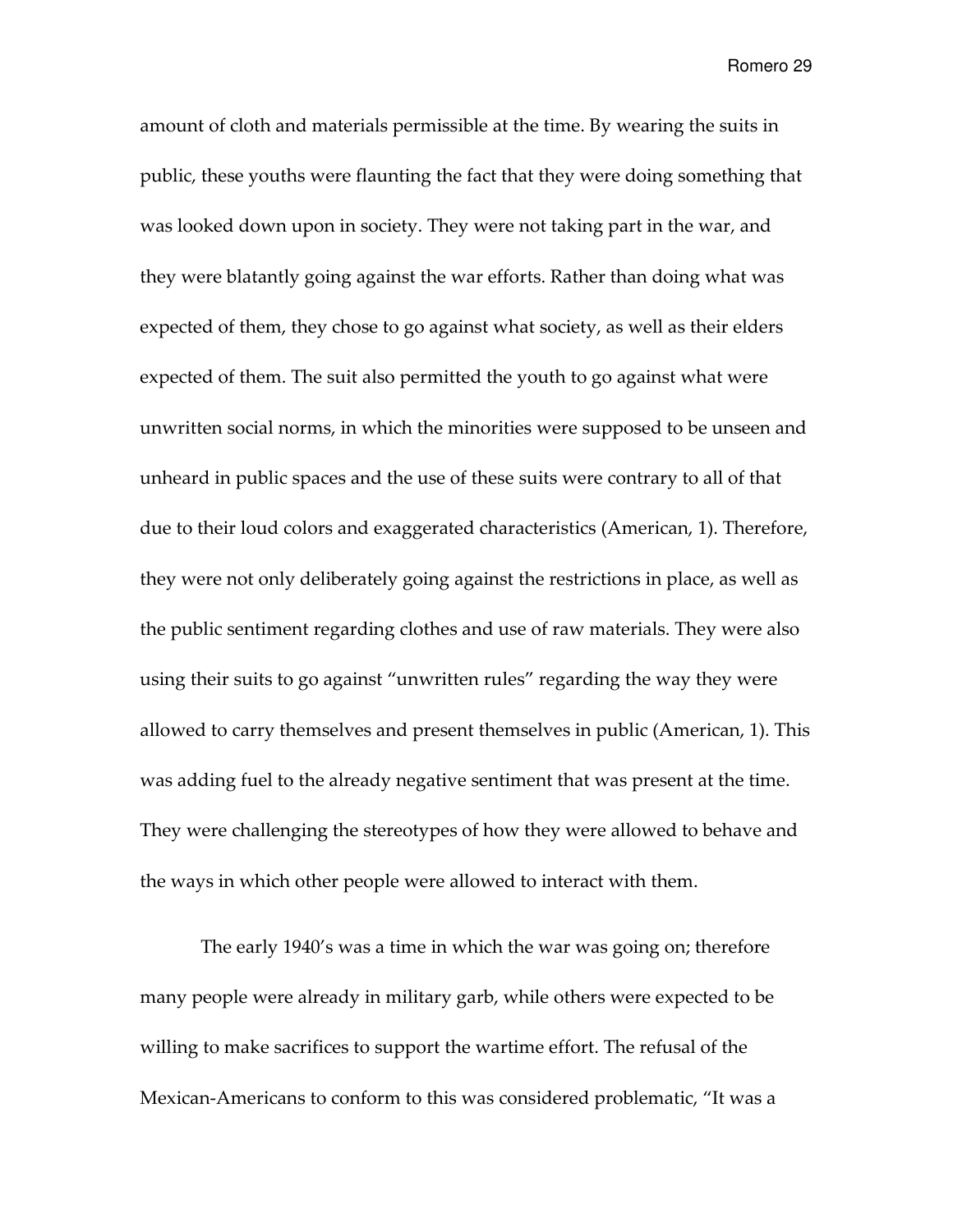amount of cloth and materials permissible at the time. By wearing the suits in public, these youths were flaunting the fact that they were doing something that was looked down upon in society. They were not taking part in the war, and they were blatantly going against the war efforts. Rather than doing what was expected of them, they chose to go against what society, as well as their elders expected of them. The suit also permitted the youth to go against what were unwritten social norms, in which the minorities were supposed to be unseen and unheard in public spaces and the use of these suits were contrary to all of that due to their loud colors and exaggerated characteristics (American, 1). Therefore, they were not only deliberately going against the restrictions in place, as well as the public sentiment regarding clothes and use of raw materials. They were also using their suits to go against "unwritten rules" regarding the way they were allowed to carry themselves and present themselves in public (American, 1). This was adding fuel to the already negative sentiment that was present at the time. They were challenging the stereotypes of how they were allowed to behave and the ways in which other people were allowed to interact with them.

The early 1940's was a time in which the war was going on; therefore many people were already in military garb, while others were expected to be willing to make sacrifices to support the wartime effort. The refusal of the Mexican-Americans to conform to this was considered problematic, "It was a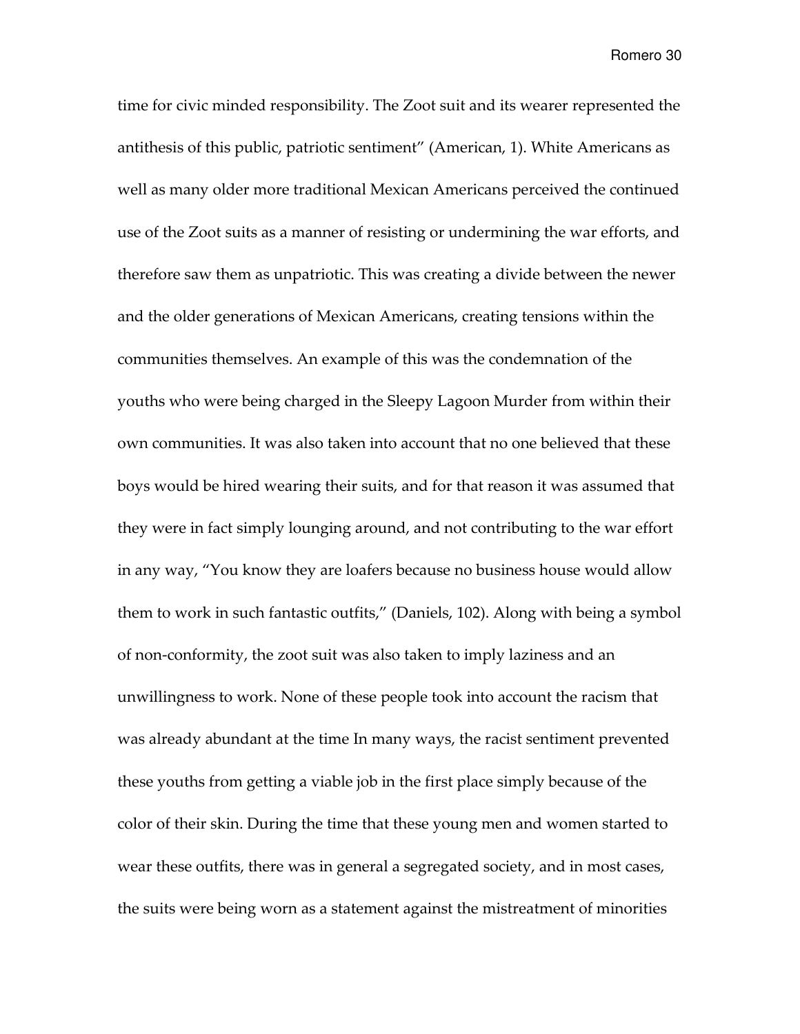time for civic minded responsibility. The Zoot suit and its wearer represented the antithesis of this public, patriotic sentiment" (American, 1). White Americans as well as many older more traditional Mexican Americans perceived the continued use of the Zoot suits as a manner of resisting or undermining the war efforts, and therefore saw them as unpatriotic. This was creating a divide between the newer and the older generations of Mexican Americans, creating tensions within the communities themselves. An example of this was the condemnation of the youths who were being charged in the Sleepy Lagoon Murder from within their own communities. It was also taken into account that no one believed that these boys would be hired wearing their suits, and for that reason it was assumed that they were in fact simply lounging around, and not contributing to the war effort in any way, "You know they are loafers because no business house would allow them to work in such fantastic outfits," (Daniels, 102). Along with being a symbol of non-conformity, the zoot suit was also taken to imply laziness and an unwillingness to work. None of these people took into account the racism that was already abundant at the time In many ways, the racist sentiment prevented these youths from getting a viable job in the first place simply because of the color of their skin. During the time that these young men and women started to wear these outfits, there was in general a segregated society, and in most cases, the suits were being worn as a statement against the mistreatment of minorities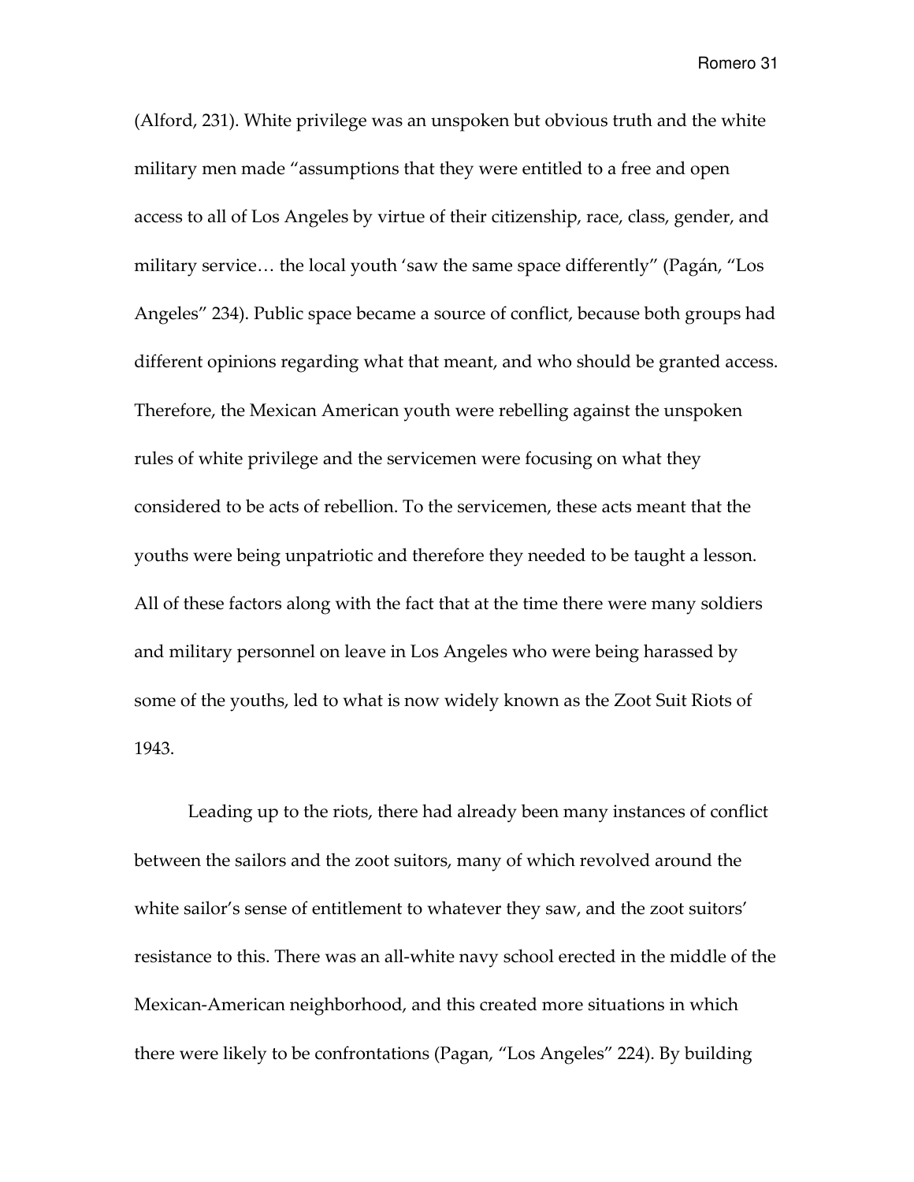(Alford, 231). White privilege was an unspoken but obvious truth and the white military men made "assumptions that they were entitled to a free and open access to all of Los Angeles by virtue of their citizenship, race, class, gender, and military service… the local youth 'saw the same space differently" (Pagán, "Los Angeles" 234). Public space became a source of conflict, because both groups had different opinions regarding what that meant, and who should be granted access. Therefore, the Mexican American youth were rebelling against the unspoken rules of white privilege and the servicemen were focusing on what they considered to be acts of rebellion. To the servicemen, these acts meant that the youths were being unpatriotic and therefore they needed to be taught a lesson. All of these factors along with the fact that at the time there were many soldiers and military personnel on leave in Los Angeles who were being harassed by some of the youths, led to what is now widely known as the Zoot Suit Riots of 1943.

Leading up to the riots, there had already been many instances of conflict between the sailors and the zoot suitors, many of which revolved around the white sailor's sense of entitlement to whatever they saw, and the zoot suitors' resistance to this. There was an all-white navy school erected in the middle of the Mexican-American neighborhood, and this created more situations in which there were likely to be confrontations (Pagan, "Los Angeles" 224). By building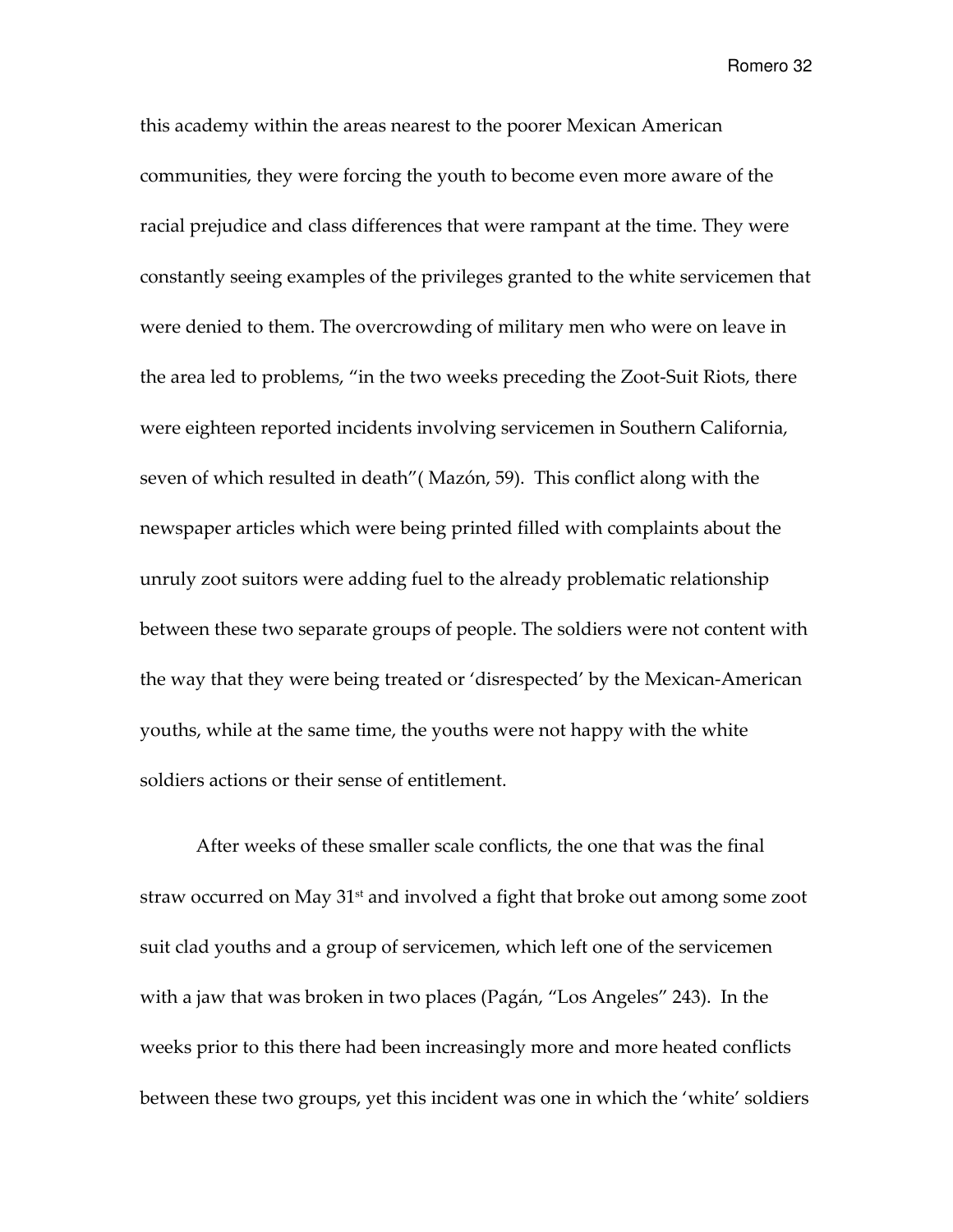this academy within the areas nearest to the poorer Mexican American communities, they were forcing the youth to become even more aware of the racial prejudice and class differences that were rampant at the time. They were constantly seeing examples of the privileges granted to the white servicemen that were denied to them. The overcrowding of military men who were on leave in the area led to problems, "in the two weeks preceding the Zoot-Suit Riots, there were eighteen reported incidents involving servicemen in Southern California, seven of which resulted in death"( Mazón, 59). This conflict along with the newspaper articles which were being printed filled with complaints about the unruly zoot suitors were adding fuel to the already problematic relationship between these two separate groups of people. The soldiers were not content with the way that they were being treated or 'disrespected' by the Mexican-American youths, while at the same time, the youths were not happy with the white soldiers actions or their sense of entitlement.

After weeks of these smaller scale conflicts, the one that was the final straw occurred on May 31st and involved a fight that broke out among some zoot suit clad youths and a group of servicemen, which left one of the servicemen with a jaw that was broken in two places (Pagán, "Los Angeles" 243). In the weeks prior to this there had been increasingly more and more heated conflicts between these two groups, yet this incident was one in which the 'white' soldiers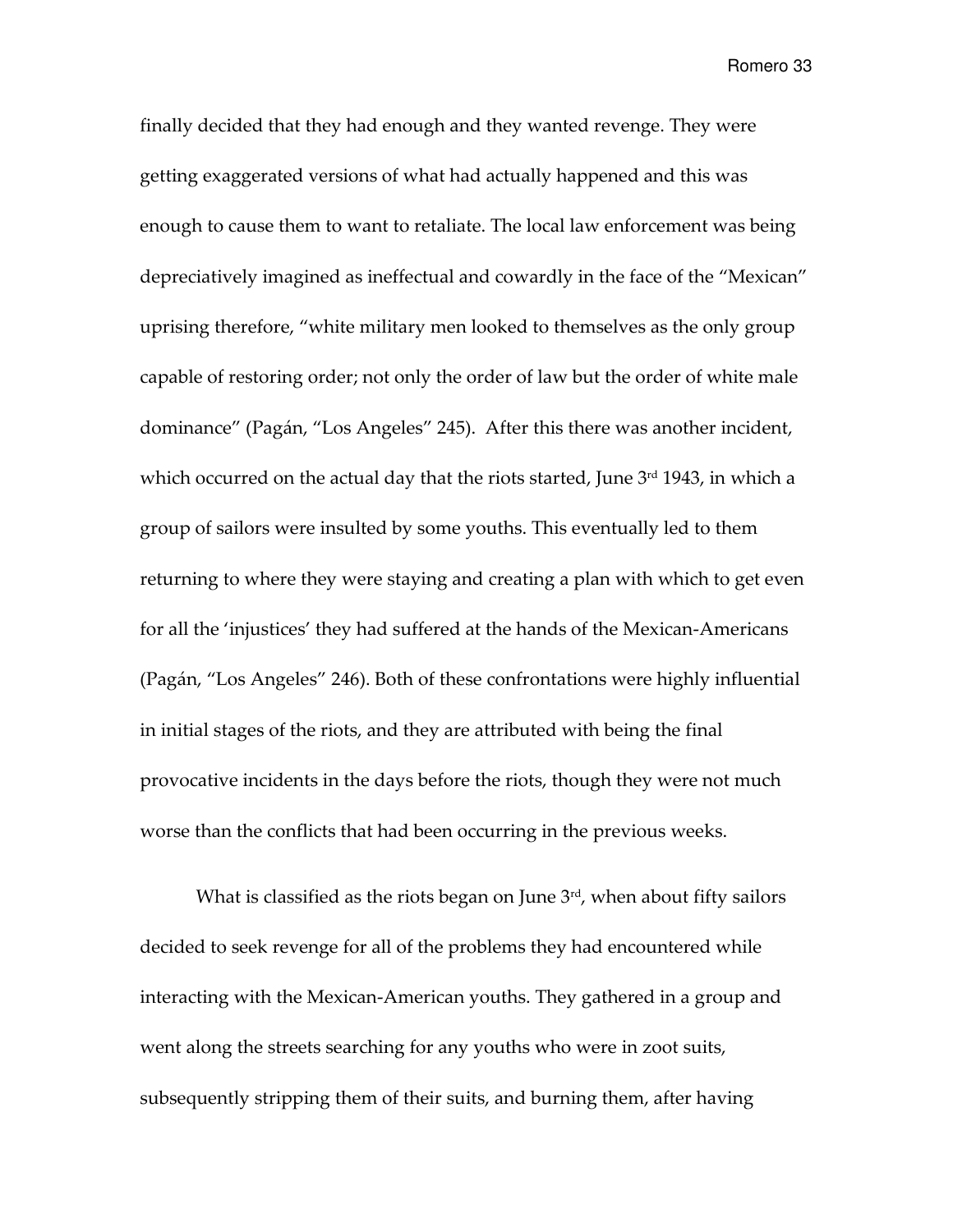finally decided that they had enough and they wanted revenge. They were getting exaggerated versions of what had actually happened and this was enough to cause them to want to retaliate. The local law enforcement was being depreciatively imagined as ineffectual and cowardly in the face of the "Mexican" uprising therefore, "white military men looked to themselves as the only group capable of restoring order; not only the order of law but the order of white male dominance" (Pagán, "Los Angeles" 245). After this there was another incident, which occurred on the actual day that the riots started, June 3rd 1943, in which a group of sailors were insulted by some youths. This eventually led to them returning to where they were staying and creating a plan with which to get even for all the 'injustices' they had suffered at the hands of the Mexican-Americans (Pagán, "Los Angeles" 246). Both of these confrontations were highly influential in initial stages of the riots, and they are attributed with being the final provocative incidents in the days before the riots, though they were not much worse than the conflicts that had been occurring in the previous weeks.

What is classified as the riots began on June 3rd, when about fifty sailors decided to seek revenge for all of the problems they had encountered while interacting with the Mexican-American youths. They gathered in a group and went along the streets searching for any youths who were in zoot suits, subsequently stripping them of their suits, and burning them, after having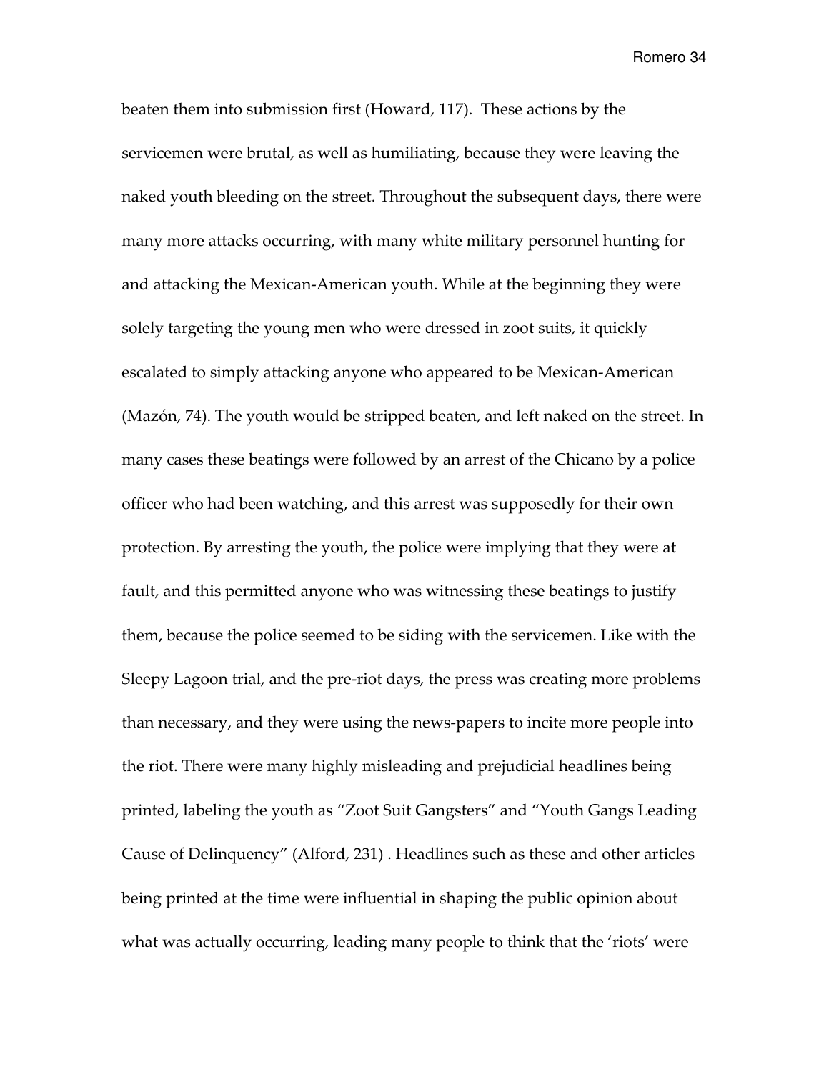beaten them into submission first (Howard, 117). These actions by the servicemen were brutal, as well as humiliating, because they were leaving the naked youth bleeding on the street. Throughout the subsequent days, there were many more attacks occurring, with many white military personnel hunting for and attacking the Mexican-American youth. While at the beginning they were solely targeting the young men who were dressed in zoot suits, it quickly escalated to simply attacking anyone who appeared to be Mexican-American (Mazón, 74). The youth would be stripped beaten, and left naked on the street. In many cases these beatings were followed by an arrest of the Chicano by a police officer who had been watching, and this arrest was supposedly for their own protection. By arresting the youth, the police were implying that they were at fault, and this permitted anyone who was witnessing these beatings to justify them, because the police seemed to be siding with the servicemen. Like with the Sleepy Lagoon trial, and the pre-riot days, the press was creating more problems than necessary, and they were using the news-papers to incite more people into the riot. There were many highly misleading and prejudicial headlines being printed, labeling the youth as "Zoot Suit Gangsters" and "Youth Gangs Leading Cause of Delinquency" (Alford, 231) . Headlines such as these and other articles being printed at the time were influential in shaping the public opinion about what was actually occurring, leading many people to think that the 'riots' were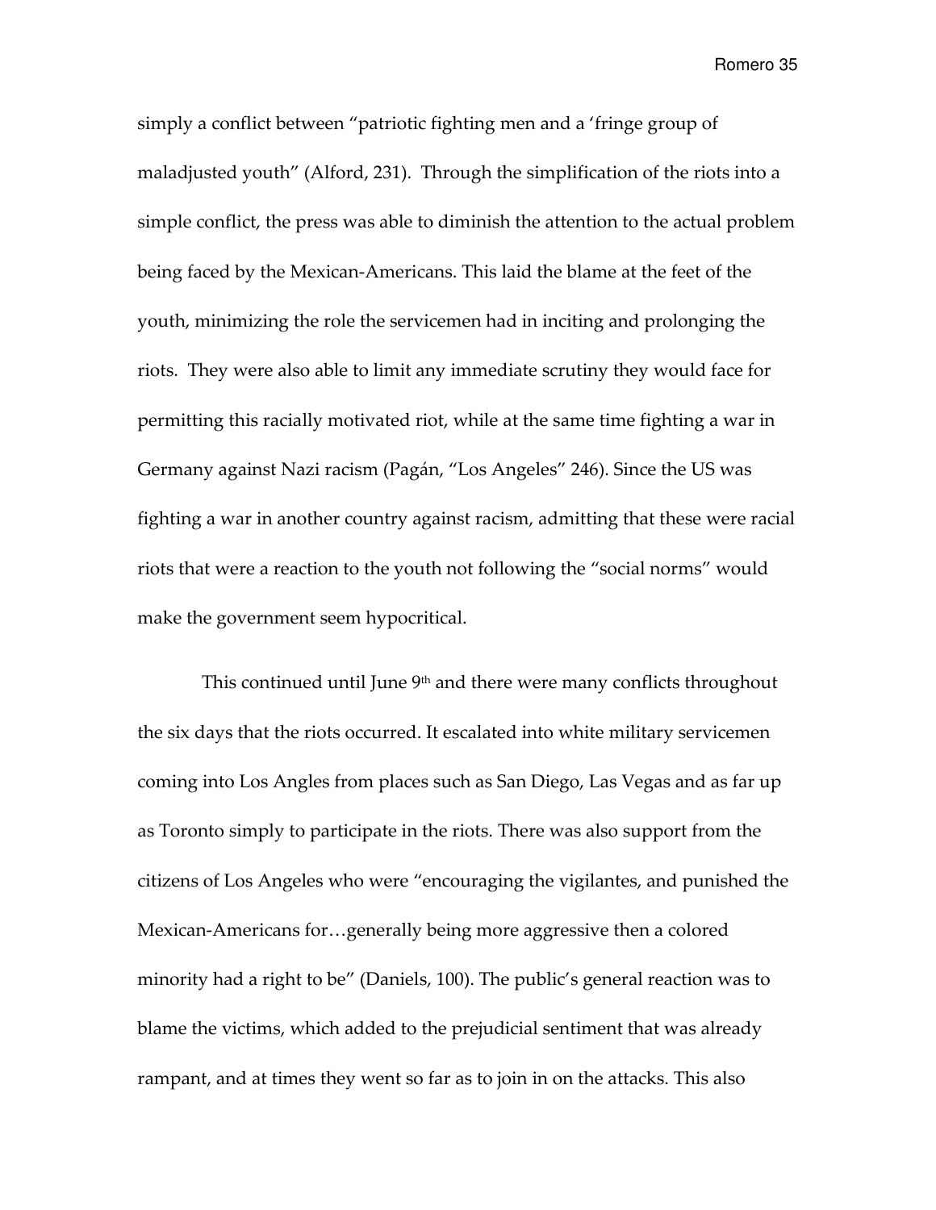simply a conflict between "patriotic fighting men and a 'fringe group of maladjusted youth" (Alford, 231). Through the simplification of the riots into a simple conflict, the press was able to diminish the attention to the actual problem being faced by the Mexican-Americans. This laid the blame at the feet of the youth, minimizing the role the servicemen had in inciting and prolonging the riots. They were also able to limit any immediate scrutiny they would face for permitting this racially motivated riot, while at the same time fighting a war in Germany against Nazi racism (Pagán, "Los Angeles" 246). Since the US was fighting a war in another country against racism, admitting that these were racial riots that were a reaction to the youth not following the "social norms" would make the government seem hypocritical.

This continued until June 9th and there were many conflicts throughout the six days that the riots occurred. It escalated into white military servicemen coming into Los Angles from places such as San Diego, Las Vegas and as far up as Toronto simply to participate in the riots. There was also support from the citizens of Los Angeles who were "encouraging the vigilantes, and punished the Mexican-Americans for…generally being more aggressive then a colored minority had a right to be" (Daniels, 100). The public's general reaction was to blame the victims, which added to the prejudicial sentiment that was already rampant, and at times they went so far as to join in on the attacks. This also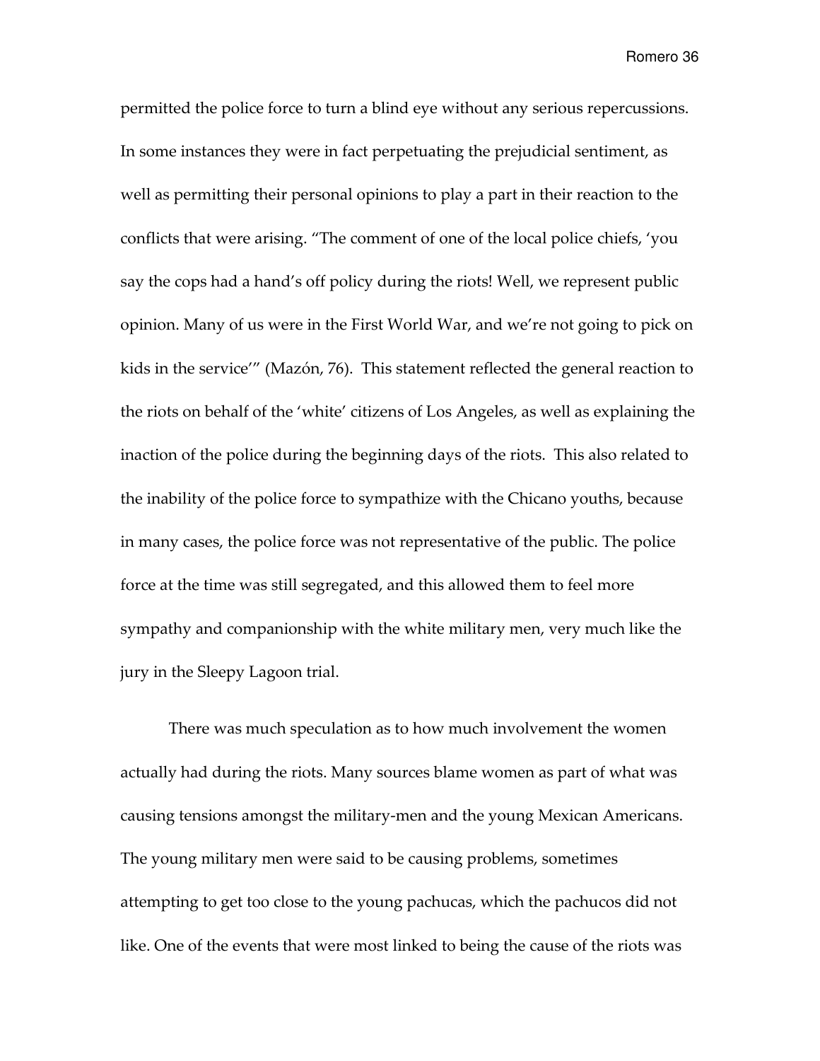permitted the police force to turn a blind eye without any serious repercussions. In some instances they were in fact perpetuating the prejudicial sentiment, as well as permitting their personal opinions to play a part in their reaction to the conflicts that were arising. "The comment of one of the local police chiefs, 'you say the cops had a hand's off policy during the riots! Well, we represent public opinion. Many of us were in the First World War, and we're not going to pick on kids in the service'" (Mazón, 76). This statement reflected the general reaction to the riots on behalf of the 'white' citizens of Los Angeles, as well as explaining the inaction of the police during the beginning days of the riots. This also related to the inability of the police force to sympathize with the Chicano youths, because in many cases, the police force was not representative of the public. The police force at the time was still segregated, and this allowed them to feel more sympathy and companionship with the white military men, very much like the jury in the Sleepy Lagoon trial.

There was much speculation as to how much involvement the women actually had during the riots. Many sources blame women as part of what was causing tensions amongst the military-men and the young Mexican Americans. The young military men were said to be causing problems, sometimes attempting to get too close to the young pachucas, which the pachucos did not like. One of the events that were most linked to being the cause of the riots was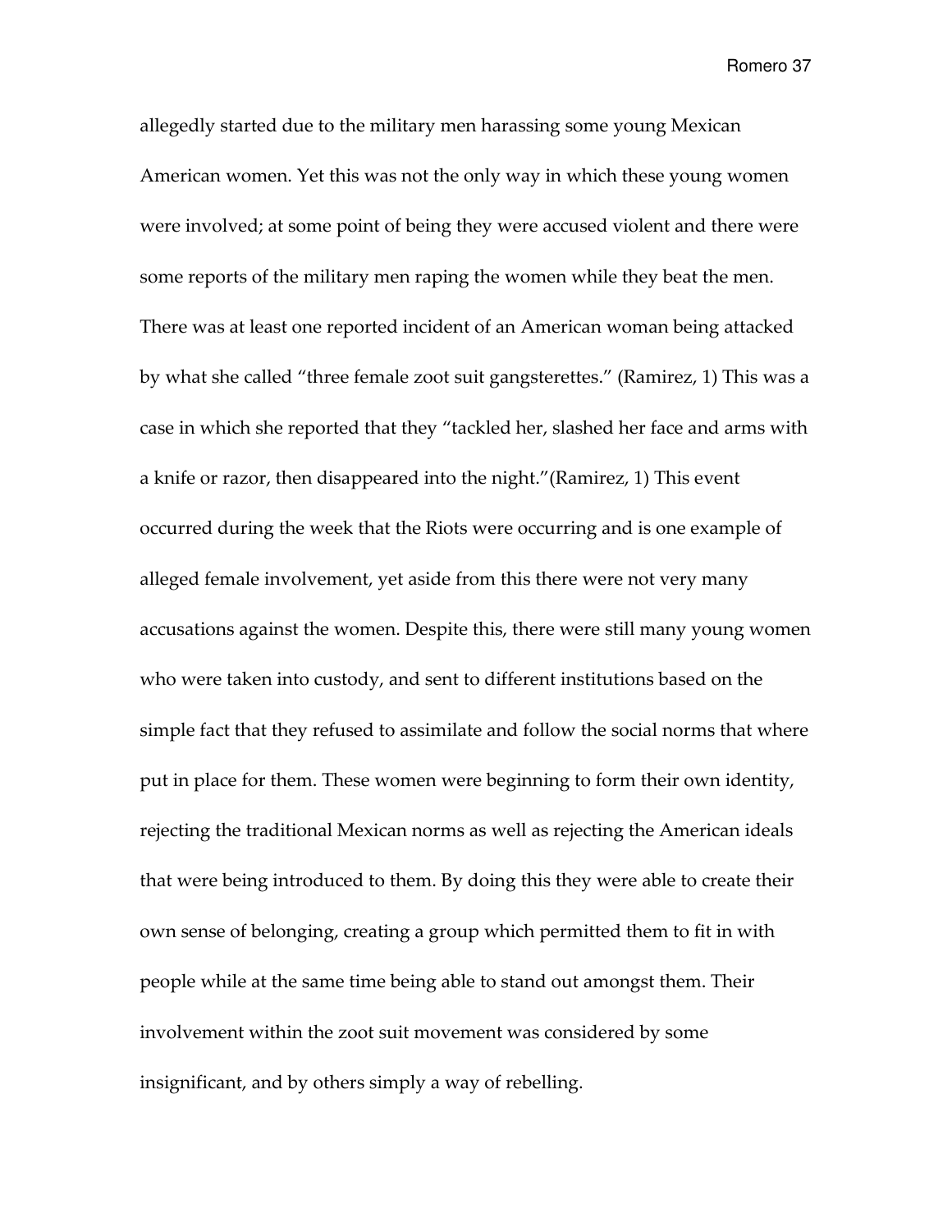allegedly started due to the military men harassing some young Mexican American women. Yet this was not the only way in which these young women were involved; at some point of being they were accused violent and there were some reports of the military men raping the women while they beat the men. There was at least one reported incident of an American woman being attacked by what she called "three female zoot suit gangsterettes." (Ramirez, 1) This was a case in which she reported that they "tackled her, slashed her face and arms with a knife or razor, then disappeared into the night."(Ramirez, 1) This event occurred during the week that the Riots were occurring and is one example of alleged female involvement, yet aside from this there were not very many accusations against the women. Despite this, there were still many young women who were taken into custody, and sent to different institutions based on the simple fact that they refused to assimilate and follow the social norms that where put in place for them. These women were beginning to form their own identity, rejecting the traditional Mexican norms as well as rejecting the American ideals that were being introduced to them. By doing this they were able to create their own sense of belonging, creating a group which permitted them to fit in with people while at the same time being able to stand out amongst them. Their involvement within the zoot suit movement was considered by some insignificant, and by others simply a way of rebelling.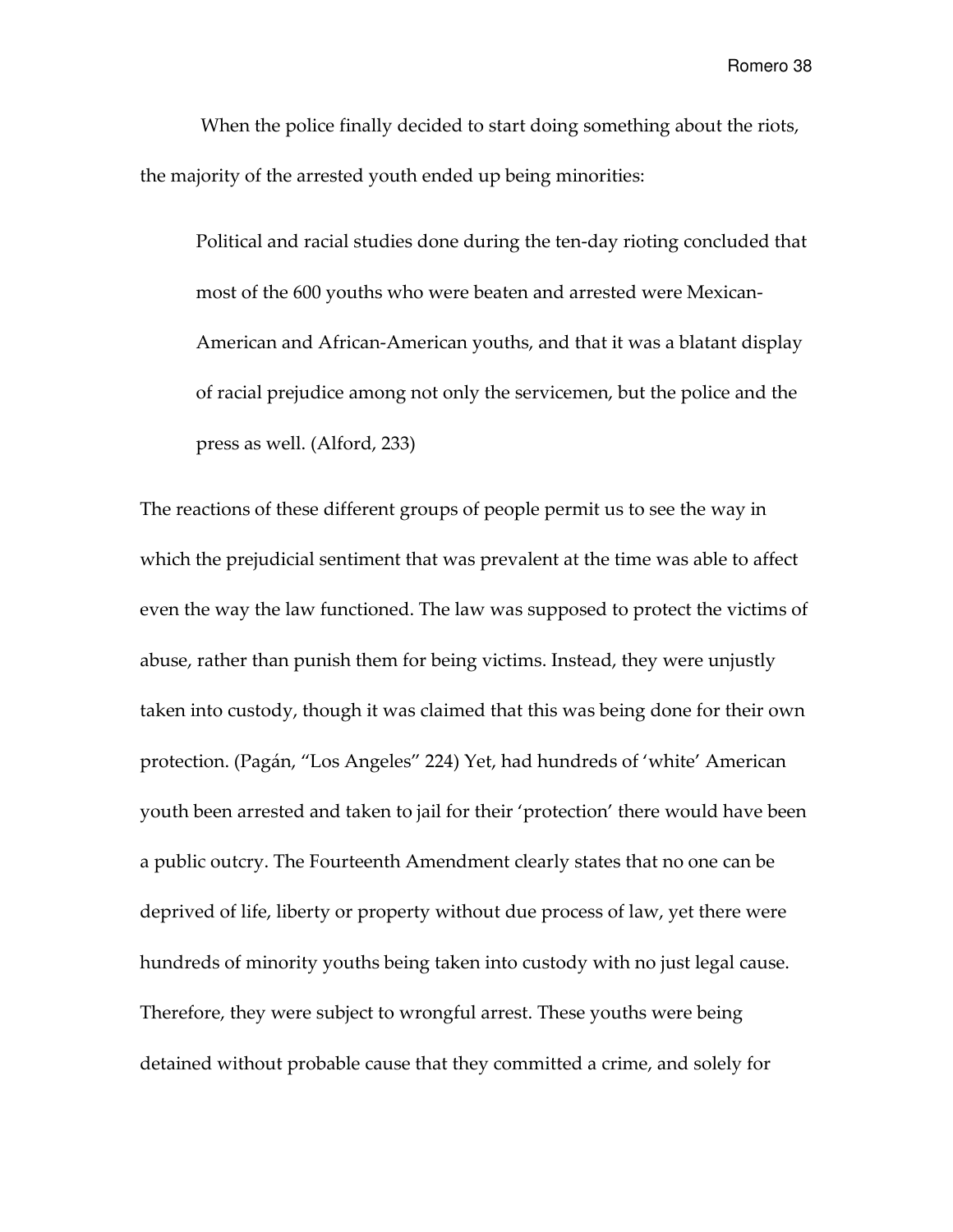When the police finally decided to start doing something about the riots, the majority of the arrested youth ended up being minorities:

> Political and racial studies done during the ten-day rioting concluded that most of the 600 youths who were beaten and arrested were Mexican-American and African-American youths, and that it was a blatant display of racial prejudice among not only the servicemen, but the police and the press as well. (Alford, 233)

The reactions of these different groups of people permit us to see the way in which the prejudicial sentiment that was prevalent at the time was able to affect even the way the law functioned. The law was supposed to protect the victims of abuse, rather than punish them for being victims. Instead, they were unjustly taken into custody, though it was claimed that this was being done for their own protection. (Pagán, "Los Angeles" 224) Yet, had hundreds of 'white' American youth been arrested and taken to jail for their 'protection' there would have been a public outcry. The Fourteenth Amendment clearly states that no one can be deprived of life, liberty or property without due process of law, yet there were hundreds of minority youths being taken into custody with no just legal cause. Therefore, they were subject to wrongful arrest. These youths were being detained without probable cause that they committed a crime, and solely for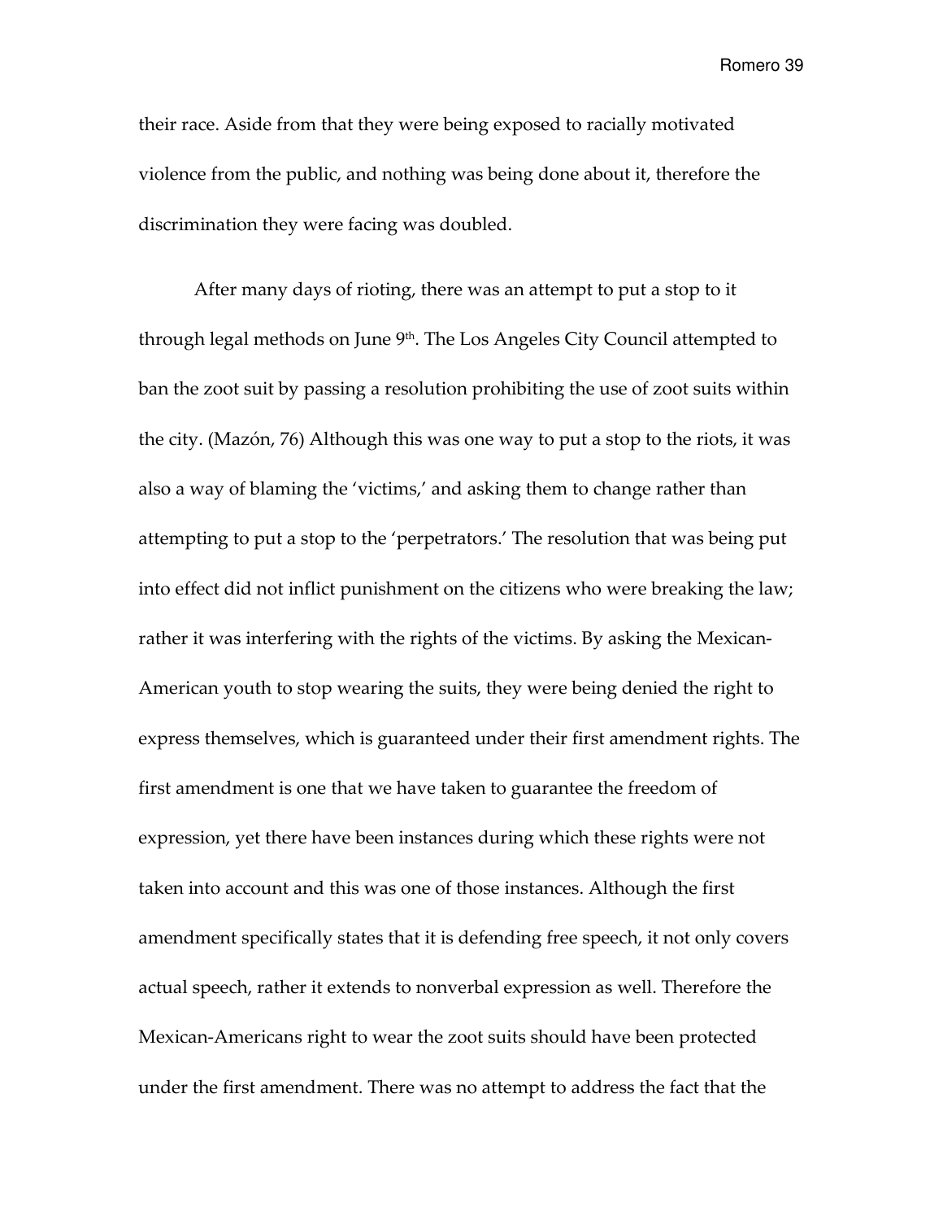their race. Aside from that they were being exposed to racially motivated violence from the public, and nothing was being done about it, therefore the discrimination they were facing was doubled.

After many days of rioting, there was an attempt to put a stop to it through legal methods on June 9th. The Los Angeles City Council attempted to ban the zoot suit by passing a resolution prohibiting the use of zoot suits within the city. (Mazón, 76) Although this was one way to put a stop to the riots, it was also a way of blaming the 'victims,' and asking them to change rather than attempting to put a stop to the 'perpetrators.' The resolution that was being put into effect did not inflict punishment on the citizens who were breaking the law; rather it was interfering with the rights of the victims. By asking the Mexican-American youth to stop wearing the suits, they were being denied the right to express themselves, which is guaranteed under their first amendment rights. The first amendment is one that we have taken to guarantee the freedom of expression, yet there have been instances during which these rights were not taken into account and this was one of those instances. Although the first amendment specifically states that it is defending free speech, it not only covers actual speech, rather it extends to nonverbal expression as well. Therefore the Mexican-Americans right to wear the zoot suits should have been protected under the first amendment. There was no attempt to address the fact that the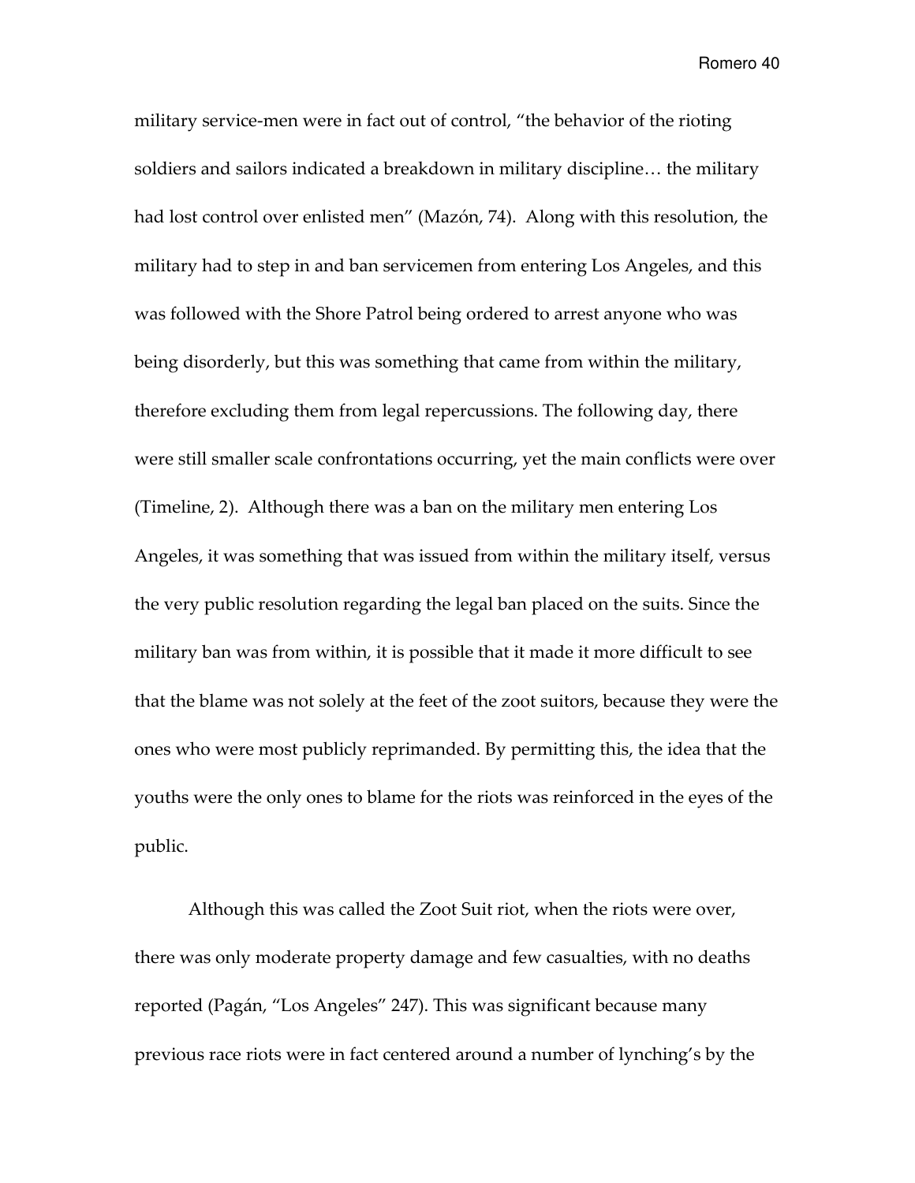military service-men were in fact out of control, "the behavior of the rioting soldiers and sailors indicated a breakdown in military discipline… the military had lost control over enlisted men" (Mazón, 74). Along with this resolution, the military had to step in and ban servicemen from entering Los Angeles, and this was followed with the Shore Patrol being ordered to arrest anyone who was being disorderly, but this was something that came from within the military, therefore excluding them from legal repercussions. The following day, there were still smaller scale confrontations occurring, yet the main conflicts were over (Timeline, 2). Although there was a ban on the military men entering Los Angeles, it was something that was issued from within the military itself, versus the very public resolution regarding the legal ban placed on the suits. Since the military ban was from within, it is possible that it made it more difficult to see that the blame was not solely at the feet of the zoot suitors, because they were the ones who were most publicly reprimanded. By permitting this, the idea that the youths were the only ones to blame for the riots was reinforced in the eyes of the public.

Although this was called the Zoot Suit riot, when the riots were over, there was only moderate property damage and few casualties, with no deaths reported (Pagán, "Los Angeles" 247). This was significant because many previous race riots were in fact centered around a number of lynching's by the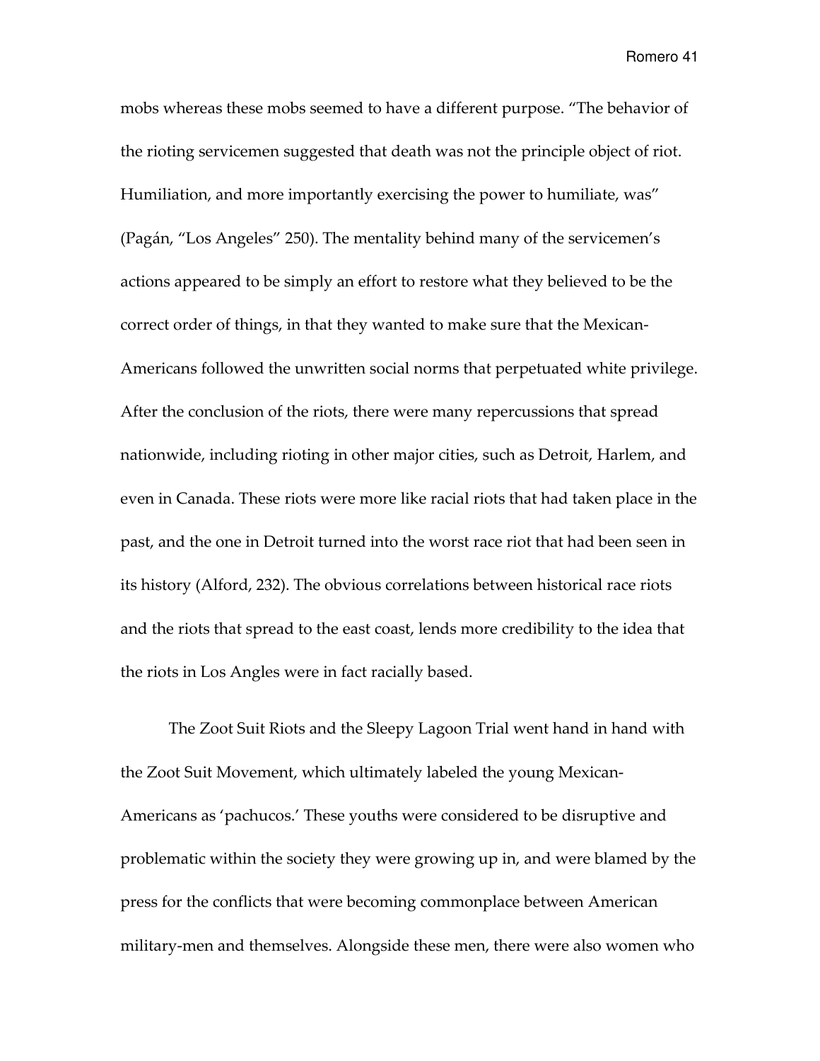mobs whereas these mobs seemed to have a different purpose. "The behavior of the rioting servicemen suggested that death was not the principle object of riot. Humiliation, and more importantly exercising the power to humiliate, was" (Pagán, "Los Angeles" 250). The mentality behind many of the servicemen's actions appeared to be simply an effort to restore what they believed to be the correct order of things, in that they wanted to make sure that the Mexican-Americans followed the unwritten social norms that perpetuated white privilege. After the conclusion of the riots, there were many repercussions that spread nationwide, including rioting in other major cities, such as Detroit, Harlem, and even in Canada. These riots were more like racial riots that had taken place in the past, and the one in Detroit turned into the worst race riot that had been seen in its history (Alford, 232). The obvious correlations between historical race riots and the riots that spread to the east coast, lends more credibility to the idea that the riots in Los Angles were in fact racially based.

The Zoot Suit Riots and the Sleepy Lagoon Trial went hand in hand with the Zoot Suit Movement, which ultimately labeled the young Mexican-Americans as 'pachucos.' These youths were considered to be disruptive and problematic within the society they were growing up in, and were blamed by the press for the conflicts that were becoming commonplace between American military-men and themselves. Alongside these men, there were also women who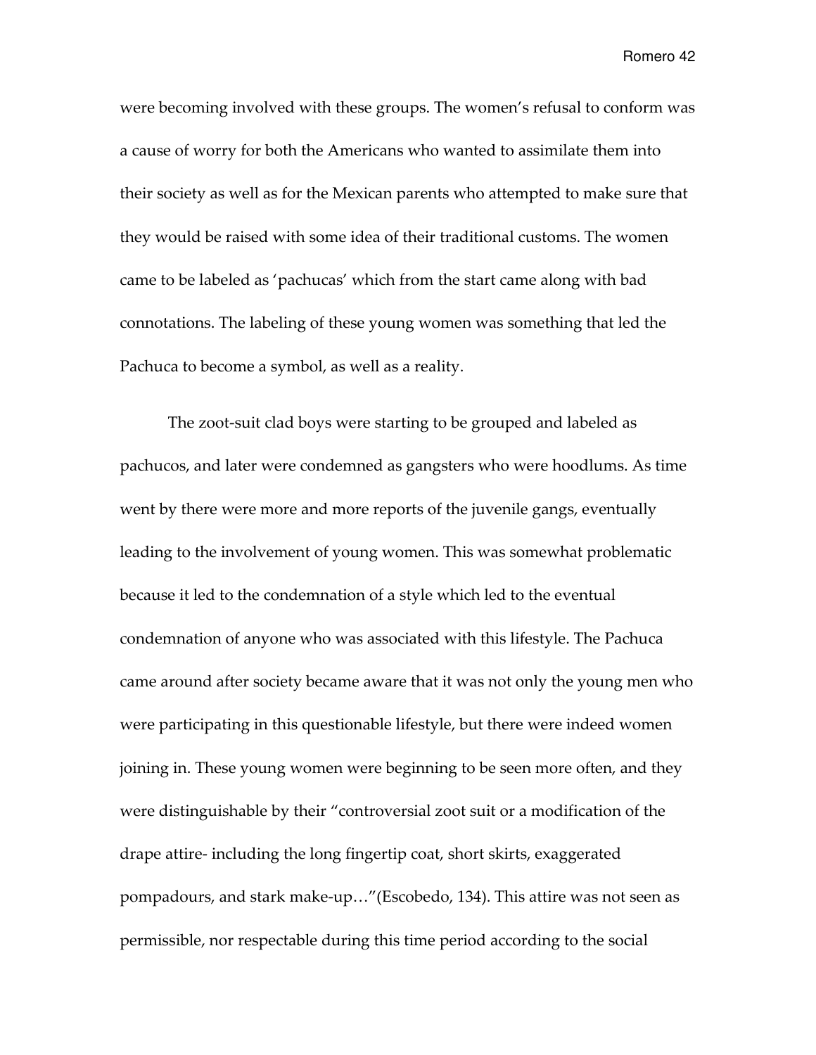were becoming involved with these groups. The women's refusal to conform was a cause of worry for both the Americans who wanted to assimilate them into their society as well as for the Mexican parents who attempted to make sure that they would be raised with some idea of their traditional customs. The women came to be labeled as 'pachucas' which from the start came along with bad connotations. The labeling of these young women was something that led the Pachuca to become a symbol, as well as a reality.

The zoot-suit clad boys were starting to be grouped and labeled as pachucos, and later were condemned as gangsters who were hoodlums. As time went by there were more and more reports of the juvenile gangs, eventually leading to the involvement of young women. This was somewhat problematic because it led to the condemnation of a style which led to the eventual condemnation of anyone who was associated with this lifestyle. The Pachuca came around after society became aware that it was not only the young men who were participating in this questionable lifestyle, but there were indeed women joining in. These young women were beginning to be seen more often, and they were distinguishable by their "controversial zoot suit or a modification of the drape attire- including the long fingertip coat, short skirts, exaggerated pompadours, and stark make-up…"(Escobedo, 134). This attire was not seen as permissible, nor respectable during this time period according to the social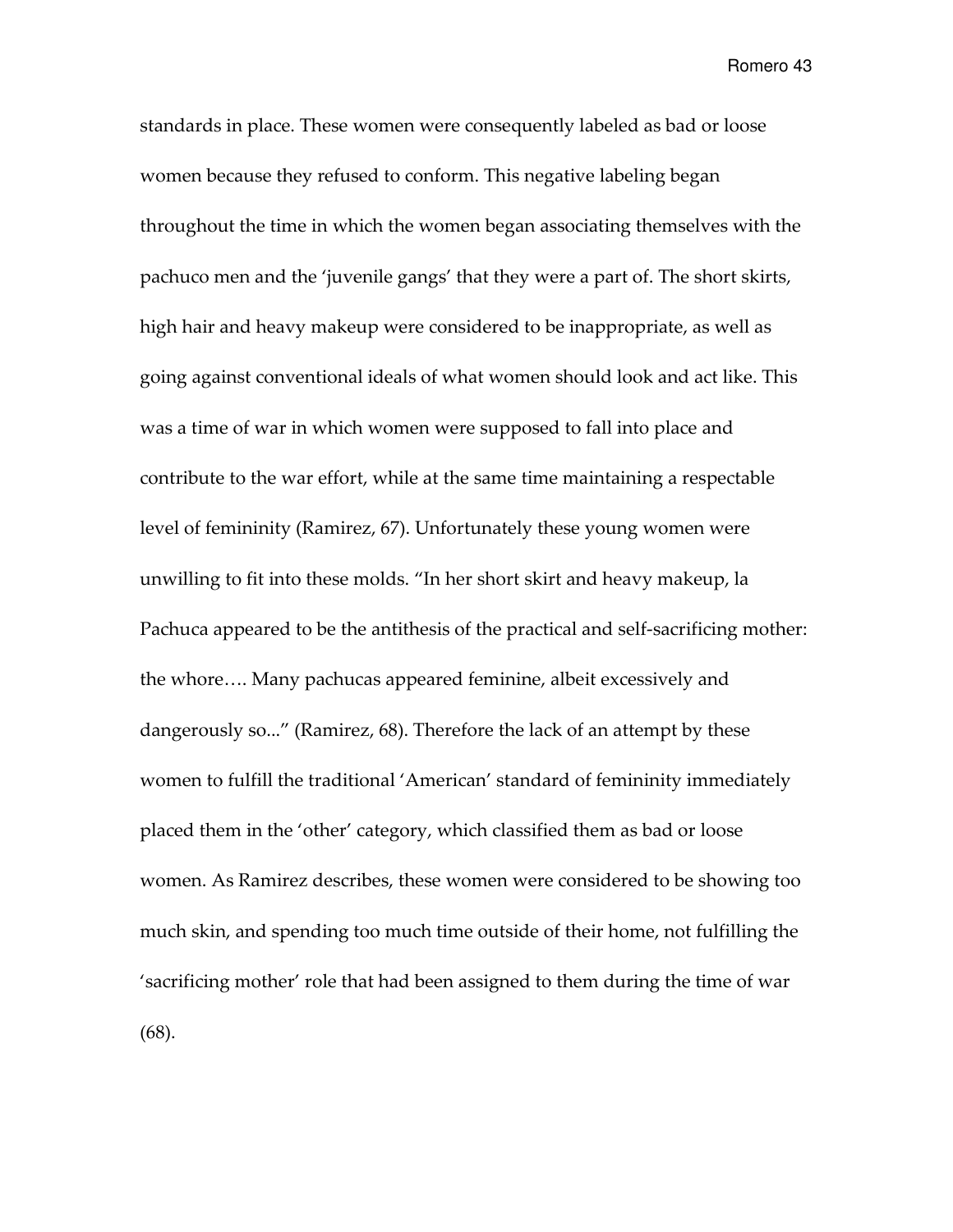standards in place. These women were consequently labeled as bad or loose women because they refused to conform. This negative labeling began throughout the time in which the women began associating themselves with the pachuco men and the 'juvenile gangs' that they were a part of. The short skirts, high hair and heavy makeup were considered to be inappropriate, as well as going against conventional ideals of what women should look and act like. This was a time of war in which women were supposed to fall into place and contribute to the war effort, while at the same time maintaining a respectable level of femininity (Ramirez, 67). Unfortunately these young women were unwilling to fit into these molds. "In her short skirt and heavy makeup, la Pachuca appeared to be the antithesis of the practical and self-sacrificing mother: the whore…. Many pachucas appeared feminine, albeit excessively and dangerously so..." (Ramirez, 68). Therefore the lack of an attempt by these women to fulfill the traditional 'American' standard of femininity immediately placed them in the 'other' category, which classified them as bad or loose women. As Ramirez describes, these women were considered to be showing too much skin, and spending too much time outside of their home, not fulfilling the 'sacrificing mother' role that had been assigned to them during the time of war (68).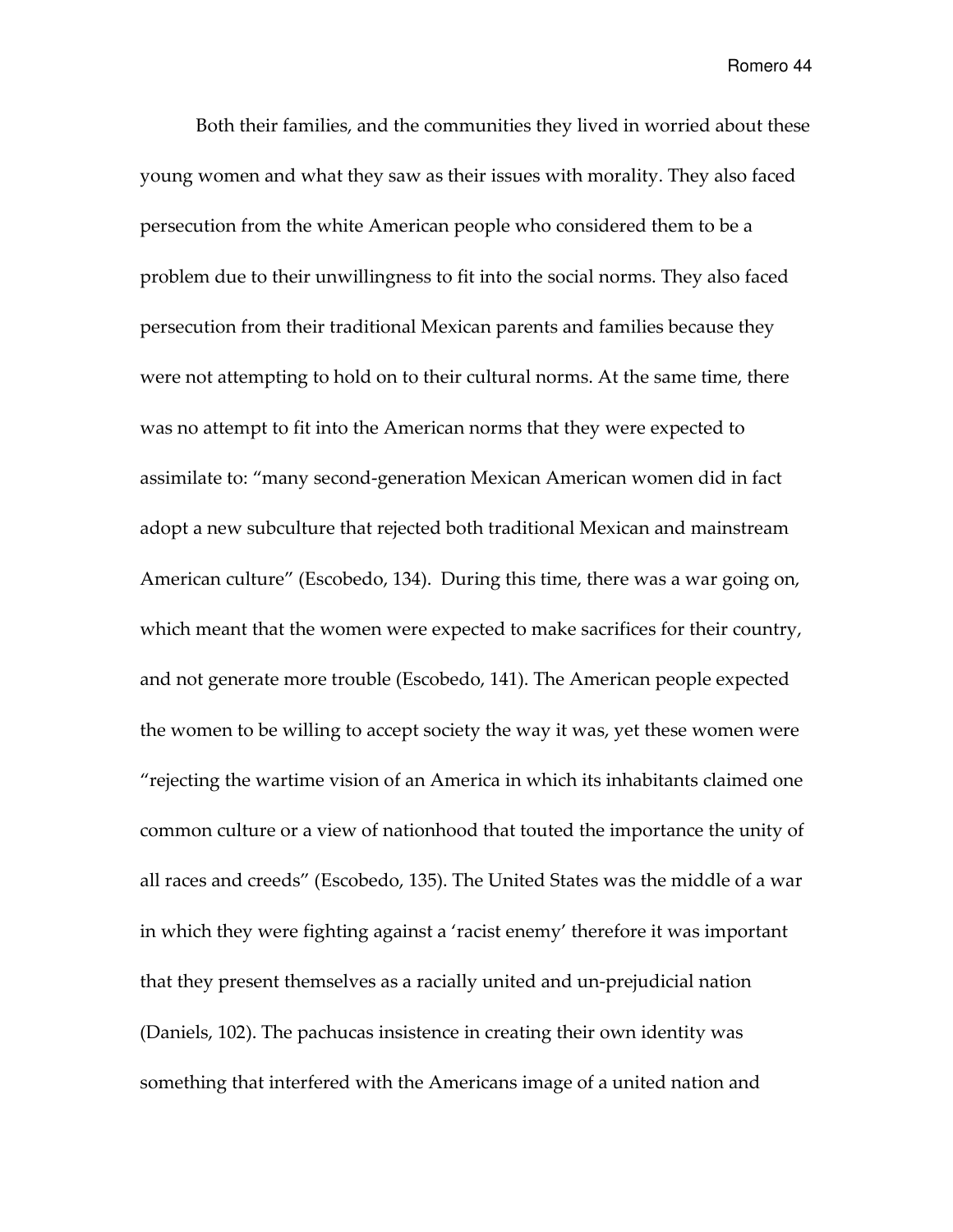Both their families, and the communities they lived in worried about these young women and what they saw as their issues with morality. They also faced persecution from the white American people who considered them to be a problem due to their unwillingness to fit into the social norms. They also faced persecution from their traditional Mexican parents and families because they were not attempting to hold on to their cultural norms. At the same time, there was no attempt to fit into the American norms that they were expected to assimilate to: "many second-generation Mexican American women did in fact adopt a new subculture that rejected both traditional Mexican and mainstream American culture" (Escobedo, 134). During this time, there was a war going on, which meant that the women were expected to make sacrifices for their country, and not generate more trouble (Escobedo, 141). The American people expected the women to be willing to accept society the way it was, yet these women were "rejecting the wartime vision of an America in which its inhabitants claimed one common culture or a view of nationhood that touted the importance the unity of all races and creeds" (Escobedo, 135). The United States was the middle of a war in which they were fighting against a 'racist enemy' therefore it was important that they present themselves as a racially united and un-prejudicial nation (Daniels, 102). The pachucas insistence in creating their own identity was something that interfered with the Americans image of a united nation and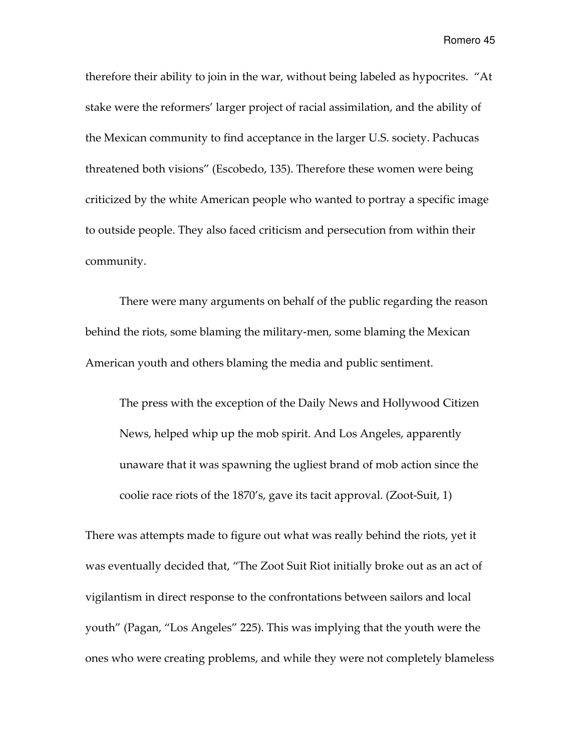therefore their ability to join in the war, without being labeled as hypocrites. "At stake were the reformers' larger project of racial assimilation, and the ability of the Mexican community to find acceptance in the larger U.S. society. Pachucas threatened both visions" (Escobedo, 135). Therefore these women were being criticized by the white American people who wanted to portray a specific image to outside people. They also faced criticism and persecution from within their community.

There were many arguments on behalf of the public regarding the reason behind the riots, some blaming the military-men, some blaming the Mexican American youth and others blaming the media and public sentiment.

> The press with the exception of the Daily News and Hollywood Citizen News, helped whip up the mob spirit. And Los Angeles, apparently unaware that it was spawning the ugliest brand of mob action since the coolie race riots of the 1870's, gave its tacit approval. (Zoot-Suit, 1)

There was attempts made to figure out what was really behind the riots, yet it was eventually decided that, "The Zoot Suit Riot initially broke out as an act of vigilantism in direct response to the confrontations between sailors and local youth" (Pagan, "Los Angeles" 225). This was implying that the youth were the ones who were creating problems, and while they were not completely blameless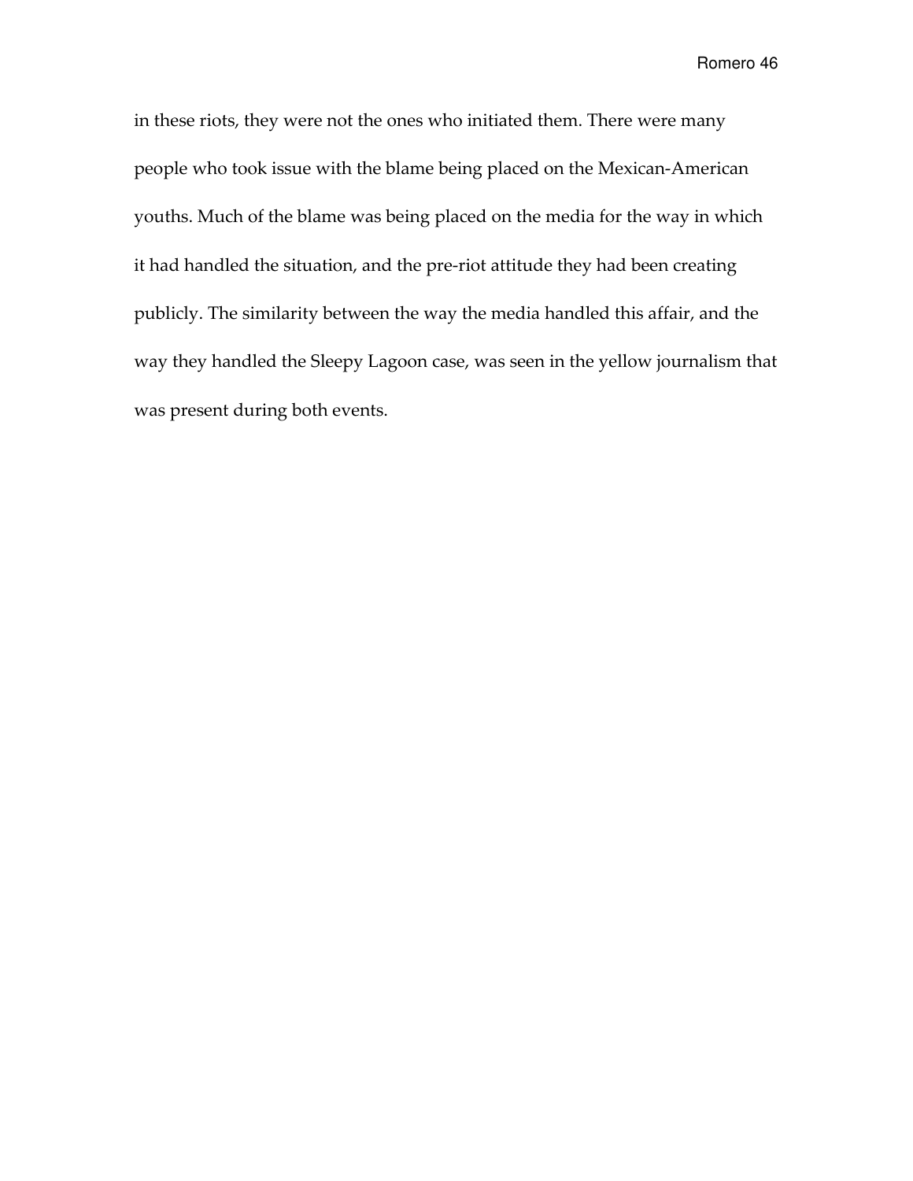in these riots, they were not the ones who initiated them. There were many people who took issue with the blame being placed on the Mexican-American youths. Much of the blame was being placed on the media for the way in which it had handled the situation, and the pre-riot attitude they had been creating publicly. The similarity between the way the media handled this affair, and the way they handled the Sleepy Lagoon case, was seen in the yellow journalism that was present during both events.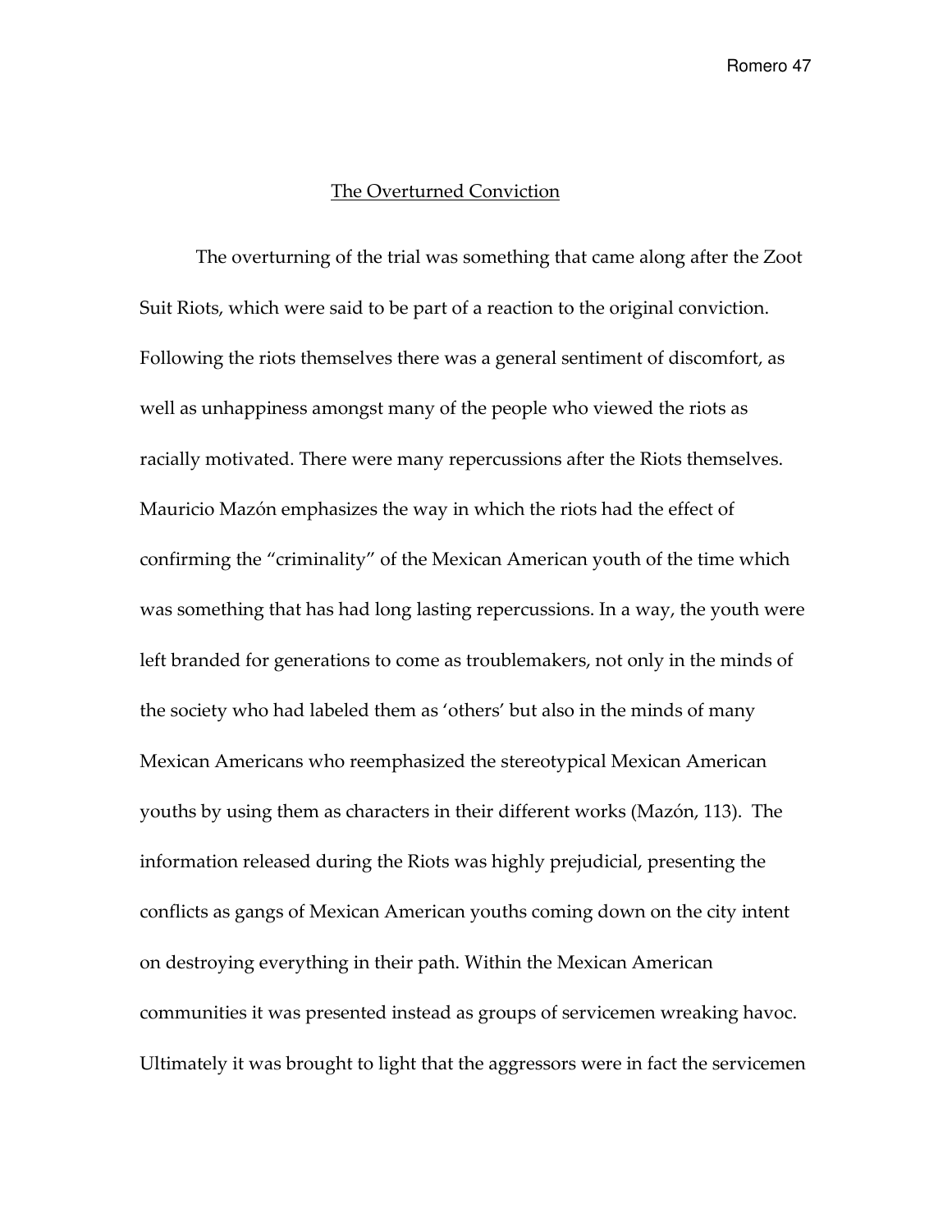## The Overturned Conviction

The overturning of the trial was something that came along after the Zoot Suit Riots, which were said to be part of a reaction to the original conviction. Following the riots themselves there was a general sentiment of discomfort, as well as unhappiness amongst many of the people who viewed the riots as racially motivated. There were many repercussions after the Riots themselves. Mauricio Mazón emphasizes the way in which the riots had the effect of confirming the "criminality" of the Mexican American youth of the time which was something that has had long lasting repercussions. In a way, the youth were left branded for generations to come as troublemakers, not only in the minds of the society who had labeled them as 'others' but also in the minds of many Mexican Americans who reemphasized the stereotypical Mexican American youths by using them as characters in their different works (Mazón, 113). The information released during the Riots was highly prejudicial, presenting the conflicts as gangs of Mexican American youths coming down on the city intent on destroying everything in their path. Within the Mexican American communities it was presented instead as groups of servicemen wreaking havoc. Ultimately it was brought to light that the aggressors were in fact the servicemen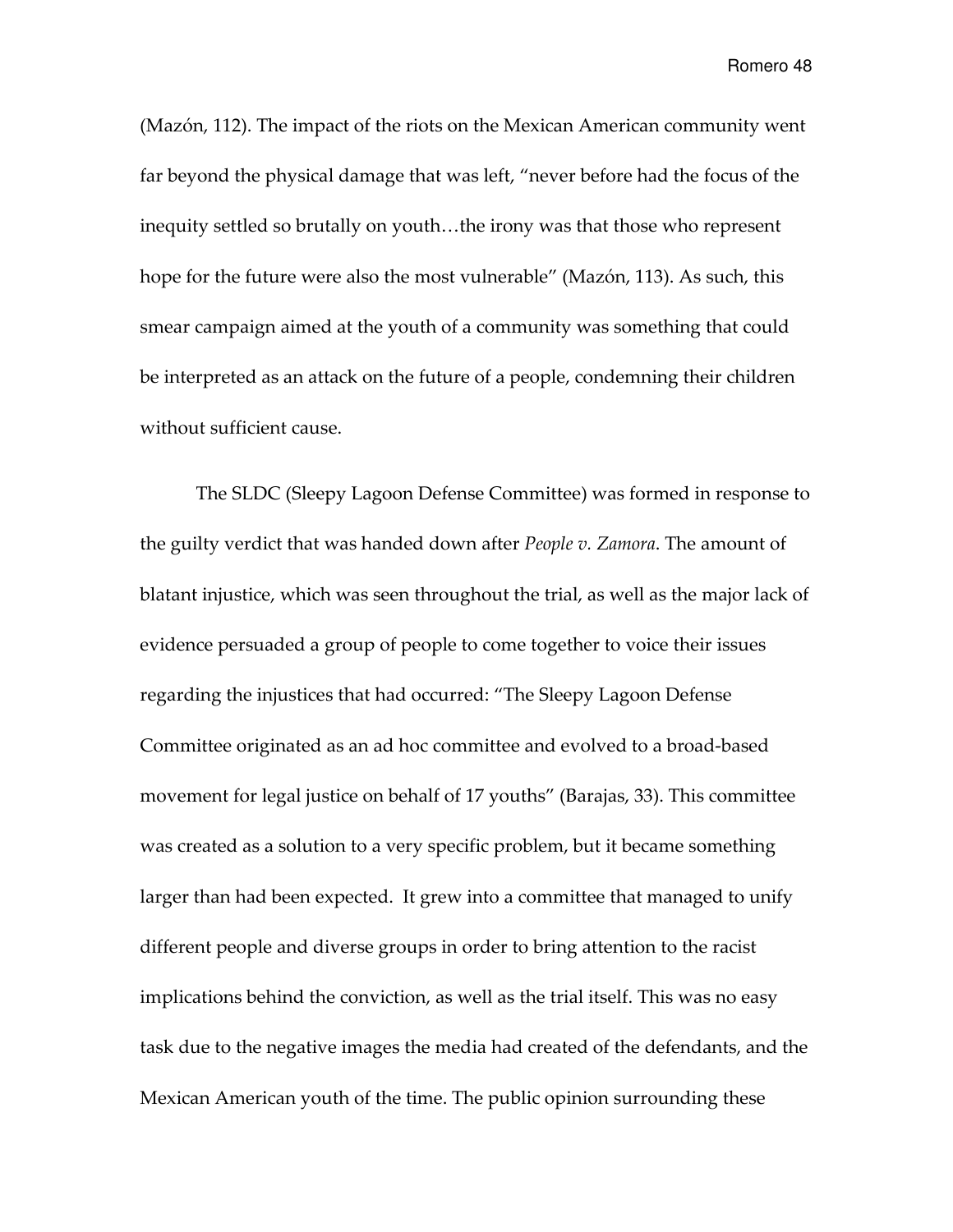(Mazón, 112). The impact of the riots on the Mexican American community went far beyond the physical damage that was left, "never before had the focus of the inequity settled so brutally on youth…the irony was that those who represent hope for the future were also the most vulnerable" (Mazón, 113). As such, this smear campaign aimed at the youth of a community was something that could be interpreted as an attack on the future of a people, condemning their children without sufficient cause.

The SLDC (Sleepy Lagoon Defense Committee) was formed in response to the guilty verdict that was handed down after *People v. Zamora*. The amount of blatant injustice, which was seen throughout the trial, as well as the major lack of evidence persuaded a group of people to come together to voice their issues regarding the injustices that had occurred: "The Sleepy Lagoon Defense Committee originated as an ad hoc committee and evolved to a broad-based movement for legal justice on behalf of 17 youths" (Barajas, 33). This committee was created as a solution to a very specific problem, but it became something larger than had been expected. It grew into a committee that managed to unify different people and diverse groups in order to bring attention to the racist implications behind the conviction, as well as the trial itself. This was no easy task due to the negative images the media had created of the defendants, and the Mexican American youth of the time. The public opinion surrounding these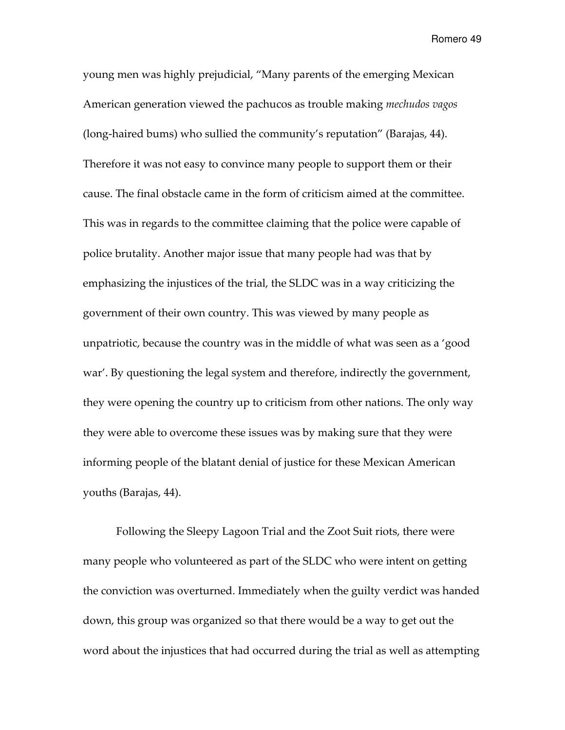young men was highly prejudicial, "Many parents of the emerging Mexican American generation viewed the pachucos as trouble making *mechudos vagos* (long-haired bums) who sullied the community's reputation" (Barajas, 44). Therefore it was not easy to convince many people to support them or their cause. The final obstacle came in the form of criticism aimed at the committee. This was in regards to the committee claiming that the police were capable of police brutality. Another major issue that many people had was that by emphasizing the injustices of the trial, the SLDC was in a way criticizing the government of their own country. This was viewed by many people as unpatriotic, because the country was in the middle of what was seen as a 'good war'. By questioning the legal system and therefore, indirectly the government, they were opening the country up to criticism from other nations. The only way they were able to overcome these issues was by making sure that they were informing people of the blatant denial of justice for these Mexican American youths (Barajas, 44).

Following the Sleepy Lagoon Trial and the Zoot Suit riots, there were many people who volunteered as part of the SLDC who were intent on getting the conviction was overturned. Immediately when the guilty verdict was handed down, this group was organized so that there would be a way to get out the word about the injustices that had occurred during the trial as well as attempting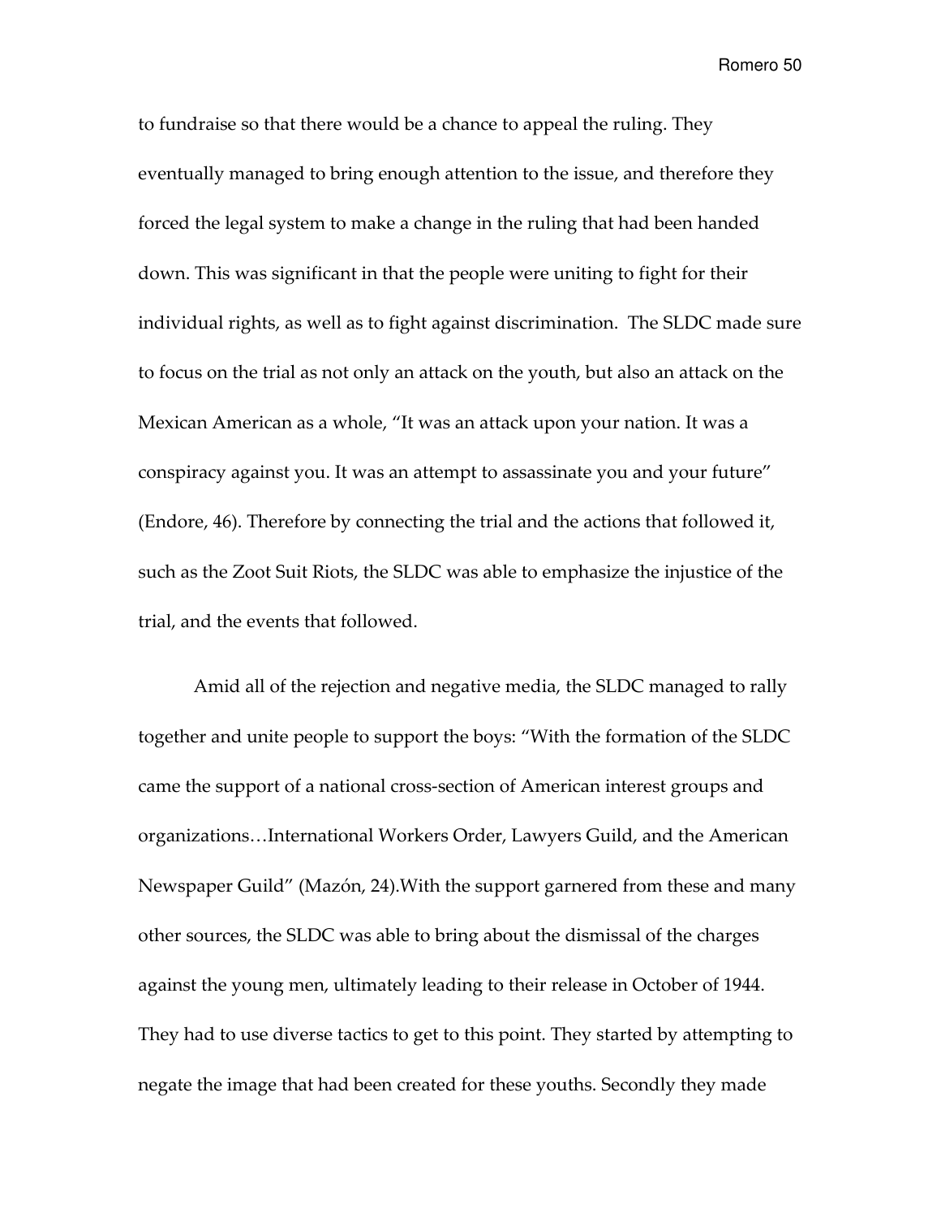to fundraise so that there would be a chance to appeal the ruling. They eventually managed to bring enough attention to the issue, and therefore they forced the legal system to make a change in the ruling that had been handed down. This was significant in that the people were uniting to fight for their individual rights, as well as to fight against discrimination. The SLDC made sure to focus on the trial as not only an attack on the youth, but also an attack on the Mexican American as a whole, "It was an attack upon your nation. It was a conspiracy against you. It was an attempt to assassinate you and your future" (Endore, 46). Therefore by connecting the trial and the actions that followed it, such as the Zoot Suit Riots, the SLDC was able to emphasize the injustice of the trial, and the events that followed.

Amid all of the rejection and negative media, the SLDC managed to rally together and unite people to support the boys: "With the formation of the SLDC came the support of a national cross-section of American interest groups and organizations…International Workers Order, Lawyers Guild, and the American Newspaper Guild" (Mazón, 24).With the support garnered from these and many other sources, the SLDC was able to bring about the dismissal of the charges against the young men, ultimately leading to their release in October of 1944. They had to use diverse tactics to get to this point. They started by attempting to negate the image that had been created for these youths. Secondly they made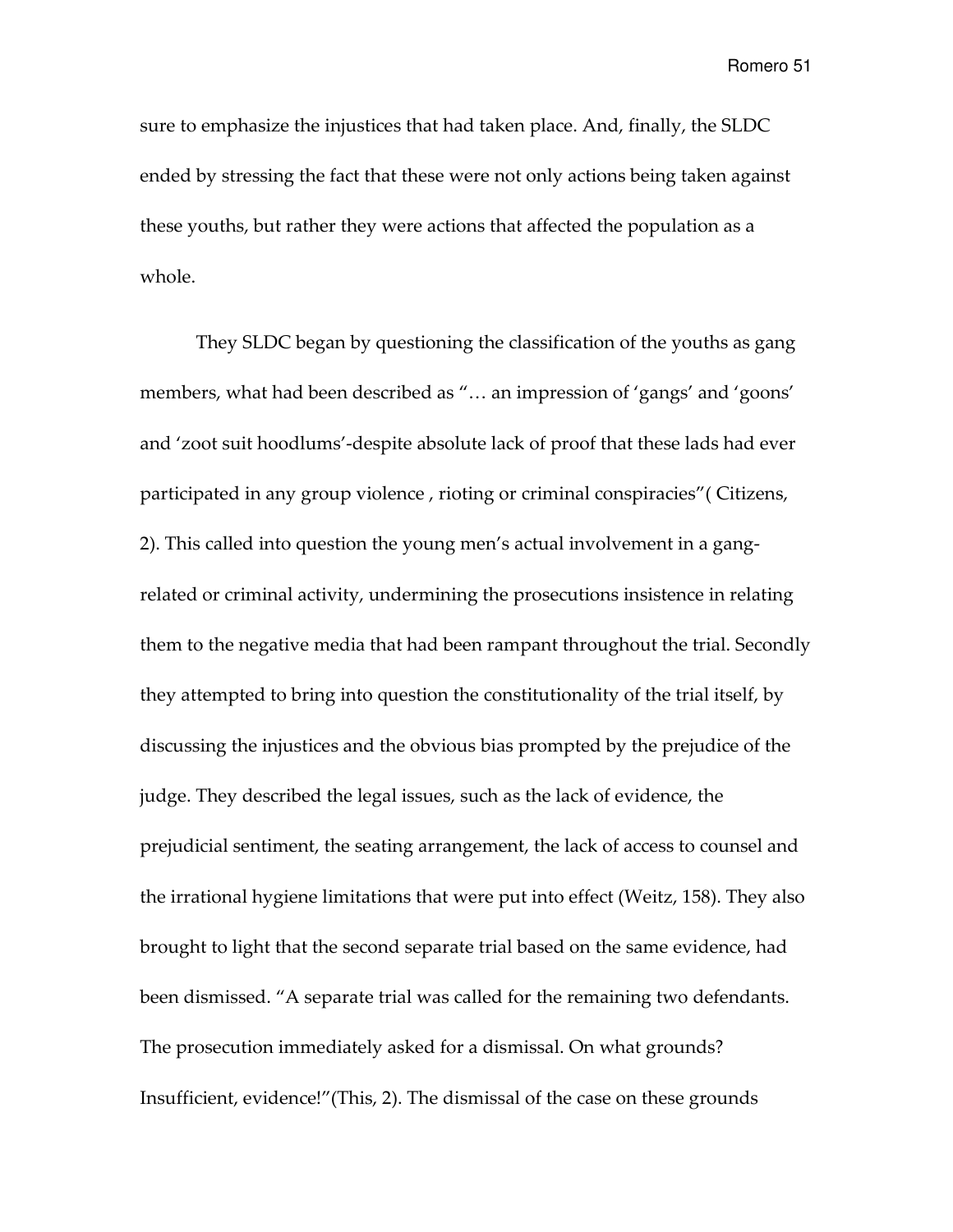sure to emphasize the injustices that had taken place. And, finally, the SLDC ended by stressing the fact that these were not only actions being taken against these youths, but rather they were actions that affected the population as a whole.

They SLDC began by questioning the classification of the youths as gang members, what had been described as "… an impression of 'gangs' and 'goons' and 'zoot suit hoodlums'-despite absolute lack of proof that these lads had ever participated in any group violence , rioting or criminal conspiracies"( Citizens, 2). This called into question the young men's actual involvement in a gang-related or criminal activity, undermining the prosecutions insistence in relating them to the negative media that had been rampant throughout the trial. Secondly they attempted to bring into question the constitutionality of the trial itself, by discussing the injustices and the obvious bias prompted by the prejudice of the judge. They described the legal issues, such as the lack of evidence, the prejudicial sentiment, the seating arrangement, the lack of access to counsel and the irrational hygiene limitations that were put into effect (Weitz, 158). They also brought to light that the second separate trial based on the same evidence, had been dismissed. "A separate trial was called for the remaining two defendants. The prosecution immediately asked for a dismissal. On what grounds? Insufficient, evidence!"(This, 2). The dismissal of the case on these grounds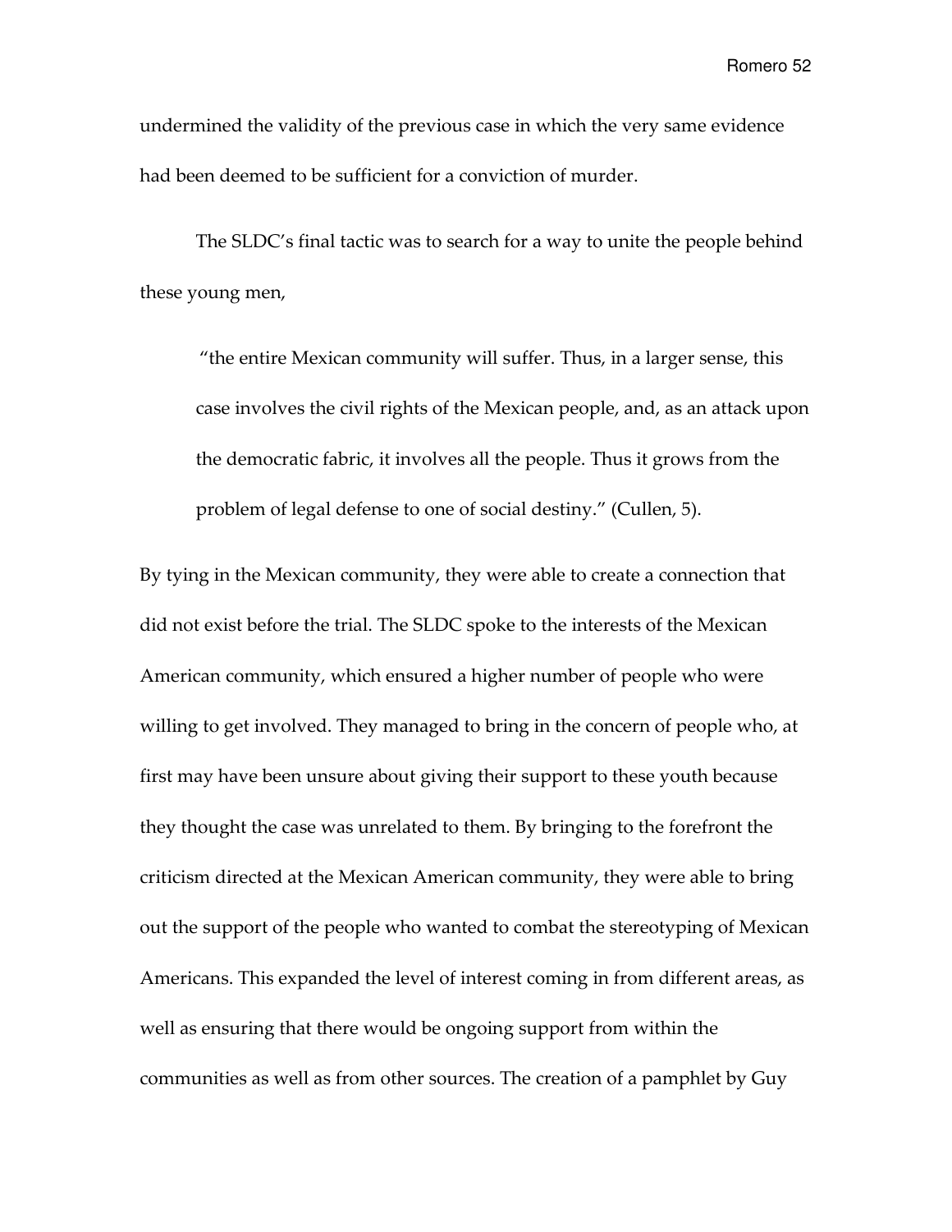undermined the validity of the previous case in which the very same evidence had been deemed to be sufficient for a conviction of murder.

The SLDC's final tactic was to search for a way to unite the people behind these young men,

> "the entire Mexican community will suffer. Thus, in a larger sense, this case involves the civil rights of the Mexican people, and, as an attack upon the democratic fabric, it involves all the people. Thus it grows from the problem of legal defense to one of social destiny." (Cullen, 5).

By tying in the Mexican community, they were able to create a connection that did not exist before the trial. The SLDC spoke to the interests of the Mexican American community, which ensured a higher number of people who were willing to get involved. They managed to bring in the concern of people who, at first may have been unsure about giving their support to these youth because they thought the case was unrelated to them. By bringing to the forefront the criticism directed at the Mexican American community, they were able to bring out the support of the people who wanted to combat the stereotyping of Mexican Americans. This expanded the level of interest coming in from different areas, as well as ensuring that there would be ongoing support from within the communities as well as from other sources. The creation of a pamphlet by Guy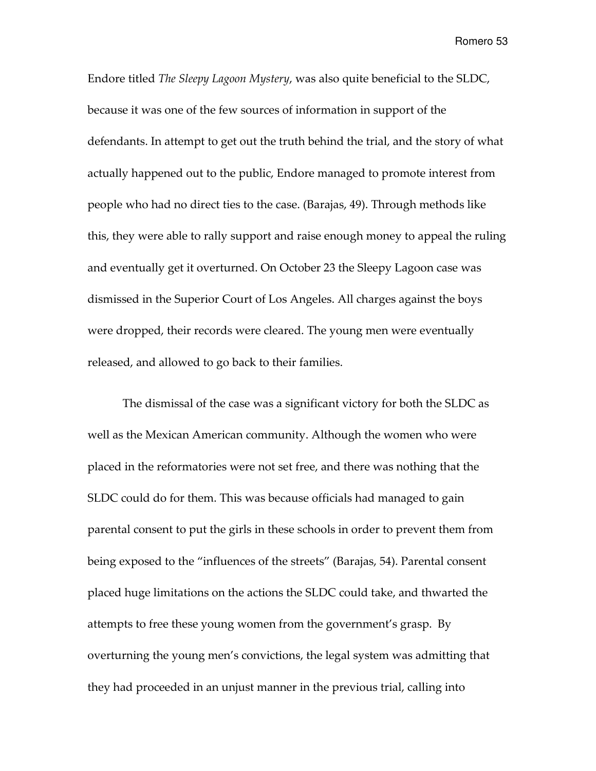Endore titled *The Sleepy Lagoon Mystery*, was also quite beneficial to the SLDC, because it was one of the few sources of information in support of the defendants. In attempt to get out the truth behind the trial, and the story of what actually happened out to the public, Endore managed to promote interest from people who had no direct ties to the case. (Barajas, 49). Through methods like this, they were able to rally support and raise enough money to appeal the ruling and eventually get it overturned. On October 23 the Sleepy Lagoon case was dismissed in the Superior Court of Los Angeles. All charges against the boys were dropped, their records were cleared. The young men were eventually released, and allowed to go back to their families.

The dismissal of the case was a significant victory for both the SLDC as well as the Mexican American community. Although the women who were placed in the reformatories were not set free, and there was nothing that the SLDC could do for them. This was because officials had managed to gain parental consent to put the girls in these schools in order to prevent them from being exposed to the "influences of the streets" (Barajas, 54). Parental consent placed huge limitations on the actions the SLDC could take, and thwarted the attempts to free these young women from the government's grasp. By overturning the young men's convictions, the legal system was admitting that they had proceeded in an unjust manner in the previous trial, calling into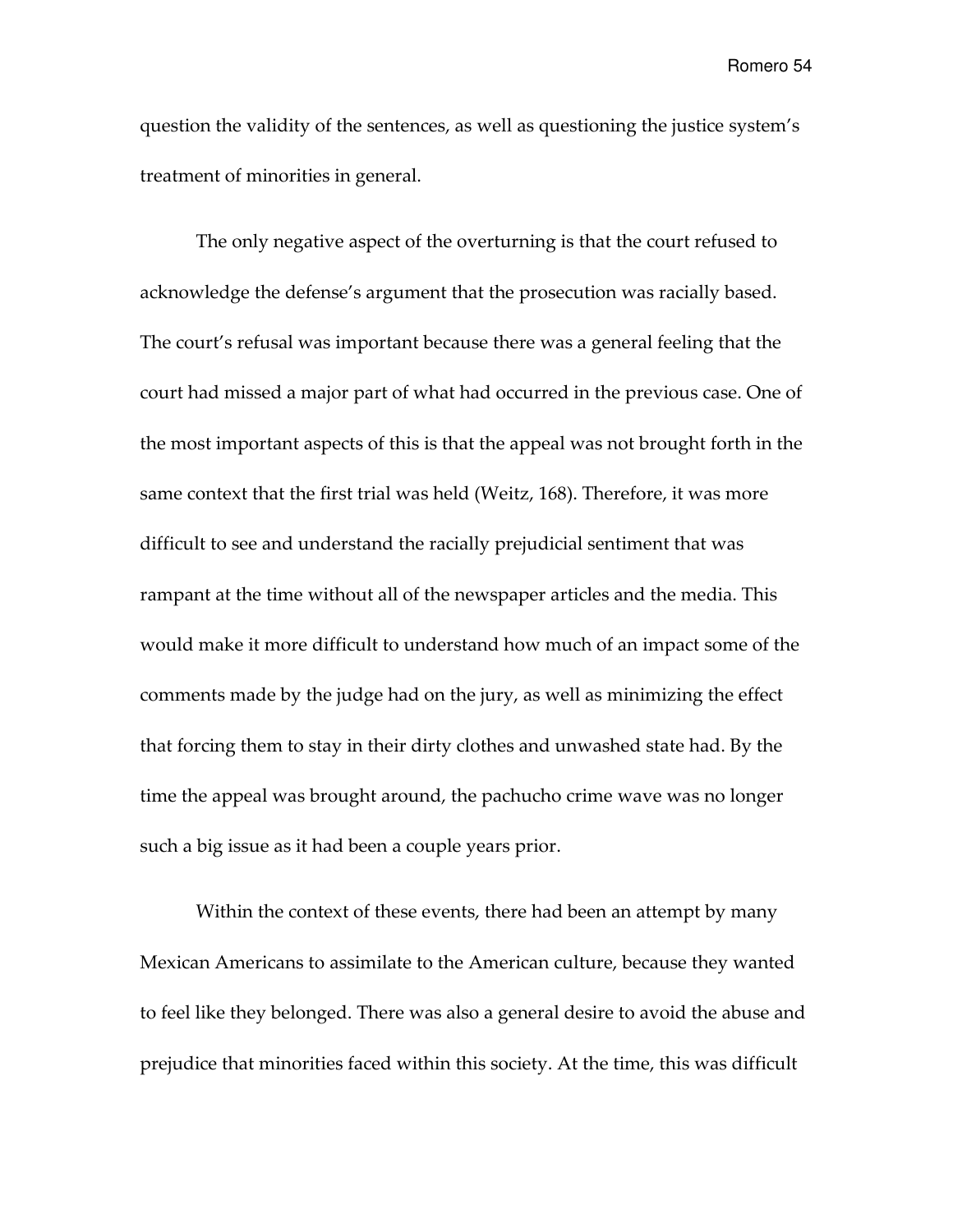question the validity of the sentences, as well as questioning the justice system's treatment of minorities in general.

The only negative aspect of the overturning is that the court refused to acknowledge the defense's argument that the prosecution was racially based. The court's refusal was important because there was a general feeling that the court had missed a major part of what had occurred in the previous case. One of the most important aspects of this is that the appeal was not brought forth in the same context that the first trial was held (Weitz, 168). Therefore, it was more difficult to see and understand the racially prejudicial sentiment that was rampant at the time without all of the newspaper articles and the media. This would make it more difficult to understand how much of an impact some of the comments made by the judge had on the jury, as well as minimizing the effect that forcing them to stay in their dirty clothes and unwashed state had. By the time the appeal was brought around, the pachucho crime wave was no longer such a big issue as it had been a couple years prior.

Within the context of these events, there had been an attempt by many Mexican Americans to assimilate to the American culture, because they wanted to feel like they belonged. There was also a general desire to avoid the abuse and prejudice that minorities faced within this society. At the time, this was difficult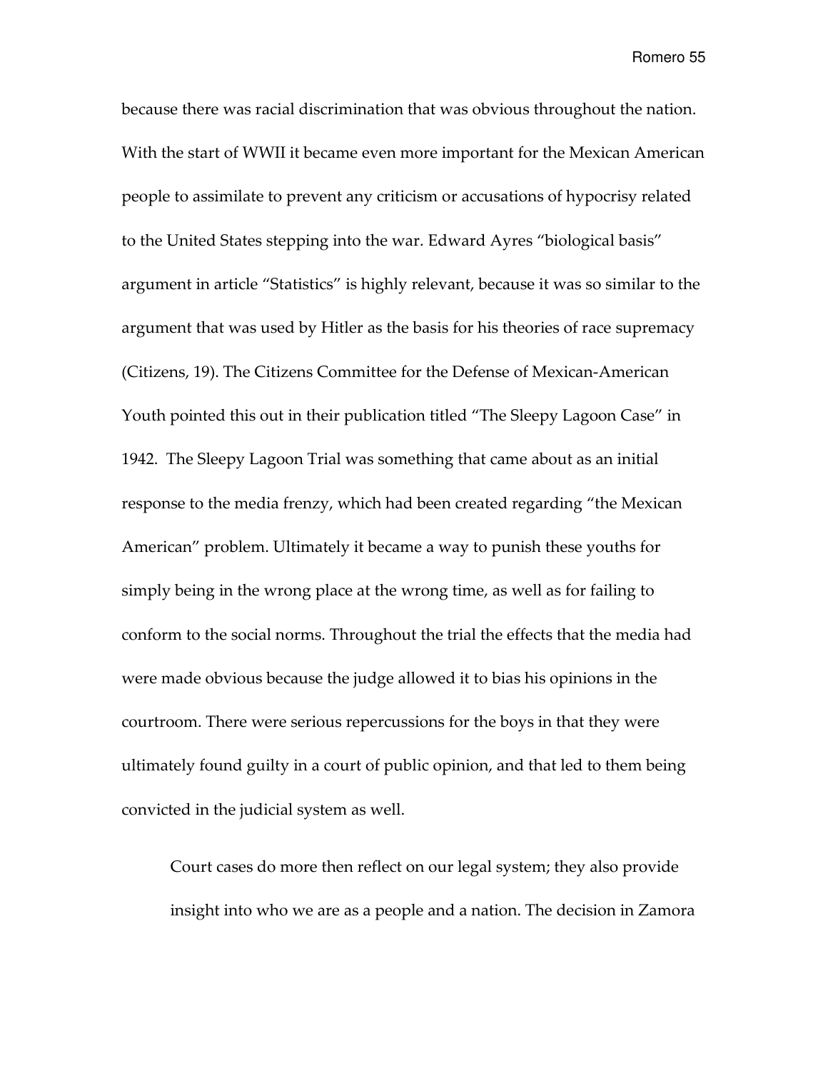because there was racial discrimination that was obvious throughout the nation. With the start of WWII it became even more important for the Mexican American people to assimilate to prevent any criticism or accusations of hypocrisy related to the United States stepping into the war. Edward Ayres "biological basis" argument in article "Statistics" is highly relevant, because it was so similar to the argument that was used by Hitler as the basis for his theories of race supremacy (Citizens, 19). The Citizens Committee for the Defense of Mexican-American Youth pointed this out in their publication titled "The Sleepy Lagoon Case" in 1942. The Sleepy Lagoon Trial was something that came about as an initial response to the media frenzy, which had been created regarding "the Mexican American" problem. Ultimately it became a way to punish these youths for simply being in the wrong place at the wrong time, as well as for failing to conform to the social norms. Throughout the trial the effects that the media had were made obvious because the judge allowed it to bias his opinions in the courtroom. There were serious repercussions for the boys in that they were ultimately found guilty in a court of public opinion, and that led to them being convicted in the judicial system as well.

Court cases do more then reflect on our legal system; they also provide insight into who we are as a people and a nation. The decision in Zamora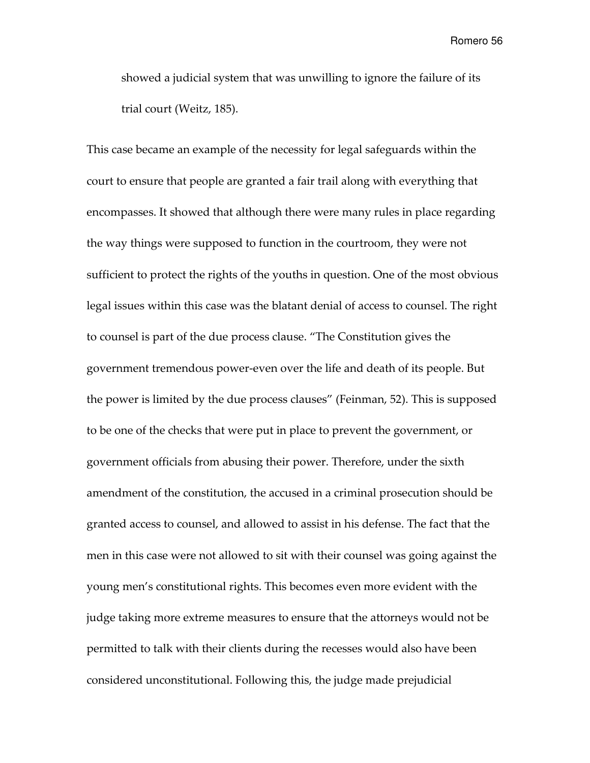> showed a judicial system that was unwilling to ignore the failure of its trial court (Weitz, 185).

This case became an example of the necessity for legal safeguards within the court to ensure that people are granted a fair trail along with everything that encompasses. It showed that although there were many rules in place regarding the way things were supposed to function in the courtroom, they were not sufficient to protect the rights of the youths in question. One of the most obvious legal issues within this case was the blatant denial of access to counsel. The right to counsel is part of the due process clause. "The Constitution gives the government tremendous power-even over the life and death of its people. But the power is limited by the due process clauses" (Feinman, 52). This is supposed to be one of the checks that were put in place to prevent the government, or government officials from abusing their power. Therefore, under the sixth amendment of the constitution, the accused in a criminal prosecution should be granted access to counsel, and allowed to assist in his defense. The fact that the men in this case were not allowed to sit with their counsel was going against the young men's constitutional rights. This becomes even more evident with the judge taking more extreme measures to ensure that the attorneys would not be permitted to talk with their clients during the recesses would also have been considered unconstitutional. Following this, the judge made prejudicial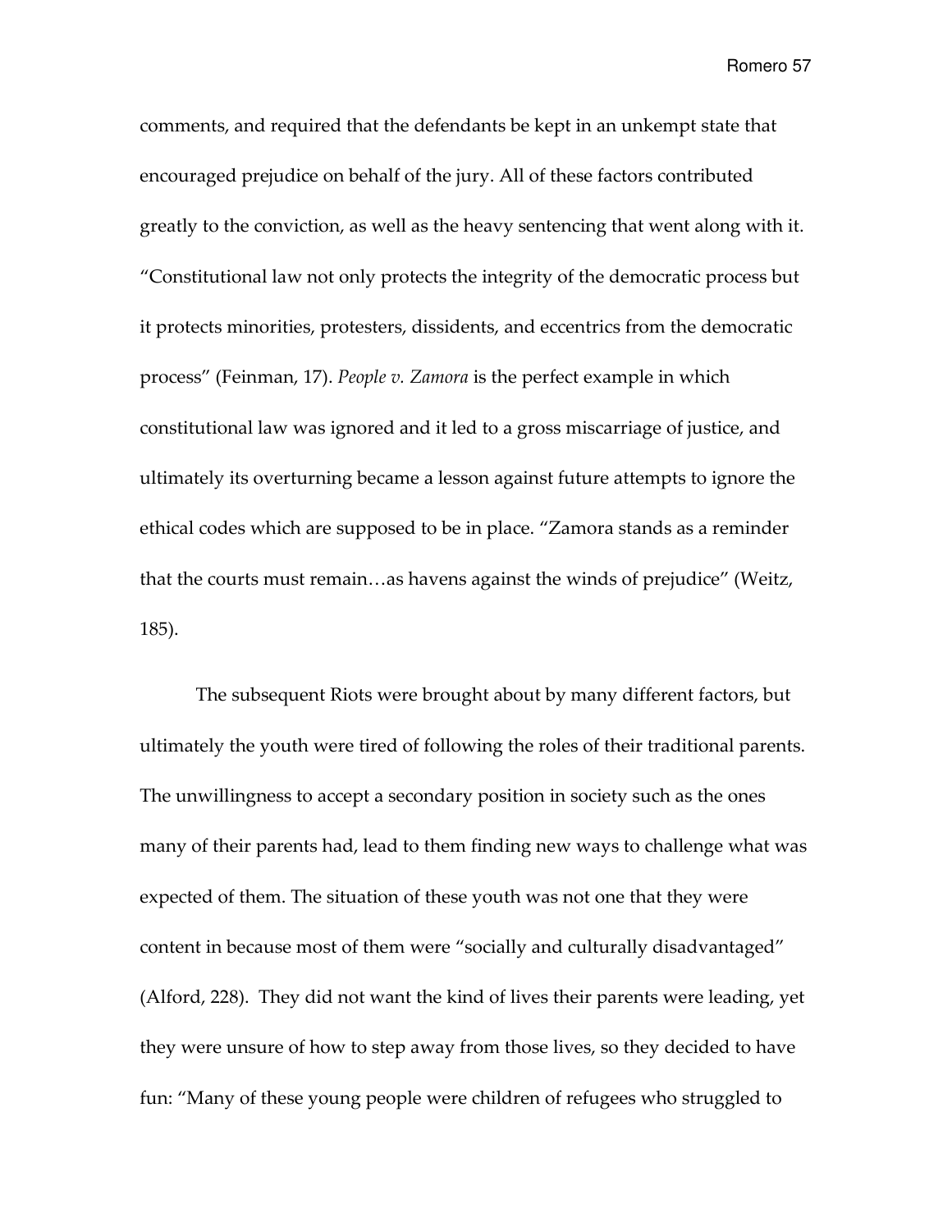comments, and required that the defendants be kept in an unkempt state that encouraged prejudice on behalf of the jury. All of these factors contributed greatly to the conviction, as well as the heavy sentencing that went along with it. "Constitutional law not only protects the integrity of the democratic process but it protects minorities, protesters, dissidents, and eccentrics from the democratic process" (Feinman, 17). *People v. Zamora* is the perfect example in which constitutional law was ignored and it led to a gross miscarriage of justice, and ultimately its overturning became a lesson against future attempts to ignore the ethical codes which are supposed to be in place. "Zamora stands as a reminder that the courts must remain…as havens against the winds of prejudice" (Weitz, 185).

The subsequent Riots were brought about by many different factors, but ultimately the youth were tired of following the roles of their traditional parents. The unwillingness to accept a secondary position in society such as the ones many of their parents had, lead to them finding new ways to challenge what was expected of them. The situation of these youth was not one that they were content in because most of them were "socially and culturally disadvantaged" (Alford, 228). They did not want the kind of lives their parents were leading, yet they were unsure of how to step away from those lives, so they decided to have fun: "Many of these young people were children of refugees who struggled to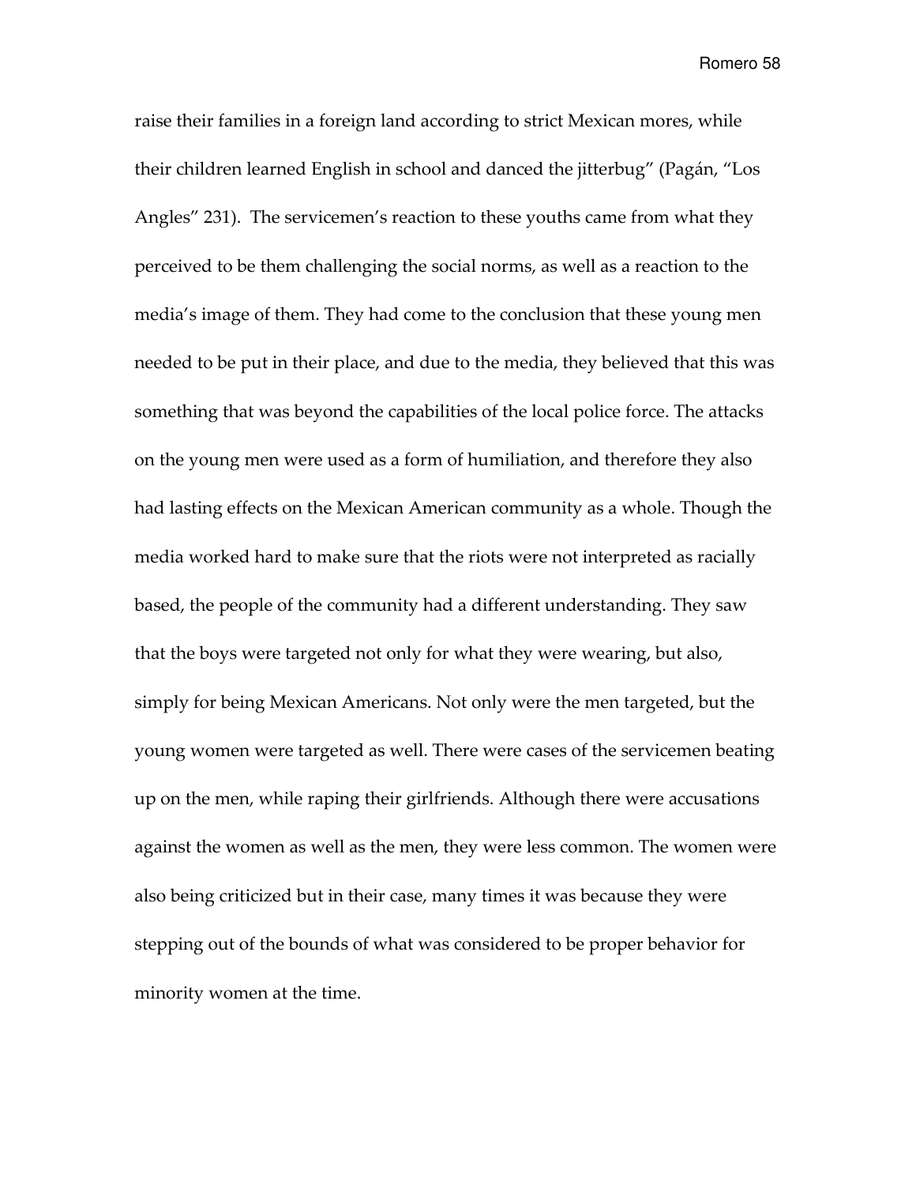raise their families in a foreign land according to strict Mexican mores, while their children learned English in school and danced the jitterbug" (Pagán, "Los Angles" 231). The servicemen's reaction to these youths came from what they perceived to be them challenging the social norms, as well as a reaction to the media's image of them. They had come to the conclusion that these young men needed to be put in their place, and due to the media, they believed that this was something that was beyond the capabilities of the local police force. The attacks on the young men were used as a form of humiliation, and therefore they also had lasting effects on the Mexican American community as a whole. Though the media worked hard to make sure that the riots were not interpreted as racially based, the people of the community had a different understanding. They saw that the boys were targeted not only for what they were wearing, but also, simply for being Mexican Americans. Not only were the men targeted, but the young women were targeted as well. There were cases of the servicemen beating up on the men, while raping their girlfriends. Although there were accusations against the women as well as the men, they were less common. The women were also being criticized but in their case, many times it was because they were stepping out of the bounds of what was considered to be proper behavior for minority women at the time.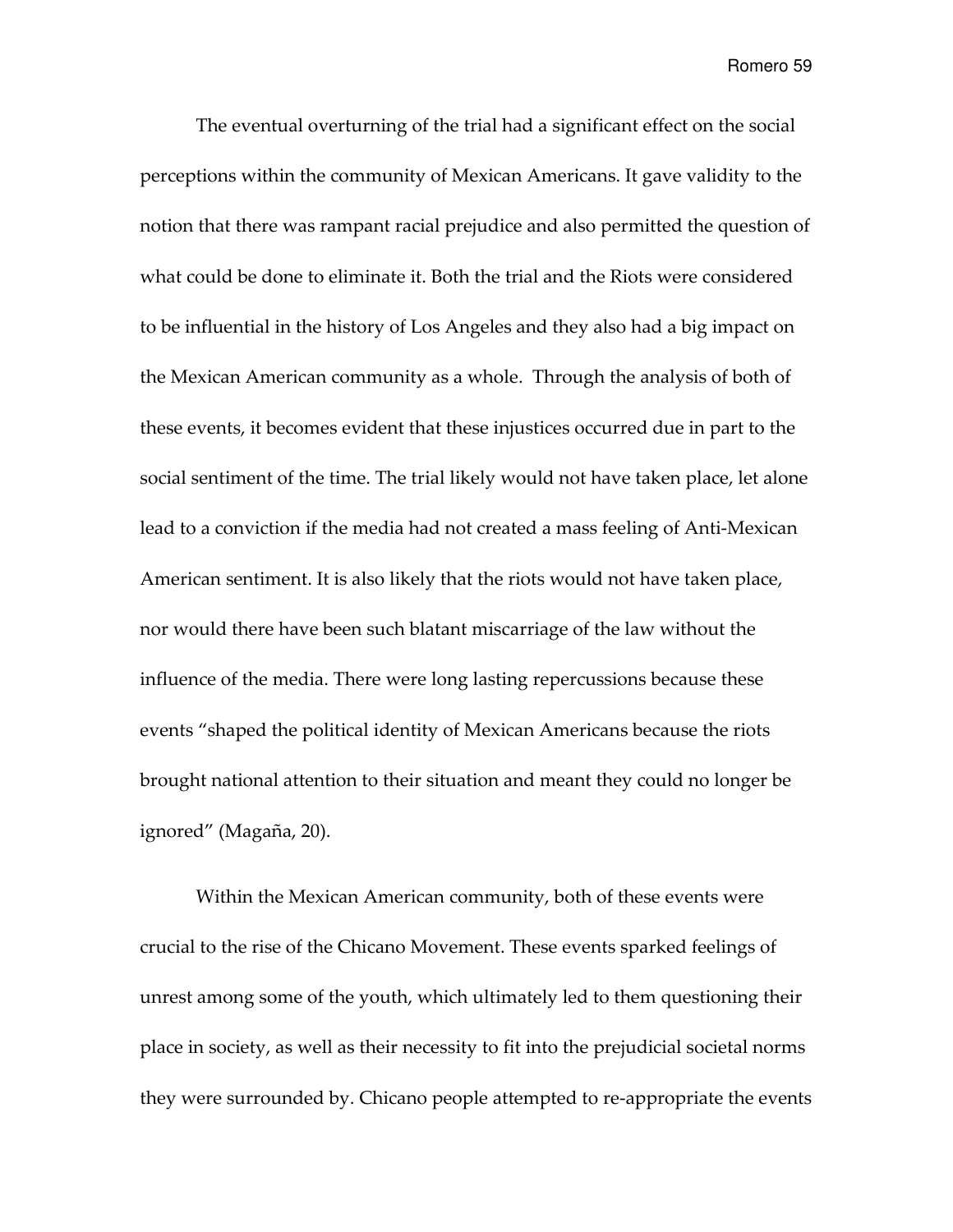The eventual overturning of the trial had a significant effect on the social perceptions within the community of Mexican Americans. It gave validity to the notion that there was rampant racial prejudice and also permitted the question of what could be done to eliminate it. Both the trial and the Riots were considered to be influential in the history of Los Angeles and they also had a big impact on the Mexican American community as a whole. Through the analysis of both of these events, it becomes evident that these injustices occurred due in part to the social sentiment of the time. The trial likely would not have taken place, let alone lead to a conviction if the media had not created a mass feeling of Anti-Mexican American sentiment. It is also likely that the riots would not have taken place, nor would there have been such blatant miscarriage of the law without the influence of the media. There were long lasting repercussions because these events "shaped the political identity of Mexican Americans because the riots brought national attention to their situation and meant they could no longer be ignored" (Magaña, 20).

Within the Mexican American community, both of these events were crucial to the rise of the Chicano Movement. These events sparked feelings of unrest among some of the youth, which ultimately led to them questioning their place in society, as well as their necessity to fit into the prejudicial societal norms they were surrounded by. Chicano people attempted to re-appropriate the events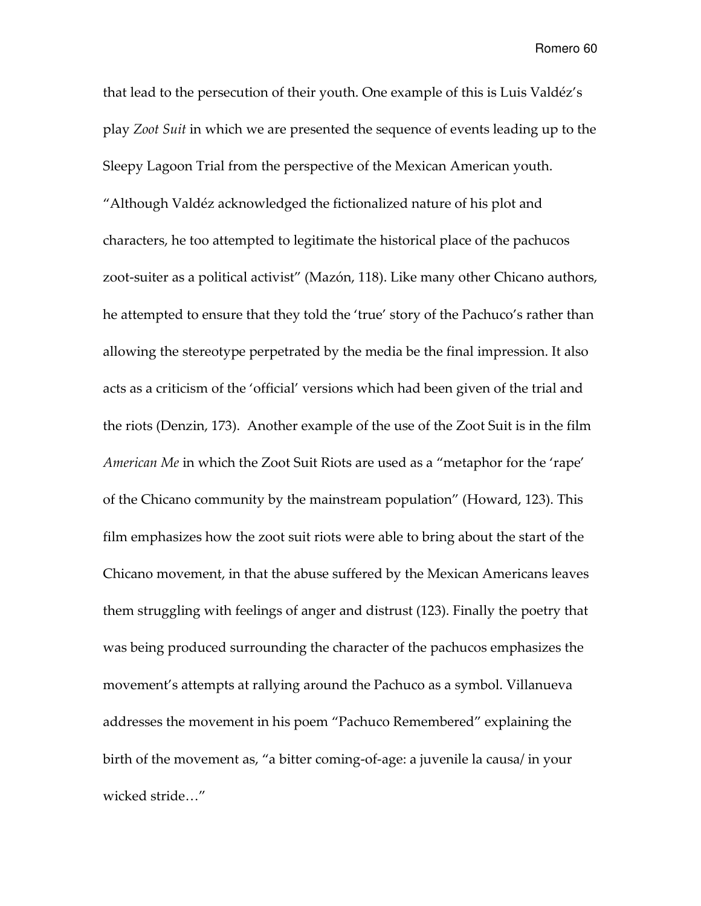that lead to the persecution of their youth. One example of this is Luis Valdéz's play *Zoot Suit* in which we are presented the sequence of events leading up to the Sleepy Lagoon Trial from the perspective of the Mexican American youth. "Although Valdéz acknowledged the fictionalized nature of his plot and characters, he too attempted to legitimate the historical place of the pachucos zoot-suiter as a political activist" (Mazón, 118). Like many other Chicano authors, he attempted to ensure that they told the 'true' story of the Pachuco's rather than allowing the stereotype perpetrated by the media be the final impression. It also acts as a criticism of the 'official' versions which had been given of the trial and the riots (Denzin, 173). Another example of the use of the Zoot Suit is in the film *American Me* in which the Zoot Suit Riots are used as a "metaphor for the 'rape' of the Chicano community by the mainstream population" (Howard, 123). This film emphasizes how the zoot suit riots were able to bring about the start of the Chicano movement, in that the abuse suffered by the Mexican Americans leaves them struggling with feelings of anger and distrust (123). Finally the poetry that was being produced surrounding the character of the pachucos emphasizes the movement's attempts at rallying around the Pachuco as a symbol. Villanueva addresses the movement in his poem "Pachuco Remembered" explaining the birth of the movement as, "a bitter coming-of-age: a juvenile la causa/ in your wicked stride…"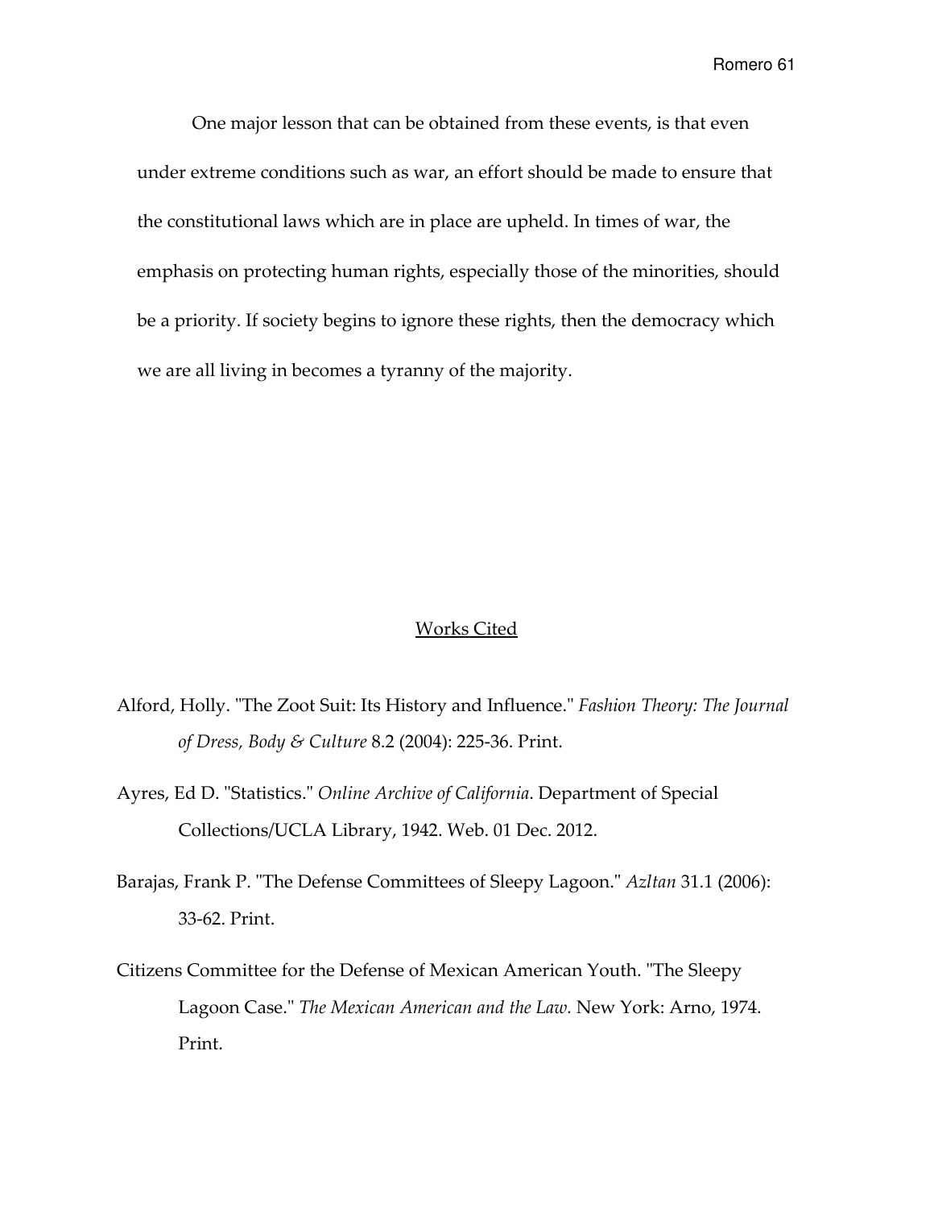One major lesson that can be obtained from these events, is that even under extreme conditions such as war, an effort should be made to ensure that the constitutional laws which are in place are upheld. In times of war, the emphasis on protecting human rights, especially those of the minorities, should be a priority. If society begins to ignore these rights, then the democracy which we are all living in becomes a tyranny of the majority.

## Works Cited

Alford, Holly. "The Zoot Suit: Its History and Influence." *Fashion Theory: The Journal of Dress, Body & Culture* 8.2 (2004): 225-36. Print.

Ayres, Ed D. "Statistics." *Online Archive of California*. Department of Special Collections/UCLA Library, 1942. Web. 01 Dec. 2012.

Barajas, Frank P. "The Defense Committees of Sleepy Lagoon." *Azltan* 31.1 (2006): 33-62. Print.

Citizens Committee for the Defense of Mexican American Youth. "The Sleepy Lagoon Case." *The Mexican American and the Law.* New York: Arno, 1974. Print.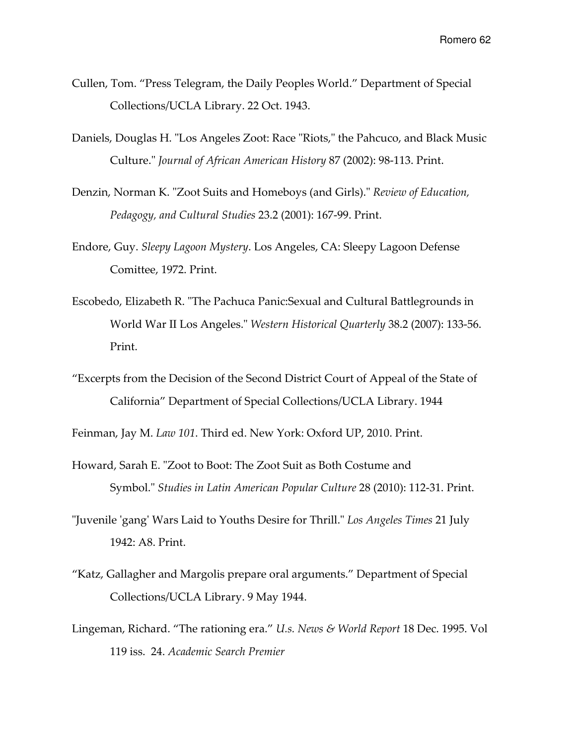Cullen, Tom. "Press Telegram, the Daily Peoples World." Department of Special Collections/UCLA Library. 22 Oct. 1943.

Daniels, Douglas H. "Los Angeles Zoot: Race "Riots," the Pahcuco, and Black Music Culture." *Journal of African American History* 87 (2002): 98-113. Print.

Denzin, Norman K. "Zoot Suits and Homeboys (and Girls)." *Review of Education, Pedagogy, and Cultural Studies* 23.2 (2001): 167-99. Print.

Endore, Guy. *Sleepy Lagoon Mystery*. Los Angeles, CA: Sleepy Lagoon Defense Comittee, 1972. Print.

Escobedo, Elizabeth R. "The Pachuca Panic:Sexual and Cultural Battlegrounds in World War II Los Angeles." *Western Historical Quarterly* 38.2 (2007): 133-56. Print.

"Excerpts from the Decision of the Second District Court of Appeal of the State of California" Department of Special Collections/UCLA Library. 1944

Feinman, Jay M. *Law 101*. Third ed. New York: Oxford UP, 2010. Print.

Howard, Sarah E. "Zoot to Boot: The Zoot Suit as Both Costume and Symbol." *Studies in Latin American Popular Culture* 28 (2010): 112-31. Print.

"Juvenile 'gang' Wars Laid to Youths Desire for Thrill." *Los Angeles Times* 21 July 1942: A8. Print.

"Katz, Gallagher and Margolis prepare oral arguments." Department of Special Collections/UCLA Library. 9 May 1944.

Lingeman, Richard. "The rationing era." *U.s. News & World Report* 18 Dec. 1995. Vol 119 iss. 24. *Academic Search Premier*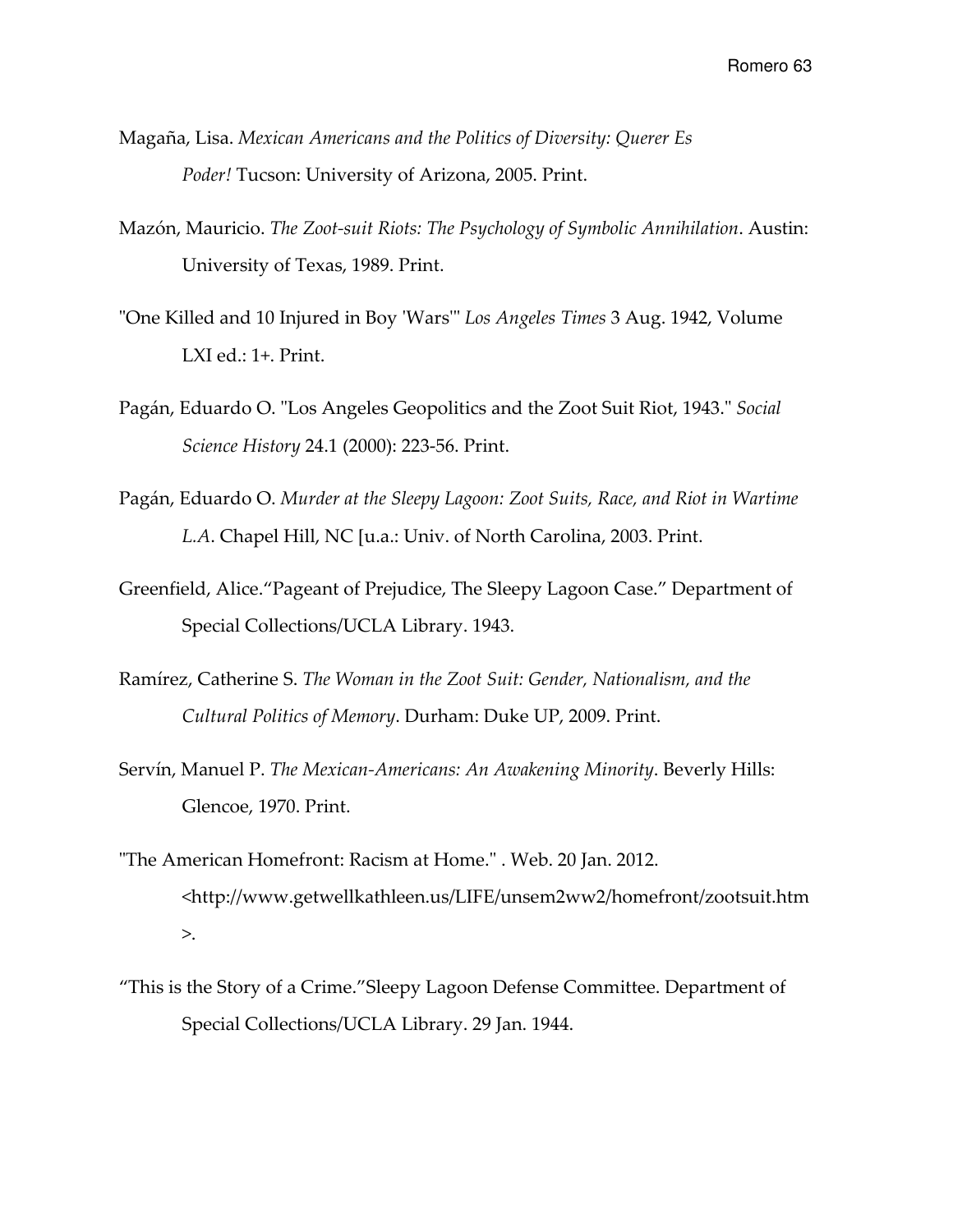Magaña, Lisa. *Mexican Americans and the Politics of Diversity: Querer Es Poder!* Tucson: University of Arizona, 2005. Print.

Mazón, Mauricio. *The Zoot-suit Riots: The Psychology of Symbolic Annihilation*. Austin: University of Texas, 1989. Print.

"One Killed and 10 Injured in Boy 'Wars'" *Los Angeles Times* 3 Aug. 1942, Volume LXI ed.: 1+. Print.

Pagán, Eduardo O. "Los Angeles Geopolitics and the Zoot Suit Riot, 1943." *Social Science History* 24.1 (2000): 223-56. Print.

Pagán, Eduardo O. *Murder at the Sleepy Lagoon: Zoot Suits, Race, and Riot in Wartime L.A*. Chapel Hill, NC [u.a.: Univ. of North Carolina, 2003. Print.

Greenfield, Alice."Pageant of Prejudice, The Sleepy Lagoon Case." Department of Special Collections/UCLA Library. 1943.

Ramírez, Catherine S. *The Woman in the Zoot Suit: Gender, Nationalism, and the Cultural Politics of Memory*. Durham: Duke UP, 2009. Print.

Servín, Manuel P. *The Mexican-Americans: An Awakening Minority*. Beverly Hills: Glencoe, 1970. Print.

"The American Homefront: Racism at Home." . Web. 20 Jan. 2012. <http://www.getwellkathleen.us/LIFE/unsem2ww2/homefront/zootsuit.htm>.

"This is the Story of a Crime."Sleepy Lagoon Defense Committee. Department of Special Collections/UCLA Library. 29 Jan. 1944.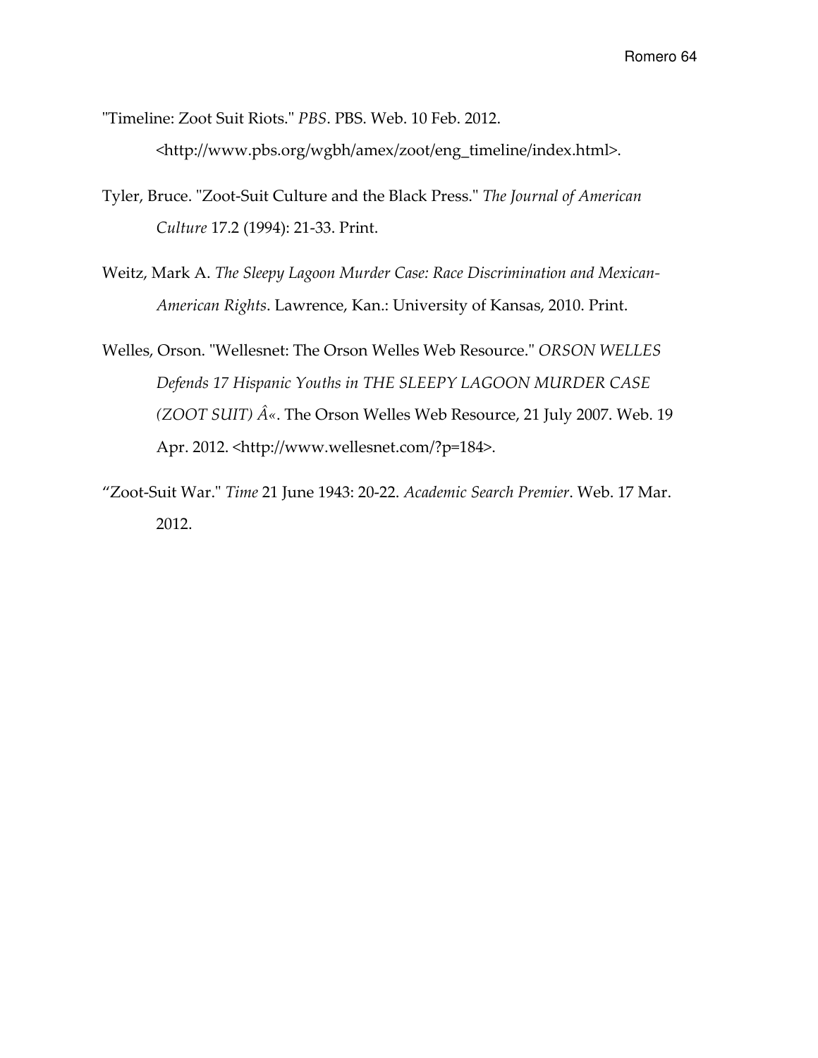"Timeline: Zoot Suit Riots." *PBS*. PBS. Web. 10 Feb. 2012. <http://www.pbs.org/wgbh/amex/zoot/eng_timeline/index.html>.

Tyler, Bruce. "Zoot-Suit Culture and the Black Press." *The Journal of American Culture* 17.2 (1994): 21-33. Print.

Weitz, Mark A. *The Sleepy Lagoon Murder Case: Race Discrimination and Mexican-American Rights*. Lawrence, Kan.: University of Kansas, 2010. Print.

Welles, Orson. "Wellesnet: The Orson Welles Web Resource." *ORSON WELLES Defends 17 Hispanic Youths in THE SLEEPY LAGOON MURDER CASE (ZOOT SUIT) Â«*. The Orson Welles Web Resource, 21 July 2007. Web. 19 Apr. 2012. <http://www.wellesnet.com/?p=184>.

"Zoot-Suit War." *Time* 21 June 1943: 20-22. *Academic Search Premier*. Web. 17 Mar. 2012.